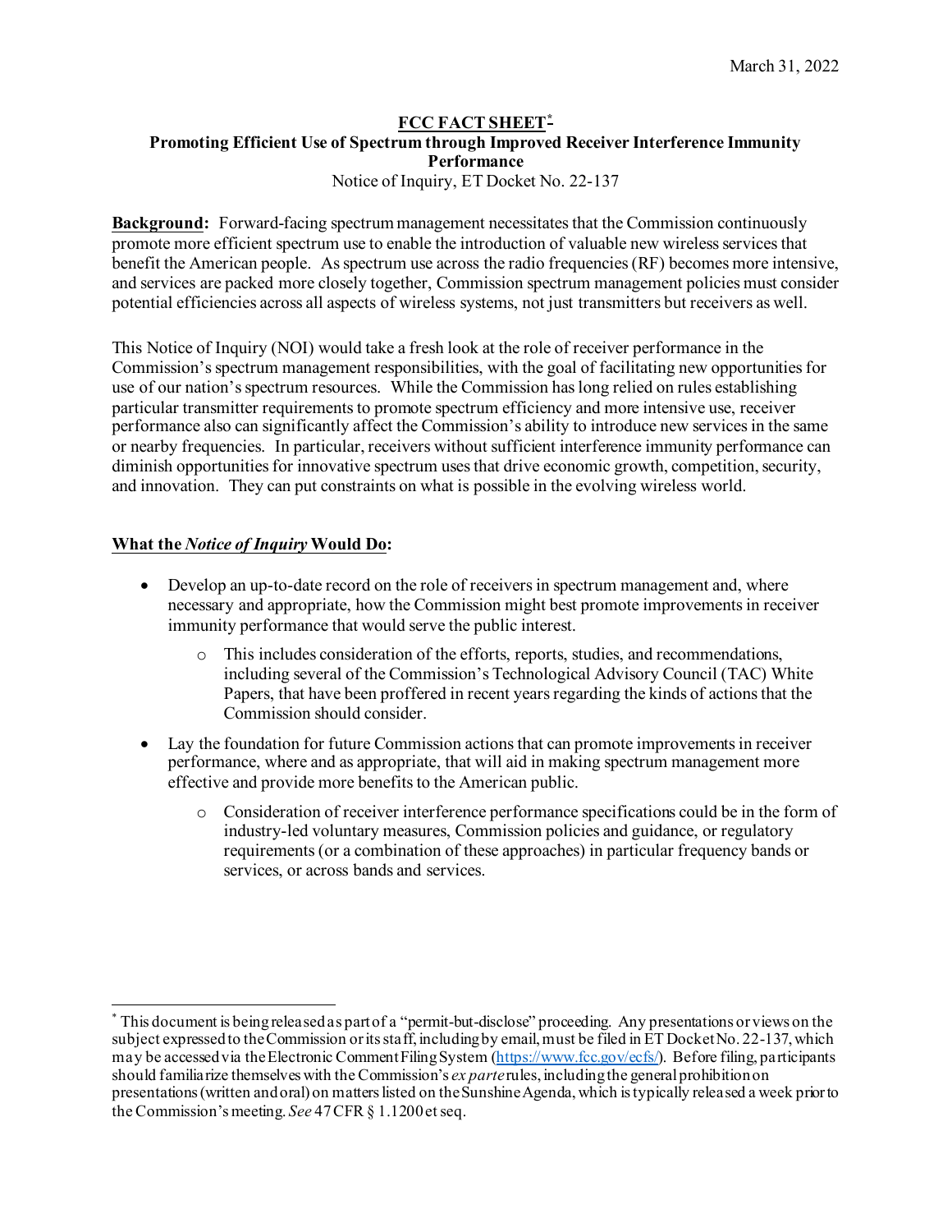March 31, 2022

# FCC FACT SHEET[*]
## Promoting Efficient Use of Spectrum through Improved Receiver Interference Immunity Performance
Notice of Inquiry, ET Docket No. 22-137

**Background:** Forward-facing spectrum management necessitates that the Commission continuously promote more efficient spectrum use to enable the introduction of valuable new wireless services that benefit the American people. As spectrum use across the radio frequencies (RF) becomes more intensive, and services are packed more closely together, Commission spectrum management policies must consider potential efficiencies across all aspects of wireless systems, not just transmitters but receivers as well.

This Notice of Inquiry (NOI) would take a fresh look at the role of receiver performance in the Commission's spectrum management responsibilities, with the goal of facilitating new opportunities for use of our nation's spectrum resources. While the Commission has long relied on rules establishing particular transmitter requirements to promote spectrum efficiency and more intensive use, receiver performance also can significantly affect the Commission's ability to introduce new services in the same or nearby frequencies. In particular, receivers without sufficient interference immunity performance can diminish opportunities for innovative spectrum uses that drive economic growth, competition, security, and innovation. They can put constraints on what is possible in the evolving wireless world.

**What the *Notice of Inquiry* Would Do:**

- Develop an up-to-date record on the role of receivers in spectrum management and, where necessary and appropriate, how the Commission might best promote improvements in receiver immunity performance that would serve the public interest.
  - This includes consideration of the efforts, reports, studies, and recommendations, including several of the Commission's Technological Advisory Council (TAC) White Papers, that have been proffered in recent years regarding the kinds of actions that the Commission should consider.
- Lay the foundation for future Commission actions that can promote improvements in receiver performance, where and as appropriate, that will aid in making spectrum management more effective and provide more benefits to the American public.
  - Consideration of receiver interference performance specifications could be in the form of industry-led voluntary measures, Commission policies and guidance, or regulatory requirements (or a combination of these approaches) in particular frequency bands or services, or across bands and services.

---

[*] This document is being released as part of a "permit-but-disclose" proceeding. Any presentations or views on the subject expressed to the Commission or its staff, including by email, must be filed in ET Docket No. 22-137, which may be accessed via the Electronic Comment Filing System (https://www.fcc.gov/ecfs/). Before filing, participants should familiarize themselves with the Commission's *ex parte* rules, including the general prohibition on presentations (written and oral) on matters listed on the Sunshine Agenda, which is typically released a week prior to the Commission's meeting. *See* 47 CFR § 1.1200 et seq.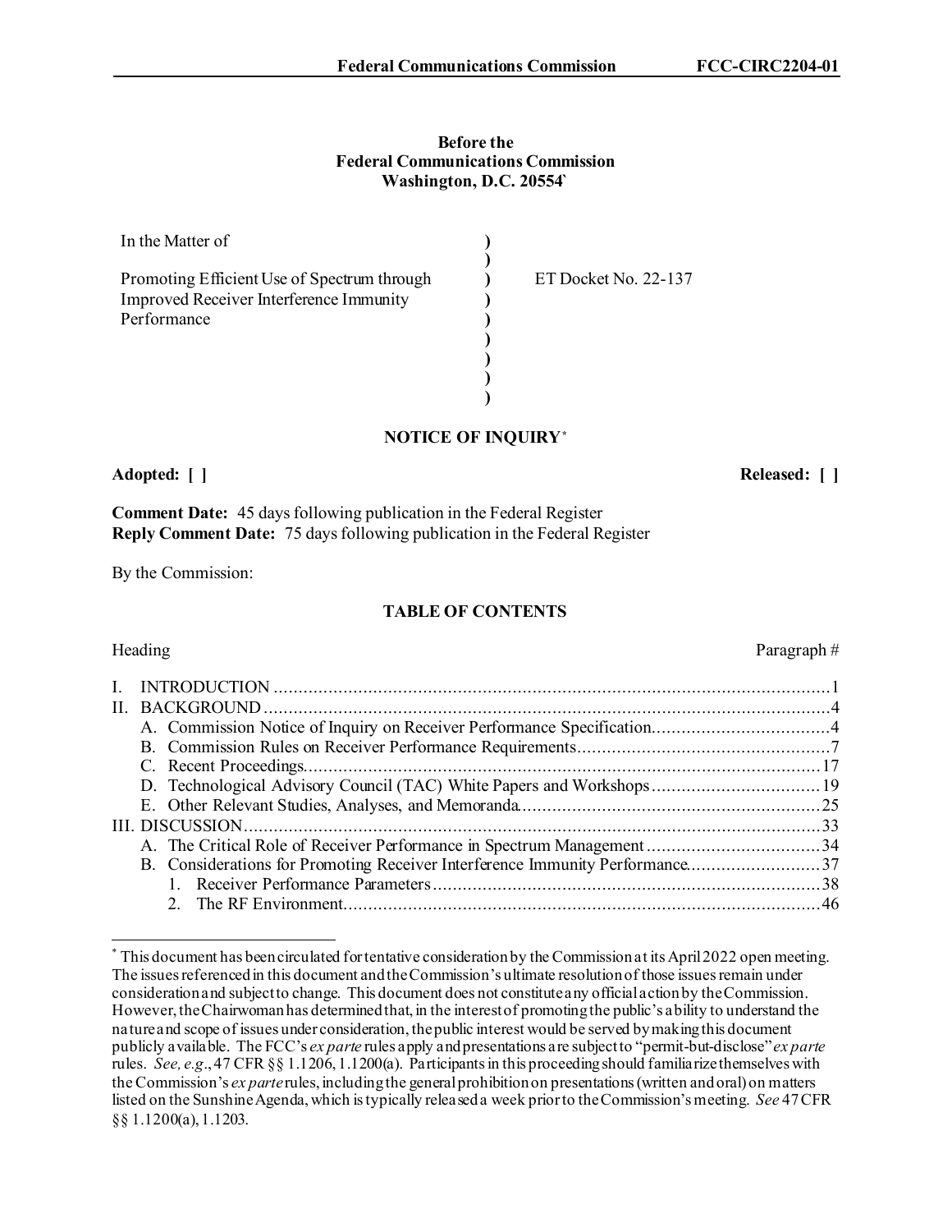**Before the**
**Federal Communications Commission**
**Washington, D.C. 20554`**

| In the Matter of | ) | |
|---|---|---|
| | ) | |
| Promoting Efficient Use of Spectrum through Improved Receiver Interference Immunity Performance | ) | ET Docket No. 22-137 |
| | ) | |
| | ) | |
| | ) | |
| | ) | |
| | ) | |

**NOTICE OF INQUIRY***

**Adopted: [ ]** **Released: [ ]**

**Comment Date:** 45 days following publication in the Federal Register
**Reply Comment Date:** 75 days following publication in the Federal Register

By the Commission:

**TABLE OF CONTENTS**

| Heading | Paragraph # |
|---|---|
| I. INTRODUCTION | 1 |
| II. BACKGROUND | 4 |
| A. Commission Notice of Inquiry on Receiver Performance Specification | 4 |
| B. Commission Rules on Receiver Performance Requirements | 7 |
| C. Recent Proceedings | 17 |
| D. Technological Advisory Council (TAC) White Papers and Workshops | 19 |
| E. Other Relevant Studies, Analyses, and Memoranda | 25 |
| III. DISCUSSION | 33 |
| A. The Critical Role of Receiver Performance in Spectrum Management | 34 |
| B. Considerations for Promoting Receiver Interference Immunity Performance | 37 |
| 1. Receiver Performance Parameters | 38 |
| 2. The RF Environment | 46 |

* This document has been circulated for tentative consideration by the Commission at its April 2022 open meeting. The issues referenced in this document and the Commission's ultimate resolution of those issues remain under consideration and subject to change. This document does not constitute any official action by the Commission. However, the Chairwoman has determined that, in the interest of promoting the public's ability to understand the nature and scope of issues under consideration, the public interest would be served by making this document publicly available. The FCC's *ex parte* rules apply and presentations are subject to "permit-but-disclose" *ex parte* rules. *See, e.g.*, 47 CFR §§ 1.1206, 1.1200(a). Participants in this proceeding should familiarize themselves with the Commission's *ex parte* rules, including the general prohibition on presentations (written and oral) on matters listed on the Sunshine Agenda, which is typically released a week prior to the Commission's meeting. *See* 47 CFR §§ 1.1200(a), 1.1203.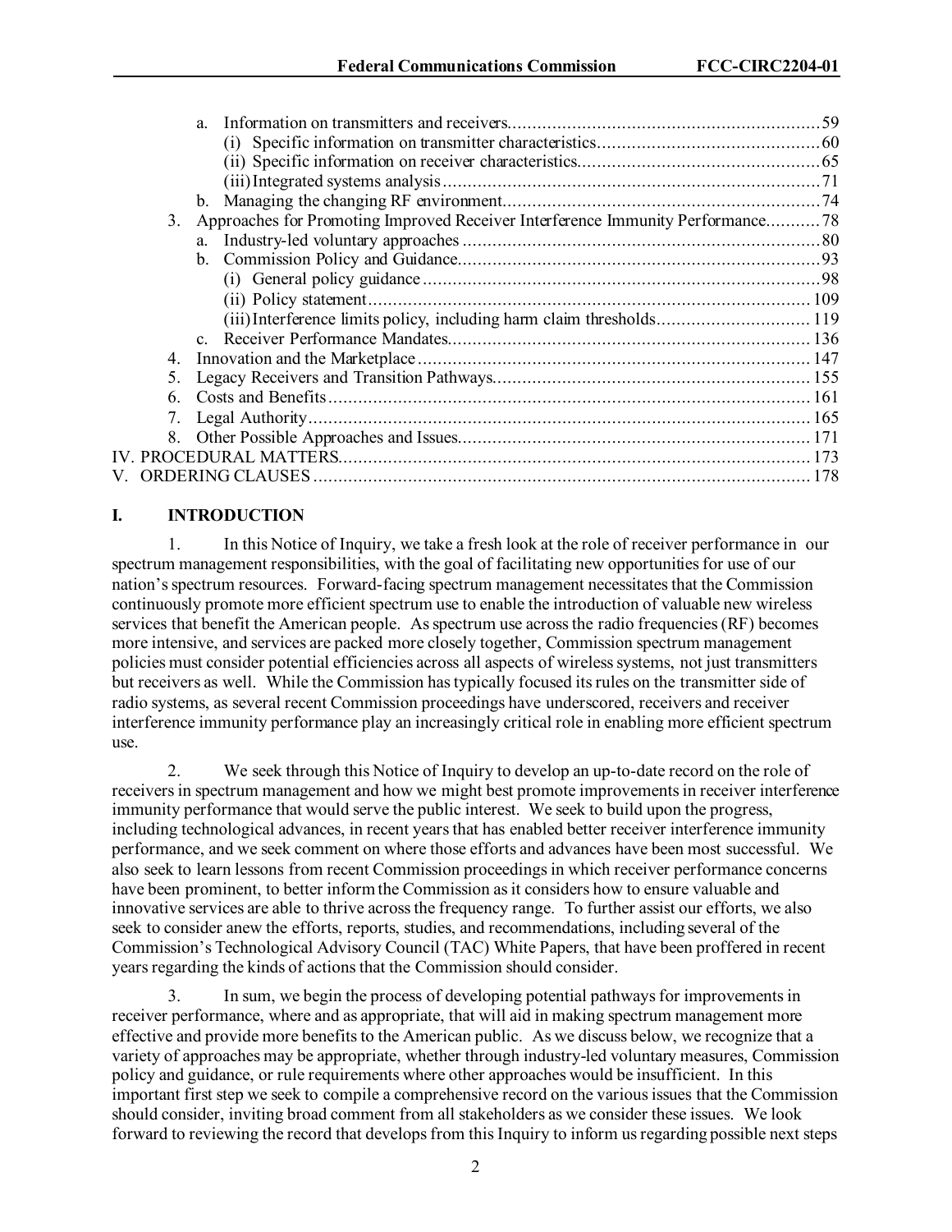a. Information on transmitters and receivers.....59
   - (i) Specific information on transmitter characteristics.....60
   - (ii) Specific information on receiver characteristics.....65
   - (iii) Integrated systems analysis.....71

b. Managing the changing RF environment.....74

3. Approaches for Promoting Improved Receiver Interference Immunity Performance.....78
   - a. Industry-led voluntary approaches.....80
   - b. Commission Policy and Guidance.....93
     - (i) General policy guidance.....98
     - (ii) Policy statement.....109
     - (iii) Interference limits policy, including harm claim thresholds.....119
   - c. Receiver Performance Mandates.....136
4. Innovation and the Marketplace.....147
5. Legacy Receivers and Transition Pathways.....155
6. Costs and Benefits.....161
7. Legal Authority.....165
8. Other Possible Approaches and Issues.....171

IV. PROCEDURAL MATTERS.....173

V. ORDERING CLAUSES.....178

# I. INTRODUCTION

1. In this Notice of Inquiry, we take a fresh look at the role of receiver performance in our spectrum management responsibilities, with the goal of facilitating new opportunities for use of our nation's spectrum resources. Forward-facing spectrum management necessitates that the Commission continuously promote more efficient spectrum use to enable the introduction of valuable new wireless services that benefit the American people. As spectrum use across the radio frequencies (RF) becomes more intensive, and services are packed more closely together, Commission spectrum management policies must consider potential efficiencies across all aspects of wireless systems, not just transmitters but receivers as well. While the Commission has typically focused its rules on the transmitter side of radio systems, as several recent Commission proceedings have underscored, receivers and receiver interference immunity performance play an increasingly critical role in enabling more efficient spectrum use.

2. We seek through this Notice of Inquiry to develop an up-to-date record on the role of receivers in spectrum management and how we might best promote improvements in receiver interference immunity performance that would serve the public interest. We seek to build upon the progress, including technological advances, in recent years that has enabled better receiver interference immunity performance, and we seek comment on where those efforts and advances have been most successful. We also seek to learn lessons from recent Commission proceedings in which receiver performance concerns have been prominent, to better inform the Commission as it considers how to ensure valuable and innovative services are able to thrive across the frequency range. To further assist our efforts, we also seek to consider anew the efforts, reports, studies, and recommendations, including several of the Commission's Technological Advisory Council (TAC) White Papers, that have been proffered in recent years regarding the kinds of actions that the Commission should consider.

3. In sum, we begin the process of developing potential pathways for improvements in receiver performance, where and as appropriate, that will aid in making spectrum management more effective and provide more benefits to the American public. As we discuss below, we recognize that a variety of approaches may be appropriate, whether through industry-led voluntary measures, Commission policy and guidance, or rule requirements where other approaches would be insufficient. In this important first step we seek to compile a comprehensive record on the various issues that the Commission should consider, inviting broad comment from all stakeholders as we consider these issues. We look forward to reviewing the record that develops from this Inquiry to inform us regarding possible next steps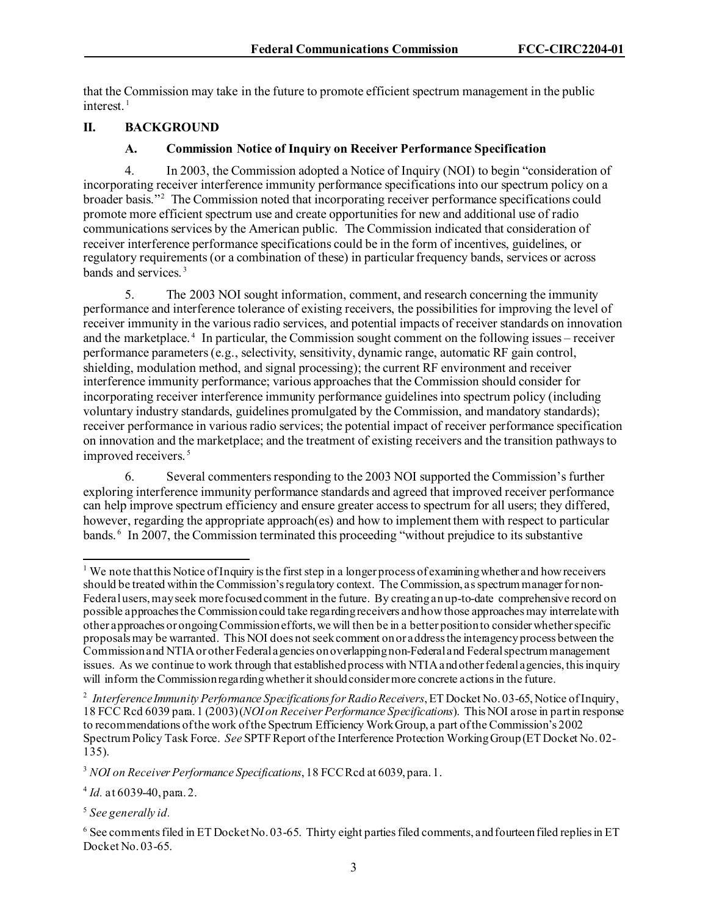that the Commission may take in the future to promote efficient spectrum management in the public interest.[1]

## II. BACKGROUND

### A. Commission Notice of Inquiry on Receiver Performance Specification

4. In 2003, the Commission adopted a Notice of Inquiry (NOI) to begin "consideration of incorporating receiver interference immunity performance specifications into our spectrum policy on a broader basis."[2] The Commission noted that incorporating receiver performance specifications could promote more efficient spectrum use and create opportunities for new and additional use of radio communications services by the American public. The Commission indicated that consideration of receiver interference performance specifications could be in the form of incentives, guidelines, or regulatory requirements (or a combination of these) in particular frequency bands, services or across bands and services.[3]

5. The 2003 NOI sought information, comment, and research concerning the immunity performance and interference tolerance of existing receivers, the possibilities for improving the level of receiver immunity in the various radio services, and potential impacts of receiver standards on innovation and the marketplace.[4] In particular, the Commission sought comment on the following issues – receiver performance parameters (e.g., selectivity, sensitivity, dynamic range, automatic RF gain control, shielding, modulation method, and signal processing); the current RF environment and receiver interference immunity performance; various approaches that the Commission should consider for incorporating receiver interference immunity performance guidelines into spectrum policy (including voluntary industry standards, guidelines promulgated by the Commission, and mandatory standards); receiver performance in various radio services; the potential impact of receiver performance specification on innovation and the marketplace; and the treatment of existing receivers and the transition pathways to improved receivers.[5]

6. Several commenters responding to the 2003 NOI supported the Commission's further exploring interference immunity performance standards and agreed that improved receiver performance can help improve spectrum efficiency and ensure greater access to spectrum for all users; they differed, however, regarding the appropriate approach(es) and how to implement them with respect to particular bands.[6] In 2007, the Commission terminated this proceeding "without prejudice to its substantive

---

[1] We note that this Notice of Inquiry is the first step in a longer process of examining whether and how receivers should be treated within the Commission's regulatory context. The Commission, as spectrum manager for non-Federal users, may seek more focused comment in the future. By creating an up-to-date comprehensive record on possible approaches the Commission could take regarding receivers and how those approaches may interrelate with other approaches or ongoing Commission efforts, we will then be in a better position to consider whether specific proposals may be warranted. This NOI does not seek comment on or address the interagency process between the Commission and NTIA or other Federal agencies on overlapping non-Federal and Federal spectrum management issues. As we continue to work through that established process with NTIA and other federal agencies, this inquiry will inform the Commission regarding whether it should consider more concrete actions in the future.

[2] *Interference Immunity Performance Specifications for Radio Receivers*, ET Docket No. 03-65, Notice of Inquiry, 18 FCC Rcd 6039 para. 1 (2003) (*NOI on Receiver Performance Specifications*). This NOI arose in part in response to recommendations of the work of the Spectrum Efficiency Work Group, a part of the Commission's 2002 Spectrum Policy Task Force. *See* SPTF Report of the Interference Protection Working Group (ET Docket No. 02-135).

[3] *NOI on Receiver Performance Specifications*, 18 FCC Rcd at 6039, para. 1.

[4] *Id.* at 6039-40, para. 2.

[5] *See generally id.*

[6] See comments filed in ET Docket No. 03-65. Thirty eight parties filed comments, and fourteen filed replies in ET Docket No. 03-65.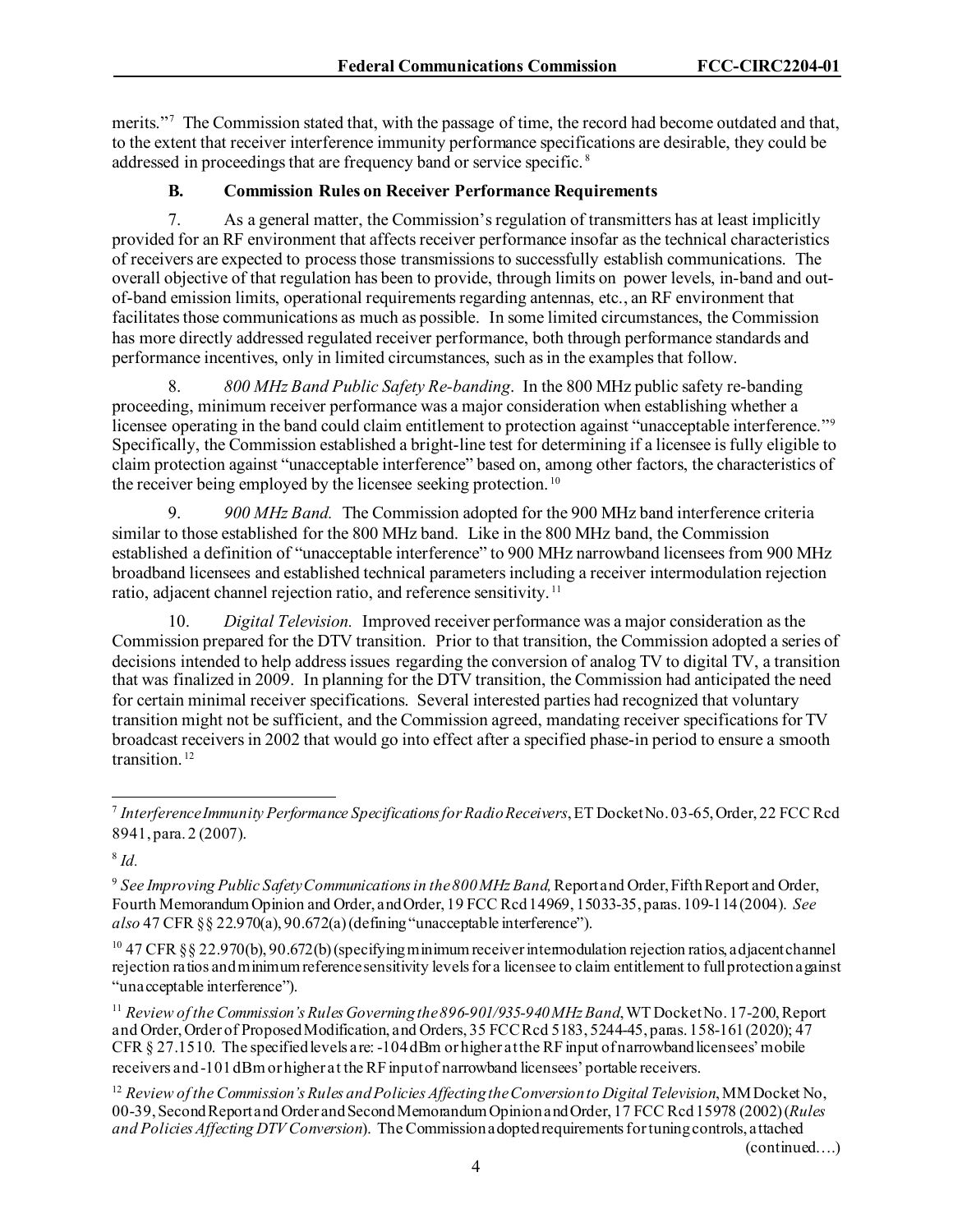merits."[7] The Commission stated that, with the passage of time, the record had become outdated and that, to the extent that receiver interference immunity performance specifications are desirable, they could be addressed in proceedings that are frequency band or service specific.[8]

### B. Commission Rules on Receiver Performance Requirements

7. As a general matter, the Commission's regulation of transmitters has at least implicitly provided for an RF environment that affects receiver performance insofar as the technical characteristics of receivers are expected to process those transmissions to successfully establish communications. The overall objective of that regulation has been to provide, through limits on power levels, in-band and out-of-band emission limits, operational requirements regarding antennas, etc., an RF environment that facilitates those communications as much as possible. In some limited circumstances, the Commission has more directly addressed regulated receiver performance, both through performance standards and performance incentives, only in limited circumstances, such as in the examples that follow.

8. *800 MHz Band Public Safety Re-banding*. In the 800 MHz public safety re-banding proceeding, minimum receiver performance was a major consideration when establishing whether a licensee operating in the band could claim entitlement to protection against "unacceptable interference."[9] Specifically, the Commission established a bright-line test for determining if a licensee is fully eligible to claim protection against "unacceptable interference" based on, among other factors, the characteristics of the receiver being employed by the licensee seeking protection.[10]

9. *900 MHz Band.* The Commission adopted for the 900 MHz band interference criteria similar to those established for the 800 MHz band. Like in the 800 MHz band, the Commission established a definition of "unacceptable interference" to 900 MHz narrowband licensees from 900 MHz broadband licensees and established technical parameters including a receiver intermodulation rejection ratio, adjacent channel rejection ratio, and reference sensitivity.[11]

10. *Digital Television.* Improved receiver performance was a major consideration as the Commission prepared for the DTV transition. Prior to that transition, the Commission adopted a series of decisions intended to help address issues regarding the conversion of analog TV to digital TV, a transition that was finalized in 2009. In planning for the DTV transition, the Commission had anticipated the need for certain minimal receiver specifications. Several interested parties had recognized that voluntary transition might not be sufficient, and the Commission agreed, mandating receiver specifications for TV broadcast receivers in 2002 that would go into effect after a specified phase-in period to ensure a smooth transition.[12]

---

[7] *Interference Immunity Performance Specifications for Radio Receivers*, ET Docket No. 03-65, Order, 22 FCC Rcd 8941, para. 2 (2007).

[8] *Id.*

[9] *See Improving Public Safety Communications in the 800 MHz Band,* Report and Order, Fifth Report and Order, Fourth Memorandum Opinion and Order, and Order, 19 FCC Rcd 14969, 15033-35, paras. 109-114 (2004). *See also* 47 CFR §§ 22.970(a), 90.672(a) (defining "unacceptable interference").

[10] 47 CFR §§ 22.970(b), 90.672(b) (specifying minimum receiver intermodulation rejection ratios, adjacent channel rejection ratios and minimum reference sensitivity levels for a licensee to claim entitlement to full protection against "unacceptable interference").

[11] *Review of the Commission's Rules Governing the 896-901/935-940 MHz Band*, WT Docket No. 17-200, Report and Order, Order of Proposed Modification, and Orders, 35 FCC Rcd 5183, 5244-45, paras. 158-161 (2020); 47 CFR § 27.1510. The specified levels are: -104 dBm or higher at the RF input of narrowband licensees' mobile receivers and -101 dBm or higher at the RF input of narrowband licensees' portable receivers.

[12] *Review of the Commission's Rules and Policies Affecting the Conversion to Digital Television*, MM Docket No, 00-39, Second Report and Order and Second Memorandum Opinion and Order, 17 FCC Rcd 15978 (2002) (*Rules and Policies Affecting DTV Conversion*). The Commission adopted requirements for tuning controls, attached (continued….)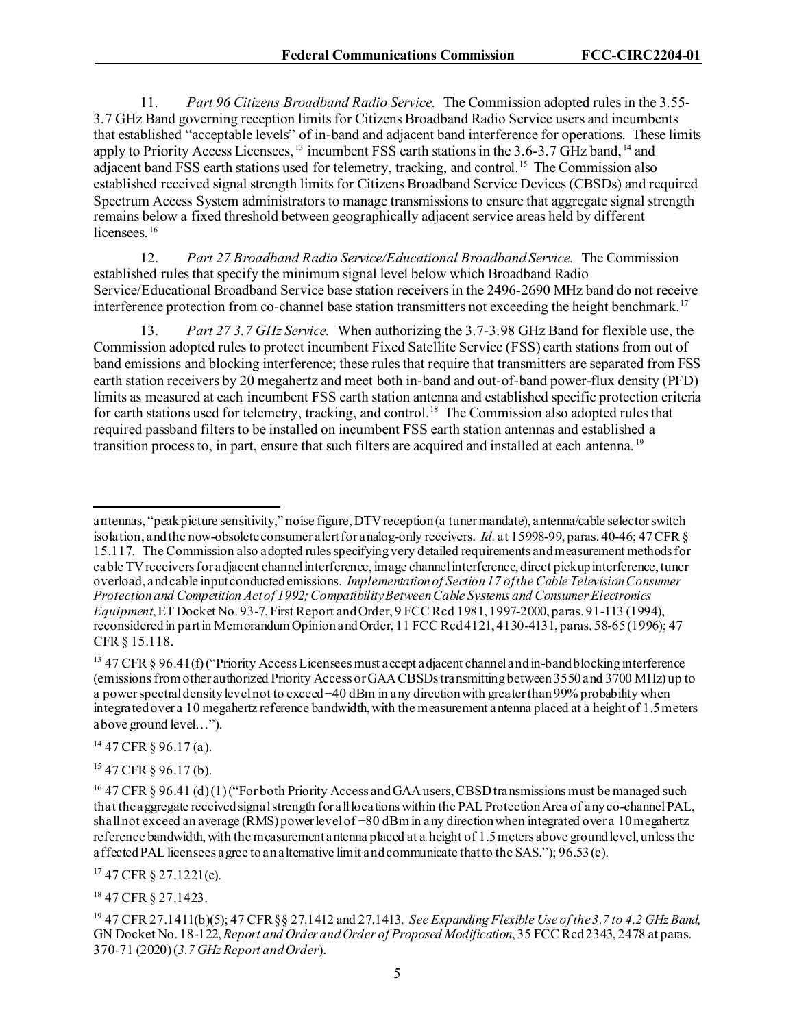11. *Part 96 Citizens Broadband Radio Service.* The Commission adopted rules in the 3.55-3.7 GHz Band governing reception limits for Citizens Broadband Radio Service users and incumbents that established "acceptable levels" of in-band and adjacent band interference for operations. These limits apply to Priority Access Licensees,[13] incumbent FSS earth stations in the 3.6-3.7 GHz band,[14] and adjacent band FSS earth stations used for telemetry, tracking, and control.[15] The Commission also established received signal strength limits for Citizens Broadband Service Devices (CBSDs) and required Spectrum Access System administrators to manage transmissions to ensure that aggregate signal strength remains below a fixed threshold between geographically adjacent service areas held by different licensees.[16]

12. *Part 27 Broadband Radio Service/Educational Broadband Service.* The Commission established rules that specify the minimum signal level below which Broadband Radio Service/Educational Broadband Service base station receivers in the 2496-2690 MHz band do not receive interference protection from co-channel base station transmitters not exceeding the height benchmark.[17]

13. *Part 27 3.7 GHz Service.* When authorizing the 3.7-3.98 GHz Band for flexible use, the Commission adopted rules to protect incumbent Fixed Satellite Service (FSS) earth stations from out of band emissions and blocking interference; these rules that require that transmitters are separated from FSS earth station receivers by 20 megahertz and meet both in-band and out-of-band power-flux density (PFD) limits as measured at each incumbent FSS earth station antenna and established specific protection criteria for earth stations used for telemetry, tracking, and control.[18] The Commission also adopted rules that required passband filters to be installed on incumbent FSS earth station antennas and established a transition process to, in part, ensure that such filters are acquired and installed at each antenna.[19]

---

antennas, "peak picture sensitivity," noise figure, DTV reception (a tuner mandate), antenna/cable selector switch isolation, and the now-obsolete consumer alert for analog-only receivers. *Id.* at 15998-99, paras. 40-46; 47 CFR § 15.117. The Commission also adopted rules specifying very detailed requirements and measurement methods for cable TV receivers for adjacent channel interference, image channel interference, direct pickup interference, tuner overload, and cable input conducted emissions. *Implementation of Section 17 of the Cable Television Consumer Protection and Competition Act of 1992; Compatibility Between Cable Systems and Consumer Electronics Equipment*, ET Docket No. 93-7, First Report and Order, 9 FCC Rcd 1981, 1997-2000, paras. 91-113 (1994), reconsidered in part in Memorandum Opinion and Order, 11 FCC Rcd 4121, 4130-4131, paras. 58-65 (1996); 47 CFR § 15.118.

[13] 47 CFR § 96.41(f) ("Priority Access Licensees must accept adjacent channel and in-band blocking interference (emissions from other authorized Priority Access or GAA CBSDs transmitting between 3550 and 3700 MHz) up to a power spectral density level not to exceed −40 dBm in any direction with greater than 99% probability when integrated over a 10 megahertz reference bandwidth, with the measurement antenna placed at a height of 1.5 meters above ground level…").

[14] 47 CFR § 96.17 (a).

[15] 47 CFR § 96.17 (b).

[16] 47 CFR § 96.41 (d)(1) ("For both Priority Access and GAA users, CBSD transmissions must be managed such that the aggregate received signal strength for all locations within the PAL Protection Area of any co-channel PAL, shall not exceed an average (RMS) power level of −80 dBm in any direction when integrated over a 10 megahertz reference bandwidth, with the measurement antenna placed at a height of 1.5 meters above ground level, unless the affected PAL licensees agree to an alternative limit and communicate that to the SAS."); 96.53(c).

[17] 47 CFR § 27.1221(c).

[18] 47 CFR § 27.1423.

[19] 47 CFR 27.1411(b)(5); 47 CFR §§ 27.1412 and 27.1413. *See Expanding Flexible Use of the 3.7 to 4.2 GHz Band,* GN Docket No. 18-122, *Report and Order and Order of Proposed Modification*, 35 FCC Rcd 2343, 2478 at paras. 370-71 (2020) (*3.7 GHz Report and Order*).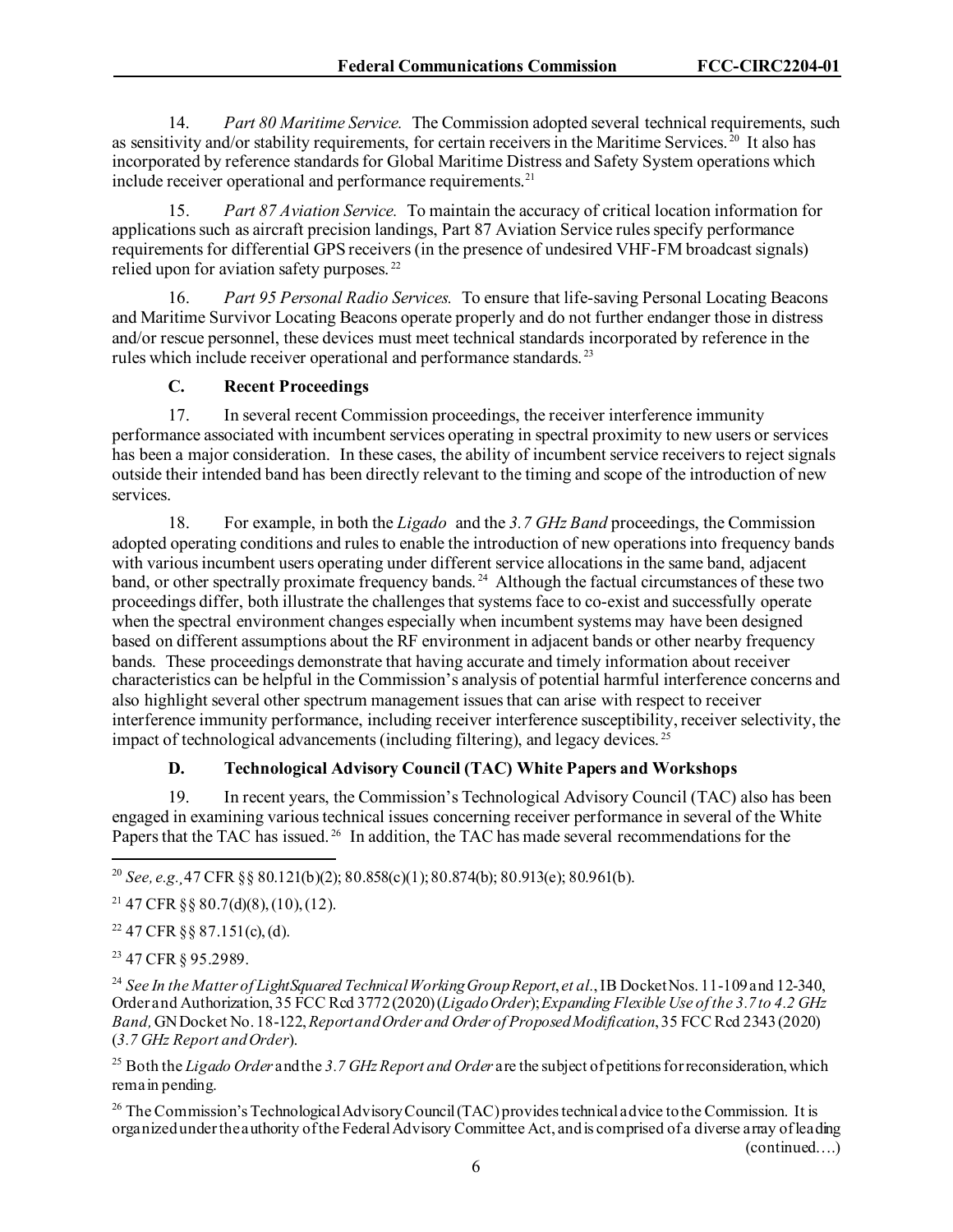14. *Part 80 Maritime Service.* The Commission adopted several technical requirements, such as sensitivity and/or stability requirements, for certain receivers in the Maritime Services.[20] It also has incorporated by reference standards for Global Maritime Distress and Safety System operations which include receiver operational and performance requirements.[21]

15. *Part 87 Aviation Service.* To maintain the accuracy of critical location information for applications such as aircraft precision landings, Part 87 Aviation Service rules specify performance requirements for differential GPS receivers (in the presence of undesired VHF-FM broadcast signals) relied upon for aviation safety purposes.[22]

16. *Part 95 Personal Radio Services.* To ensure that life-saving Personal Locating Beacons and Maritime Survivor Locating Beacons operate properly and do not further endanger those in distress and/or rescue personnel, these devices must meet technical standards incorporated by reference in the rules which include receiver operational and performance standards.[23]

### C. Recent Proceedings

17. In several recent Commission proceedings, the receiver interference immunity performance associated with incumbent services operating in spectral proximity to new users or services has been a major consideration. In these cases, the ability of incumbent service receivers to reject signals outside their intended band has been directly relevant to the timing and scope of the introduction of new services.

18. For example, in both the *Ligado* and the *3.7 GHz Band* proceedings, the Commission adopted operating conditions and rules to enable the introduction of new operations into frequency bands with various incumbent users operating under different service allocations in the same band, adjacent band, or other spectrally proximate frequency bands.[24] Although the factual circumstances of these two proceedings differ, both illustrate the challenges that systems face to co-exist and successfully operate when the spectral environment changes especially when incumbent systems may have been designed based on different assumptions about the RF environment in adjacent bands or other nearby frequency bands. These proceedings demonstrate that having accurate and timely information about receiver characteristics can be helpful in the Commission's analysis of potential harmful interference concerns and also highlight several other spectrum management issues that can arise with respect to receiver interference immunity performance, including receiver interference susceptibility, receiver selectivity, the impact of technological advancements (including filtering), and legacy devices.[25]

### D. Technological Advisory Council (TAC) White Papers and Workshops

19. In recent years, the Commission's Technological Advisory Council (TAC) also has been engaged in examining various technical issues concerning receiver performance in several of the White Papers that the TAC has issued.[26] In addition, the TAC has made several recommendations for the

---

[20] *See, e.g.,* 47 CFR §§ 80.121(b)(2); 80.858(c)(1); 80.874(b); 80.913(e); 80.961(b).

[21] 47 CFR §§ 80.7(d)(8), (10), (12).

[22] 47 CFR §§ 87.151(c), (d).

[23] 47 CFR § 95.2989.

[24] *See In the Matter of LightSquared Technical Working Group Report*, *et al.*, IB Docket Nos. 11-109 and 12-340, Order and Authorization, 35 FCC Rcd 3772 (2020) (*Ligado Order*); *Expanding Flexible Use of the 3.7 to 4.2 GHz Band,* GN Docket No. 18-122, *Report and Order and Order of Proposed Modification*, 35 FCC Rcd 2343 (2020) (*3.7 GHz Report and Order*).

[25] Both the *Ligado Order* and the *3.7 GHz Report and Order* are the subject of petitions for reconsideration, which remain pending.

[26] The Commission's Technological Advisory Council (TAC) provides technical advice to the Commission. It is organized under the authority of the Federal Advisory Committee Act, and is comprised of a diverse array of leading (continued….)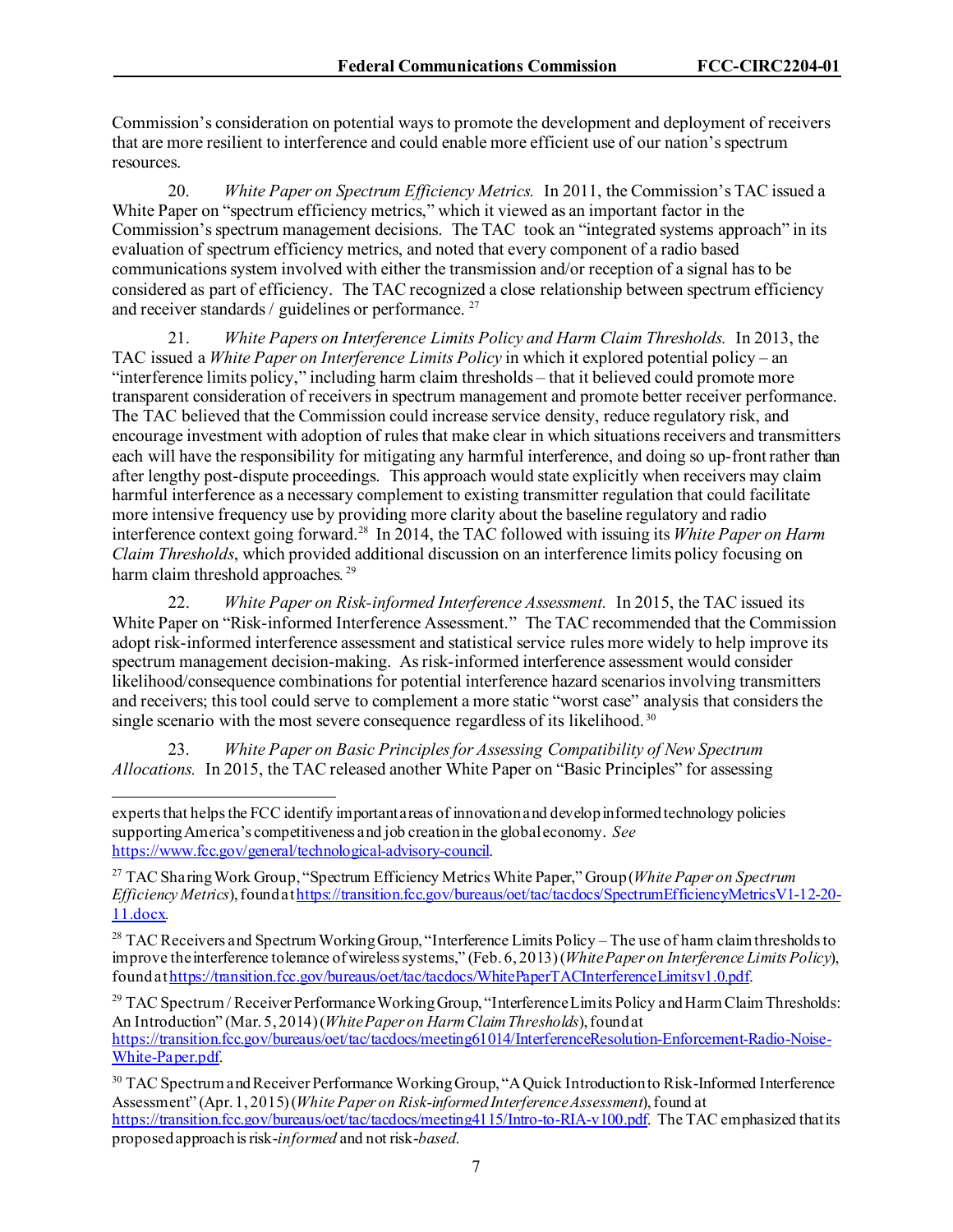Commission's consideration on potential ways to promote the development and deployment of receivers that are more resilient to interference and could enable more efficient use of our nation's spectrum resources.

20. *White Paper on Spectrum Efficiency Metrics.* In 2011, the Commission's TAC issued a White Paper on "spectrum efficiency metrics," which it viewed as an important factor in the Commission's spectrum management decisions. The TAC took an "integrated systems approach" in its evaluation of spectrum efficiency metrics, and noted that every component of a radio based communications system involved with either the transmission and/or reception of a signal has to be considered as part of efficiency. The TAC recognized a close relationship between spectrum efficiency and receiver standards / guidelines or performance.[27]

21. *White Papers on Interference Limits Policy and Harm Claim Thresholds.* In 2013, the TAC issued a *White Paper on Interference Limits Policy* in which it explored potential policy – an "interference limits policy," including harm claim thresholds – that it believed could promote more transparent consideration of receivers in spectrum management and promote better receiver performance. The TAC believed that the Commission could increase service density, reduce regulatory risk, and encourage investment with adoption of rules that make clear in which situations receivers and transmitters each will have the responsibility for mitigating any harmful interference, and doing so up-front rather than after lengthy post-dispute proceedings. This approach would state explicitly when receivers may claim harmful interference as a necessary complement to existing transmitter regulation that could facilitate more intensive frequency use by providing more clarity about the baseline regulatory and radio interference context going forward.[28] In 2014, the TAC followed with issuing its *White Paper on Harm Claim Thresholds*, which provided additional discussion on an interference limits policy focusing on harm claim threshold approaches.[29]

22. *White Paper on Risk-informed Interference Assessment.* In 2015, the TAC issued its White Paper on "Risk-informed Interference Assessment." The TAC recommended that the Commission adopt risk-informed interference assessment and statistical service rules more widely to help improve its spectrum management decision-making. As risk-informed interference assessment would consider likelihood/consequence combinations for potential interference hazard scenarios involving transmitters and receivers; this tool could serve to complement a more static "worst case" analysis that considers the single scenario with the most severe consequence regardless of its likelihood.[30]

23. *White Paper on Basic Principles for Assessing Compatibility of New Spectrum Allocations.* In 2015, the TAC released another White Paper on "Basic Principles" for assessing

---

experts that helps the FCC identify important areas of innovation and develop informed technology policies supporting America's competitiveness and job creation in the global economy. *See* https://www.fcc.gov/general/technological-advisory-council.

[27] TAC Sharing Work Group, "Spectrum Efficiency Metrics White Paper," Group (*White Paper on Spectrum Efficiency Metrics*), found at https://transition.fcc.gov/bureaus/oet/tac/tacdocs/SpectrumEfficiencyMetricsV1-12-20-11.docx.

[28] TAC Receivers and Spectrum Working Group, "Interference Limits Policy – The use of harm claim thresholds to improve the interference tolerance of wireless systems," (Feb. 6, 2013) (*White Paper on Interference Limits Policy*), found at https://transition.fcc.gov/bureaus/oet/tac/tacdocs/WhitePaperTACInterferenceLimitsv1.0.pdf.

[29] TAC Spectrum / Receiver Performance Working Group, "Interference Limits Policy and Harm Claim Thresholds: An Introduction" (Mar. 5, 2014) (*White Paper on Harm Claim Thresholds*), found at https://transition.fcc.gov/bureaus/oet/tac/tacdocs/meeting61014/InterferenceResolution-Enforcement-Radio-Noise-White-Paper.pdf.

[30] TAC Spectrum and Receiver Performance Working Group, "A Quick Introduction to Risk-Informed Interference Assessment" (Apr. 1, 2015) (*White Paper on Risk-informed Interference Assessment*), found at https://transition.fcc.gov/bureaus/oet/tac/tacdocs/meeting4115/Intro-to-RIA-v100.pdf. The TAC emphasized that its proposed approach is risk-*informed* and not risk-*based*.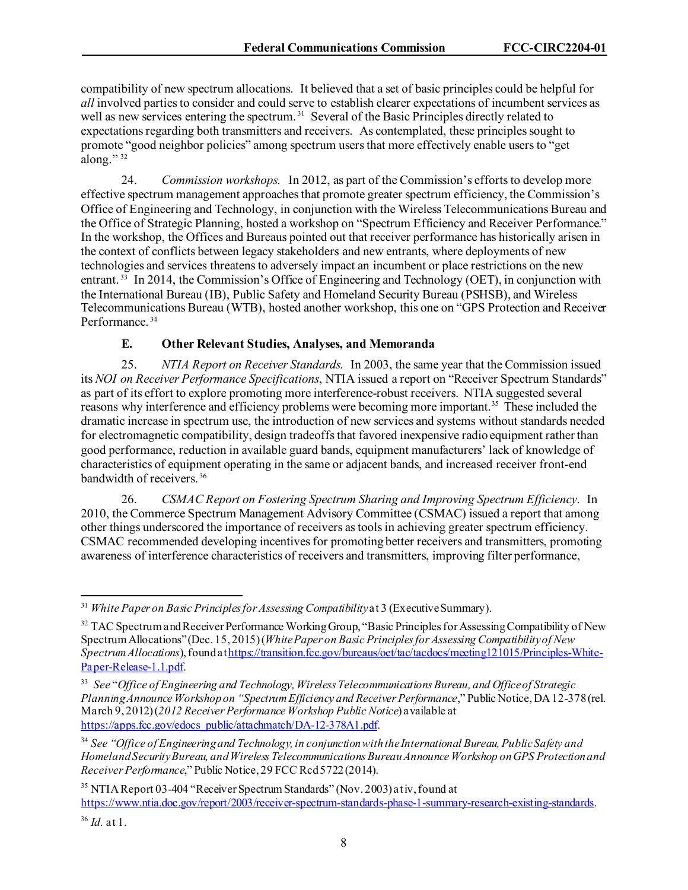compatibility of new spectrum allocations. It believed that a set of basic principles could be helpful for *all* involved parties to consider and could serve to establish clearer expectations of incumbent services as well as new services entering the spectrum.[31] Several of the Basic Principles directly related to expectations regarding both transmitters and receivers. As contemplated, these principles sought to promote "good neighbor policies" among spectrum users that more effectively enable users to "get along."[32]

24. *Commission workshops.* In 2012, as part of the Commission's efforts to develop more effective spectrum management approaches that promote greater spectrum efficiency, the Commission's Office of Engineering and Technology, in conjunction with the Wireless Telecommunications Bureau and the Office of Strategic Planning, hosted a workshop on "Spectrum Efficiency and Receiver Performance." In the workshop, the Offices and Bureaus pointed out that receiver performance has historically arisen in the context of conflicts between legacy stakeholders and new entrants, where deployments of new technologies and services threatens to adversely impact an incumbent or place restrictions on the new entrant.[33] In 2014, the Commission's Office of Engineering and Technology (OET), in conjunction with the International Bureau (IB), Public Safety and Homeland Security Bureau (PSHSB), and Wireless Telecommunications Bureau (WTB), hosted another workshop, this one on "GPS Protection and Receiver Performance.[34]

### E. Other Relevant Studies, Analyses, and Memoranda

25. *NTIA Report on Receiver Standards.* In 2003, the same year that the Commission issued its *NOI on Receiver Performance Specifications*, NTIA issued a report on "Receiver Spectrum Standards" as part of its effort to explore promoting more interference-robust receivers. NTIA suggested several reasons why interference and efficiency problems were becoming more important.[35] These included the dramatic increase in spectrum use, the introduction of new services and systems without standards needed for electromagnetic compatibility, design tradeoffs that favored inexpensive radio equipment rather than good performance, reduction in available guard bands, equipment manufacturers' lack of knowledge of characteristics of equipment operating in the same or adjacent bands, and increased receiver front-end bandwidth of receivers.[36]

26. *CSMAC Report on Fostering Spectrum Sharing and Improving Spectrum Efficiency*. In 2010, the Commerce Spectrum Management Advisory Committee (CSMAC) issued a report that among other things underscored the importance of receivers as tools in achieving greater spectrum efficiency. CSMAC recommended developing incentives for promoting better receivers and transmitters, promoting awareness of interference characteristics of receivers and transmitters, improving filter performance,

---

[31] *White Paper on Basic Principles for Assessing Compatibility* at 3 (Executive Summary).

[32] TAC Spectrum and Receiver Performance Working Group, "Basic Principles for Assessing Compatibility of New Spectrum Allocations" (Dec. 15, 2015) (*White Paper on Basic Principles for Assessing Compatibility of New Spectrum Allocations*), found at https://transition.fcc.gov/bureaus/oet/tac/tacdocs/meeting121015/Principles-White-Paper-Release-1.1.pdf.

[33] *See* "*Office of Engineering and Technology, Wireless Telecommunications Bureau, and Office of Strategic Planning Announce Workshop on "Spectrum Efficiency and Receiver Performance*," Public Notice, DA 12-378 (rel. March 9, 2012) (*2012 Receiver Performance Workshop Public Notice*) available at https://apps.fcc.gov/edocs_public/attachmatch/DA-12-378A1.pdf.

[34] *See "Office of Engineering and Technology, in conjunction with the International Bureau, Public Safety and Homeland Security Bureau, and Wireless Telecommunications Bureau Announce Workshop on GPS Protection and Receiver Performance*," Public Notice, 29 FCC Rcd 5722 (2014).

[35] NTIA Report 03-404 "Receiver Spectrum Standards" (Nov. 2003) at iv, found at https://www.ntia.doc.gov/report/2003/receiver-spectrum-standards-phase-1-summary-research-existing-standards.

[36] *Id.* at 1.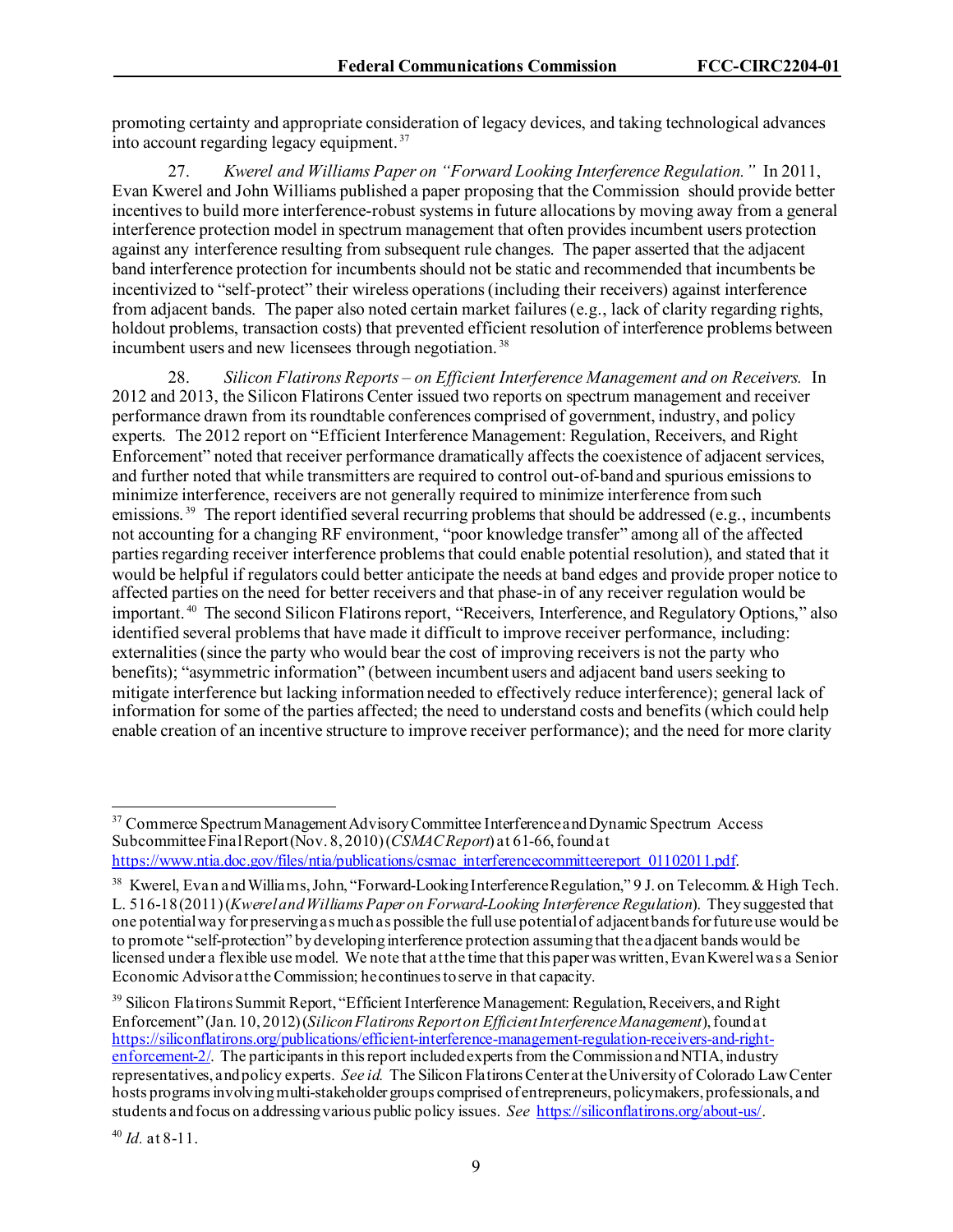promoting certainty and appropriate consideration of legacy devices, and taking technological advances into account regarding legacy equipment.[37]

27. *Kwerel and Williams Paper on "Forward Looking Interference Regulation."* In 2011, Evan Kwerel and John Williams published a paper proposing that the Commission should provide better incentives to build more interference-robust systems in future allocations by moving away from a general interference protection model in spectrum management that often provides incumbent users protection against any interference resulting from subsequent rule changes. The paper asserted that the adjacent band interference protection for incumbents should not be static and recommended that incumbents be incentivized to "self-protect" their wireless operations (including their receivers) against interference from adjacent bands. The paper also noted certain market failures (e.g., lack of clarity regarding rights, holdout problems, transaction costs) that prevented efficient resolution of interference problems between incumbent users and new licensees through negotiation.[38]

28. *Silicon Flatirons Reports – on Efficient Interference Management and on Receivers.* In 2012 and 2013, the Silicon Flatirons Center issued two reports on spectrum management and receiver performance drawn from its roundtable conferences comprised of government, industry, and policy experts. The 2012 report on "Efficient Interference Management: Regulation, Receivers, and Right Enforcement" noted that receiver performance dramatically affects the coexistence of adjacent services, and further noted that while transmitters are required to control out-of-band and spurious emissions to minimize interference, receivers are not generally required to minimize interference from such emissions.[39] The report identified several recurring problems that should be addressed (e.g., incumbents not accounting for a changing RF environment, "poor knowledge transfer" among all of the affected parties regarding receiver interference problems that could enable potential resolution), and stated that it would be helpful if regulators could better anticipate the needs at band edges and provide proper notice to affected parties on the need for better receivers and that phase-in of any receiver regulation would be important.[40] The second Silicon Flatirons report, "Receivers, Interference, and Regulatory Options," also identified several problems that have made it difficult to improve receiver performance, including: externalities (since the party who would bear the cost of improving receivers is not the party who benefits); "asymmetric information" (between incumbent users and adjacent band users seeking to mitigate interference but lacking information needed to effectively reduce interference); general lack of information for some of the parties affected; the need to understand costs and benefits (which could help enable creation of an incentive structure to improve receiver performance); and the need for more clarity

---

[37] Commerce Spectrum Management Advisory Committee Interference and Dynamic Spectrum Access Subcommittee Final Report (Nov. 8, 2010) (*CSMAC Report*) at 61-66, found at https://www.ntia.doc.gov/files/ntia/publications/csmac_interferencecommitteereport_01102011.pdf.

[38] Kwerel, Evan and Williams, John, "Forward-Looking Interference Regulation," 9 J. on Telecomm. & High Tech. L. 516-18 (2011) (*Kwerel and Williams Paper on Forward-Looking Interference Regulation*). They suggested that one potential way for preserving as much as possible the full use potential of adjacent bands for future use would be to promote "self-protection" by developing interference protection assuming that the adjacent bands would be licensed under a flexible use model. We note that at the time that this paper was written, Evan Kwerel was a Senior Economic Advisor at the Commission; he continues to serve in that capacity.

[39] Silicon Flatirons Summit Report, "Efficient Interference Management: Regulation, Receivers, and Right Enforcement" (Jan. 10, 2012) (*Silicon Flatirons Report on Efficient Interference Management*), found at https://siliconflatirons.org/publications/efficient-interference-management-regulation-receivers-and-right-enforcement-2/. The participants in this report included experts from the Commission and NTIA, industry representatives, and policy experts. *See id.* The Silicon Flatirons Center at the University of Colorado Law Center hosts programs involving multi-stakeholder groups comprised of entrepreneurs, policymakers, professionals, and students and focus on addressing various public policy issues. *See* https://siliconflatirons.org/about-us/.

[40] *Id.* at 8-11.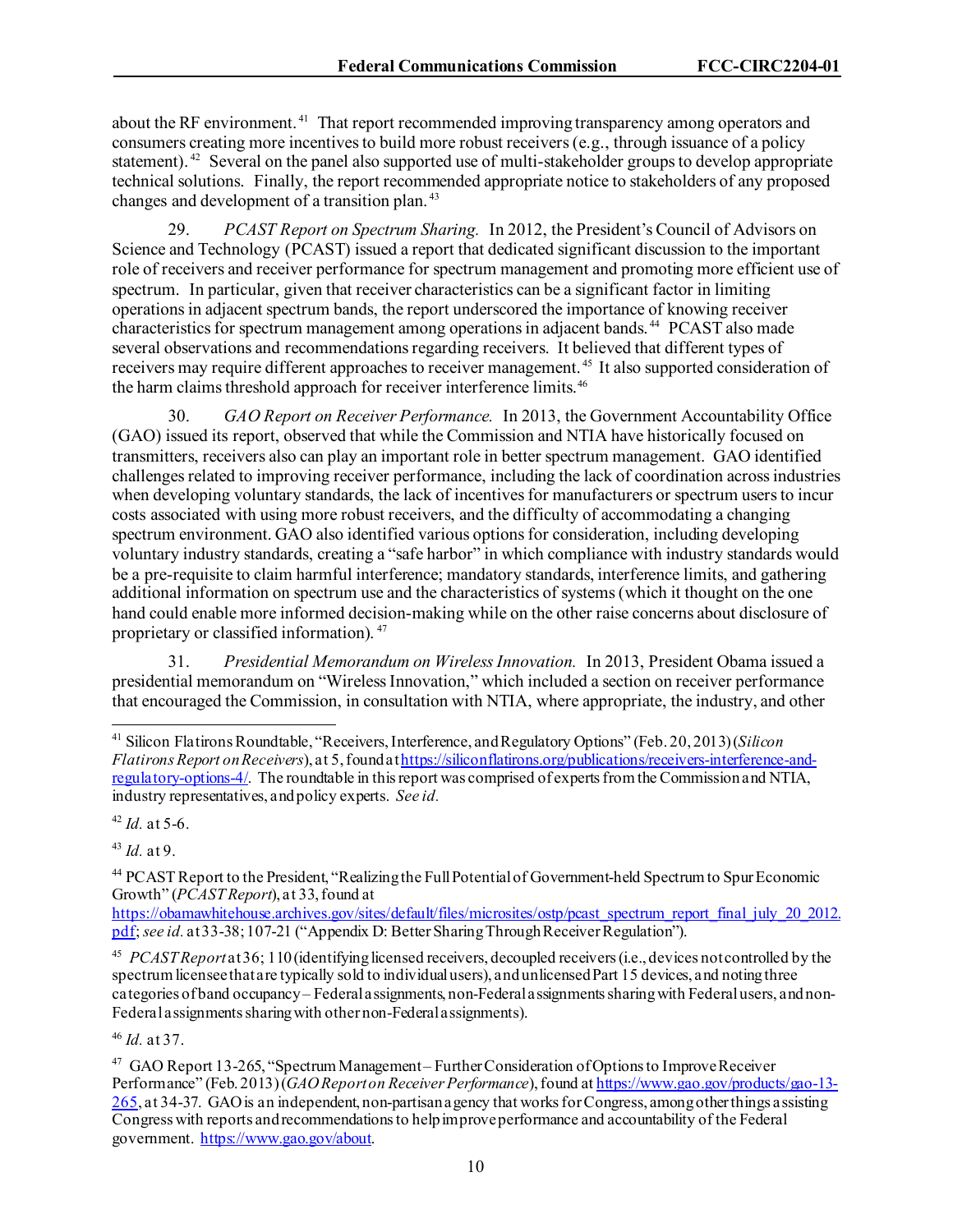about the RF environment.[41] That report recommended improving transparency among operators and consumers creating more incentives to build more robust receivers (e.g., through issuance of a policy statement).[42] Several on the panel also supported use of multi-stakeholder groups to develop appropriate technical solutions. Finally, the report recommended appropriate notice to stakeholders of any proposed changes and development of a transition plan.[43]

29. *PCAST Report on Spectrum Sharing.* In 2012, the President's Council of Advisors on Science and Technology (PCAST) issued a report that dedicated significant discussion to the important role of receivers and receiver performance for spectrum management and promoting more efficient use of spectrum. In particular, given that receiver characteristics can be a significant factor in limiting operations in adjacent spectrum bands, the report underscored the importance of knowing receiver characteristics for spectrum management among operations in adjacent bands.[44] PCAST also made several observations and recommendations regarding receivers. It believed that different types of receivers may require different approaches to receiver management.[45] It also supported consideration of the harm claims threshold approach for receiver interference limits.[46]

30. *GAO Report on Receiver Performance.* In 2013, the Government Accountability Office (GAO) issued its report, observed that while the Commission and NTIA have historically focused on transmitters, receivers also can play an important role in better spectrum management. GAO identified challenges related to improving receiver performance, including the lack of coordination across industries when developing voluntary standards, the lack of incentives for manufacturers or spectrum users to incur costs associated with using more robust receivers, and the difficulty of accommodating a changing spectrum environment. GAO also identified various options for consideration, including developing voluntary industry standards, creating a "safe harbor" in which compliance with industry standards would be a pre-requisite to claim harmful interference; mandatory standards, interference limits, and gathering additional information on spectrum use and the characteristics of systems (which it thought on the one hand could enable more informed decision-making while on the other raise concerns about disclosure of proprietary or classified information).[47]

31. *Presidential Memorandum on Wireless Innovation.* In 2013, President Obama issued a presidential memorandum on "Wireless Innovation," which included a section on receiver performance that encouraged the Commission, in consultation with NTIA, where appropriate, the industry, and other

---

[41] Silicon Flatirons Roundtable, "Receivers, Interference, and Regulatory Options" (Feb. 20, 2013) (*Silicon Flatirons Report on Receivers*), at 5, found at https://siliconflatirons.org/publications/receivers-interference-and-regulatory-options-4/. The roundtable in this report was comprised of experts from the Commission and NTIA, industry representatives, and policy experts. *See id.*

[42] *Id.* at 5-6.

[43] *Id.* at 9.

[44] PCAST Report to the President, "Realizing the Full Potential of Government-held Spectrum to Spur Economic Growth" (*PCAST Report*), at 33, found at https://obamawhitehouse.archives.gov/sites/default/files/microsites/ostp/pcast_spectrum_report_final_july_20_2012.pdf; *see id.* at 33-38; 107-21 ("Appendix D: Better Sharing Through Receiver Regulation").

[45] *PCAST Report* at 36; 110 (identifying licensed receivers, decoupled receivers (i.e., devices not controlled by the spectrum licensee that are typically sold to individual users), and unlicensed Part 15 devices, and noting three categories of band occupancy – Federal assignments, non-Federal assignments sharing with Federal users, and non-Federal assignments sharing with other non-Federal assignments).

[46] *Id.* at 37.

[47] GAO Report 13-265, "Spectrum Management – Further Consideration of Options to Improve Receiver Performance" (Feb. 2013) (*GAO Report on Receiver Performance*), found at https://www.gao.gov/products/gao-13-265, at 34-37. GAO is an independent, non-partisan agency that works for Congress, among other things assisting Congress with reports and recommendations to help improve performance and accountability of the Federal government. https://www.gao.gov/about.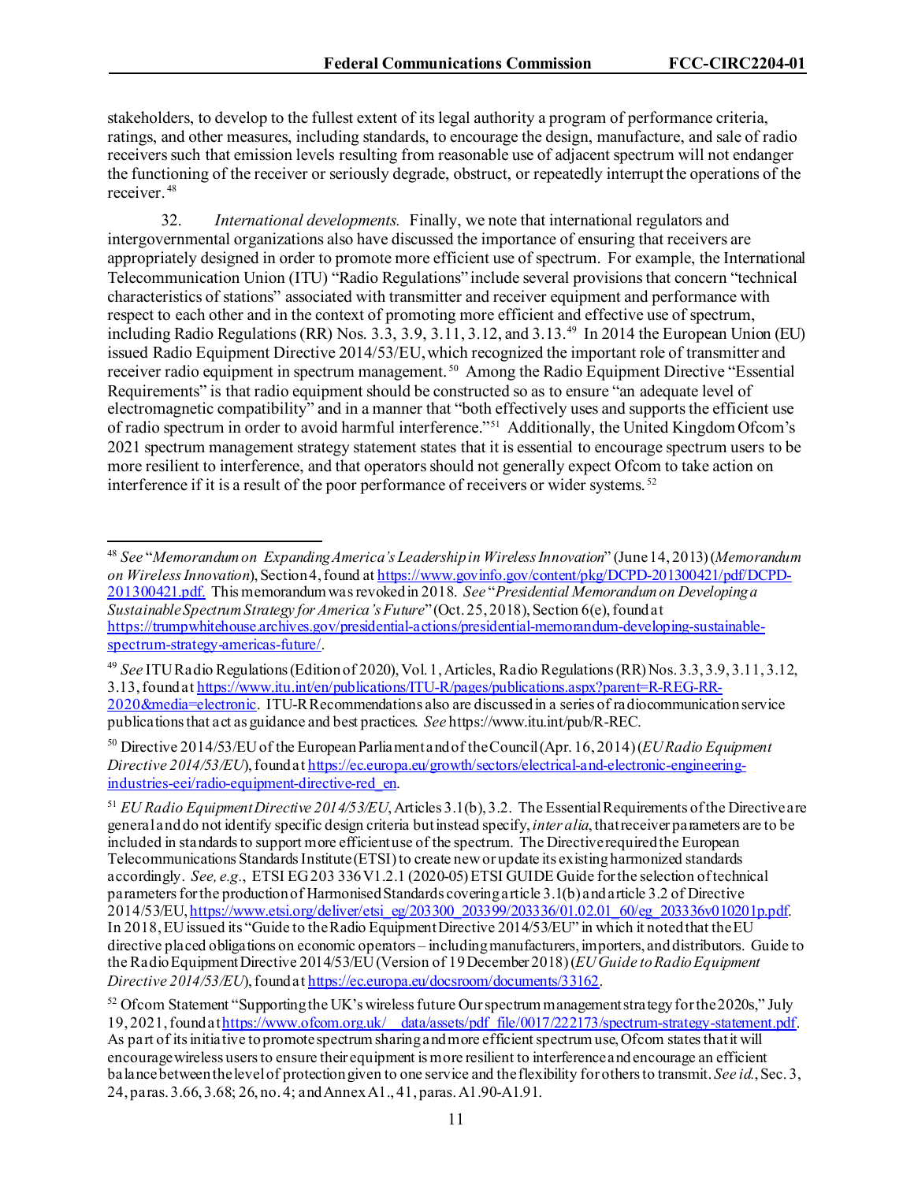stakeholders, to develop to the fullest extent of its legal authority a program of performance criteria, ratings, and other measures, including standards, to encourage the design, manufacture, and sale of radio receivers such that emission levels resulting from reasonable use of adjacent spectrum will not endanger the functioning of the receiver or seriously degrade, obstruct, or repeatedly interrupt the operations of the receiver.[48]

32. *International developments.* Finally, we note that international regulators and intergovernmental organizations also have discussed the importance of ensuring that receivers are appropriately designed in order to promote more efficient use of spectrum. For example, the International Telecommunication Union (ITU) "Radio Regulations" include several provisions that concern "technical characteristics of stations" associated with transmitter and receiver equipment and performance with respect to each other and in the context of promoting more efficient and effective use of spectrum, including Radio Regulations (RR) Nos. 3.3, 3.9, 3.11, 3.12, and 3.13.[49] In 2014 the European Union (EU) issued Radio Equipment Directive 2014/53/EU, which recognized the important role of transmitter and receiver radio equipment in spectrum management.[50] Among the Radio Equipment Directive "Essential Requirements" is that radio equipment should be constructed so as to ensure "an adequate level of electromagnetic compatibility" and in a manner that "both effectively uses and supports the efficient use of radio spectrum in order to avoid harmful interference."[51] Additionally, the United Kingdom Ofcom's 2021 spectrum management strategy statement states that it is essential to encourage spectrum users to be more resilient to interference, and that operators should not generally expect Ofcom to take action on interference if it is a result of the poor performance of receivers or wider systems.[52]

---

[48] *See* "*Memorandum on Expanding America's Leadership in Wireless Innovation*" (June 14, 2013) (*Memorandum on Wireless Innovation*), Section 4, found at https://www.govinfo.gov/content/pkg/DCPD-201300421/pdf/DCPD-201300421.pdf. This memorandum was revoked in 2018. *See* "*Presidential Memorandum on Developing a Sustainable Spectrum Strategy for America's Future*" (Oct. 25, 2018), Section 6(e), found at https://trumpwhitehouse.archives.gov/presidential-actions/presidential-memorandum-developing-sustainable-spectrum-strategy-americas-future/.

[49] *See* ITU Radio Regulations (Edition of 2020), Vol. 1, Articles, Radio Regulations (RR) Nos. 3.3, 3.9, 3.11, 3.12, 3.13, found at https://www.itu.int/en/publications/ITU-R/pages/publications.aspx?parent=R-REG-RR-2020&media=electronic. ITU-R Recommendations also are discussed in a series of radiocommunication service publications that act as guidance and best practices. *See* https://www.itu.int/pub/R-REC.

[50] Directive 2014/53/EU of the European Parliament and of the Council (Apr. 16, 2014) (*EU Radio Equipment Directive 2014/53/EU*), found at https://ec.europa.eu/growth/sectors/electrical-and-electronic-engineering-industries-eei/radio-equipment-directive-red_en.

[51] *EU Radio Equipment Directive 2014/53/EU*, Articles 3.1(b), 3.2. The Essential Requirements of the Directive are general and do not identify specific design criteria but instead specify, *inter alia*, that receiver parameters are to be included in standards to support more efficient use of the spectrum. The Directive required the European Telecommunications Standards Institute (ETSI) to create new or update its existing harmonized standards accordingly. *See, e.g.*, ETSI EG 203 336 V1.2.1 (2020-05) ETSI GUIDE Guide for the selection of technical parameters for the production of Harmonised Standards covering article 3.1(b) and article 3.2 of Directive 2014/53/EU, https://www.etsi.org/deliver/etsi_eg/203300_203399/203336/01.02.01_60/eg_203336v010201p.pdf. In 2018, EU issued its "Guide to the Radio Equipment Directive 2014/53/EU" in which it noted that the EU directive placed obligations on economic operators – including manufacturers, importers, and distributors. Guide to the Radio Equipment Directive 2014/53/EU (Version of 19 December 2018) (*EU Guide to Radio Equipment Directive 2014/53/EU*), found at https://ec.europa.eu/docsroom/documents/33162.

[52] Ofcom Statement "Supporting the UK's wireless future Our spectrum management strategy for the 2020s," July 19, 2021, found at https://www.ofcom.org.uk/__data/assets/pdf_file/0017/222173/spectrum-strategy-statement.pdf. As part of its initiative to promote spectrum sharing and more efficient spectrum use, Ofcom states that it will encourage wireless users to ensure their equipment is more resilient to interference and encourage an efficient balance between the level of protection given to one service and the flexibility for others to transmit. *See id.*, Sec. 3, 24, paras. 3.66, 3.68; 26, no. 4; and Annex A1., 41, paras. A1.90-A1.91.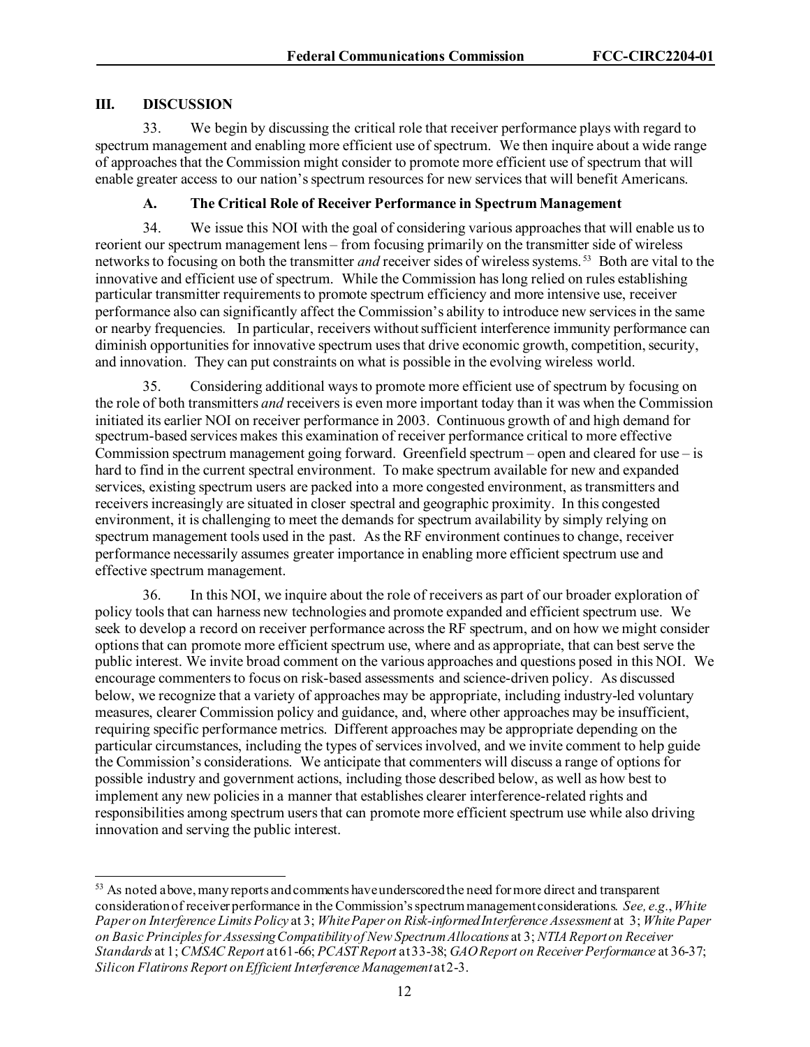## III. DISCUSSION

33. We begin by discussing the critical role that receiver performance plays with regard to spectrum management and enabling more efficient use of spectrum. We then inquire about a wide range of approaches that the Commission might consider to promote more efficient use of spectrum that will enable greater access to our nation's spectrum resources for new services that will benefit Americans.

### A. The Critical Role of Receiver Performance in Spectrum Management

34. We issue this NOI with the goal of considering various approaches that will enable us to reorient our spectrum management lens – from focusing primarily on the transmitter side of wireless networks to focusing on both the transmitter *and* receiver sides of wireless systems.[53] Both are vital to the innovative and efficient use of spectrum. While the Commission has long relied on rules establishing particular transmitter requirements to promote spectrum efficiency and more intensive use, receiver performance also can significantly affect the Commission's ability to introduce new services in the same or nearby frequencies. In particular, receivers without sufficient interference immunity performance can diminish opportunities for innovative spectrum uses that drive economic growth, competition, security, and innovation. They can put constraints on what is possible in the evolving wireless world.

35. Considering additional ways to promote more efficient use of spectrum by focusing on the role of both transmitters *and* receivers is even more important today than it was when the Commission initiated its earlier NOI on receiver performance in 2003. Continuous growth of and high demand for spectrum-based services makes this examination of receiver performance critical to more effective Commission spectrum management going forward. Greenfield spectrum – open and cleared for use – is hard to find in the current spectral environment. To make spectrum available for new and expanded services, existing spectrum users are packed into a more congested environment, as transmitters and receivers increasingly are situated in closer spectral and geographic proximity. In this congested environment, it is challenging to meet the demands for spectrum availability by simply relying on spectrum management tools used in the past. As the RF environment continues to change, receiver performance necessarily assumes greater importance in enabling more efficient spectrum use and effective spectrum management.

36. In this NOI, we inquire about the role of receivers as part of our broader exploration of policy tools that can harness new technologies and promote expanded and efficient spectrum use. We seek to develop a record on receiver performance across the RF spectrum, and on how we might consider options that can promote more efficient spectrum use, where and as appropriate, that can best serve the public interest. We invite broad comment on the various approaches and questions posed in this NOI. We encourage commenters to focus on risk-based assessments and science-driven policy. As discussed below, we recognize that a variety of approaches may be appropriate, including industry-led voluntary measures, clearer Commission policy and guidance, and, where other approaches may be insufficient, requiring specific performance metrics. Different approaches may be appropriate depending on the particular circumstances, including the types of services involved, and we invite comment to help guide the Commission's considerations. We anticipate that commenters will discuss a range of options for possible industry and government actions, including those described below, as well as how best to implement any new policies in a manner that establishes clearer interference-related rights and responsibilities among spectrum users that can promote more efficient spectrum use while also driving innovation and serving the public interest.

---

[53] As noted above, many reports and comments have underscored the need for more direct and transparent consideration of receiver performance in the Commission's spectrum management considerations. *See, e.g.*, *White Paper on Interference Limits Policy* at 3; *White Paper on Risk-informed Interference Assessment* at 3; *White Paper on Basic Principles for Assessing Compatibility of New Spectrum Allocations* at 3; *NTIA Report on Receiver Standards* at 1; *CMSAC Report* at 61-66; *PCAST Report* at 33-38; *GAO Report on Receiver Performance* at 36-37; *Silicon Flatirons Report on Efficient Interference Management* at 2-3.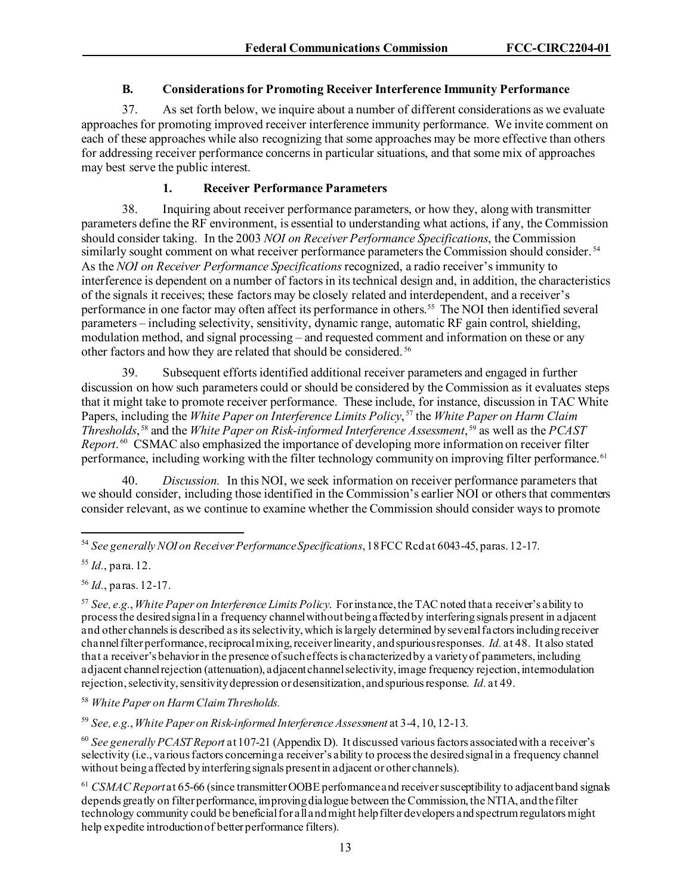### B. Considerations for Promoting Receiver Interference Immunity Performance

37. As set forth below, we inquire about a number of different considerations as we evaluate approaches for promoting improved receiver interference immunity performance. We invite comment on each of these approaches while also recognizing that some approaches may be more effective than others for addressing receiver performance concerns in particular situations, and that some mix of approaches may best serve the public interest.

#### 1. Receiver Performance Parameters

38. Inquiring about receiver performance parameters, or how they, along with transmitter parameters define the RF environment, is essential to understanding what actions, if any, the Commission should consider taking. In the 2003 *NOI on Receiver Performance Specifications*, the Commission similarly sought comment on what receiver performance parameters the Commission should consider.[54] As the *NOI on Receiver Performance Specifications* recognized, a radio receiver's immunity to interference is dependent on a number of factors in its technical design and, in addition, the characteristics of the signals it receives; these factors may be closely related and interdependent, and a receiver's performance in one factor may often affect its performance in others.[55] The NOI then identified several parameters – including selectivity, sensitivity, dynamic range, automatic RF gain control, shielding, modulation method, and signal processing – and requested comment and information on these or any other factors and how they are related that should be considered.[56]

39. Subsequent efforts identified additional receiver parameters and engaged in further discussion on how such parameters could or should be considered by the Commission as it evaluates steps that it might take to promote receiver performance. These include, for instance, discussion in TAC White Papers, including the *White Paper on Interference Limits Policy*,[57] the *White Paper on Harm Claim Thresholds*,[58] and the *White Paper on Risk-informed Interference Assessment*,[59] as well as the *PCAST Report*.[60] CSMAC also emphasized the importance of developing more information on receiver filter performance, including working with the filter technology community on improving filter performance.[61]

40. *Discussion.* In this NOI, we seek information on receiver performance parameters that we should consider, including those identified in the Commission's earlier NOI or others that commenters consider relevant, as we continue to examine whether the Commission should consider ways to promote

---

[54] *See generally NOI on Receiver Performance Specifications*, 18 FCC Rcd at 6043-45, paras. 12-17.

[55] *Id.*, para. 12.

[56] *Id.*, paras. 12-17.

[57] *See, e.g.*, *White Paper on Interference Limits Policy*. For instance, the TAC noted that a receiver's ability to process the desired signal in a frequency channel without being affected by interfering signals present in adjacent and other channels is described as its selectivity, which is largely determined by several factors including receiver channel filter performance, reciprocal mixing, receiver linearity, and spurious responses. *Id.* at 48. It also stated that a receiver's behavior in the presence of such effects is characterized by a variety of parameters, including adjacent channel rejection (attenuation), adjacent channel selectivity, image frequency rejection, intermodulation rejection, selectivity, sensitivity depression or desensitization, and spurious response. *Id.* at 49.

[58] *White Paper on Harm Claim Thresholds.*

[59] *See, e.g.*, *White Paper on Risk-informed Interference Assessment* at 3-4, 10, 12-13.

[60] *See generally PCAST Report* at 107-21 (Appendix D). It discussed various factors associated with a receiver's selectivity (i.e., various factors concerning a receiver's ability to process the desired signal in a frequency channel without being affected by interfering signals present in adjacent or other channels).

[61] *CSMAC Report* at 65-66 (since transmitter OOBE performance and receiver susceptibility to adjacent band signals depends greatly on filter performance, improving dialogue between the Commission, the NTIA, and the filter technology community could be beneficial for all and might help filter developers and spectrum regulators might help expedite introduction of better performance filters).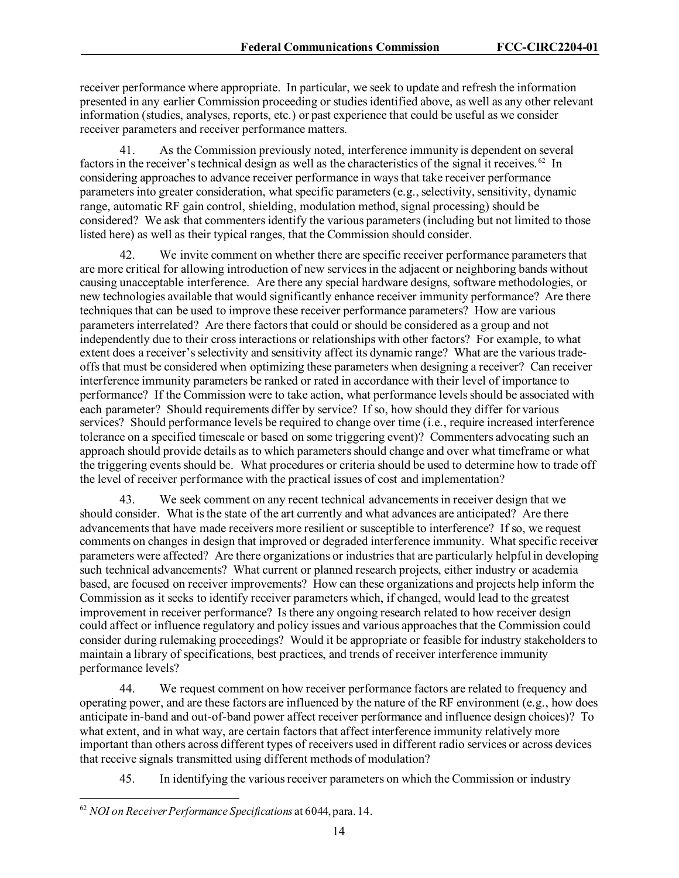receiver performance where appropriate. In particular, we seek to update and refresh the information presented in any earlier Commission proceeding or studies identified above, as well as any other relevant information (studies, analyses, reports, etc.) or past experience that could be useful as we consider receiver parameters and receiver performance matters.

41. As the Commission previously noted, interference immunity is dependent on several factors in the receiver's technical design as well as the characteristics of the signal it receives.[62] In considering approaches to advance receiver performance in ways that take receiver performance parameters into greater consideration, what specific parameters (e.g., selectivity, sensitivity, dynamic range, automatic RF gain control, shielding, modulation method, signal processing) should be considered? We ask that commenters identify the various parameters (including but not limited to those listed here) as well as their typical ranges, that the Commission should consider.

42. We invite comment on whether there are specific receiver performance parameters that are more critical for allowing introduction of new services in the adjacent or neighboring bands without causing unacceptable interference. Are there any special hardware designs, software methodologies, or new technologies available that would significantly enhance receiver immunity performance? Are there techniques that can be used to improve these receiver performance parameters? How are various parameters interrelated? Are there factors that could or should be considered as a group and not independently due to their cross interactions or relationships with other factors? For example, to what extent does a receiver's selectivity and sensitivity affect its dynamic range? What are the various trade-offs that must be considered when optimizing these parameters when designing a receiver? Can receiver interference immunity parameters be ranked or rated in accordance with their level of importance to performance? If the Commission were to take action, what performance levels should be associated with each parameter? Should requirements differ by service? If so, how should they differ for various services? Should performance levels be required to change over time (i.e., require increased interference tolerance on a specified timescale or based on some triggering event)? Commenters advocating such an approach should provide details as to which parameters should change and over what timeframe or what the triggering events should be. What procedures or criteria should be used to determine how to trade off the level of receiver performance with the practical issues of cost and implementation?

43. We seek comment on any recent technical advancements in receiver design that we should consider. What is the state of the art currently and what advances are anticipated? Are there advancements that have made receivers more resilient or susceptible to interference? If so, we request comments on changes in design that improved or degraded interference immunity. What specific receiver parameters were affected? Are there organizations or industries that are particularly helpful in developing such technical advancements? What current or planned research projects, either industry or academia based, are focused on receiver improvements? How can these organizations and projects help inform the Commission as it seeks to identify receiver parameters which, if changed, would lead to the greatest improvement in receiver performance? Is there any ongoing research related to how receiver design could affect or influence regulatory and policy issues and various approaches that the Commission could consider during rulemaking proceedings? Would it be appropriate or feasible for industry stakeholders to maintain a library of specifications, best practices, and trends of receiver interference immunity performance levels?

44. We request comment on how receiver performance factors are related to frequency and operating power, and are these factors are influenced by the nature of the RF environment (e.g., how does anticipate in-band and out-of-band power affect receiver performance and influence design choices)? To what extent, and in what way, are certain factors that affect interference immunity relatively more important than others across different types of receivers used in different radio services or across devices that receive signals transmitted using different methods of modulation?

45. In identifying the various receiver parameters on which the Commission or industry

---

[62] *NOI on Receiver Performance Specifications* at 6044, para. 14.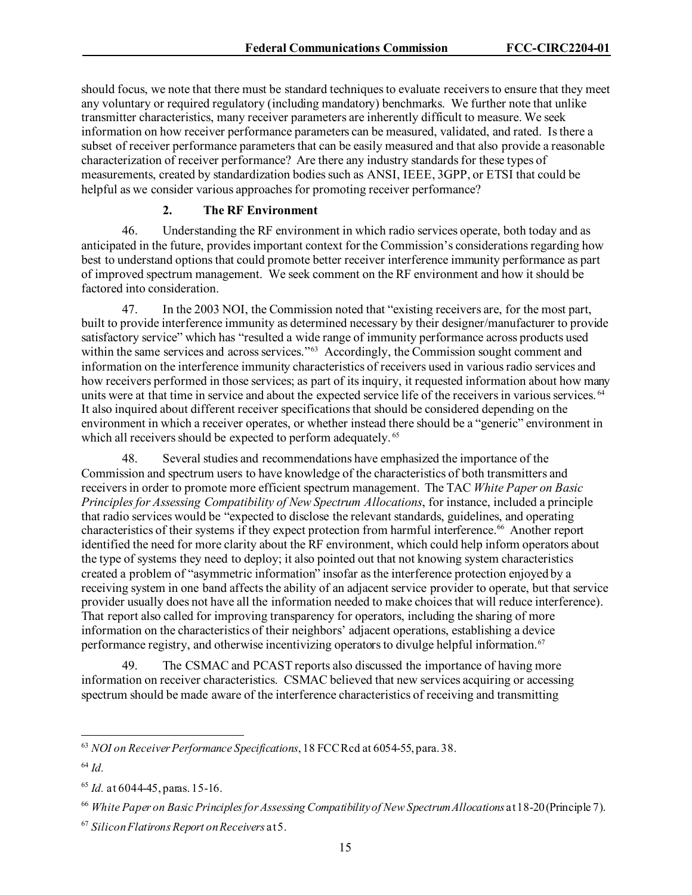should focus, we note that there must be standard techniques to evaluate receivers to ensure that they meet any voluntary or required regulatory (including mandatory) benchmarks. We further note that unlike transmitter characteristics, many receiver parameters are inherently difficult to measure. We seek information on how receiver performance parameters can be measured, validated, and rated. Is there a subset of receiver performance parameters that can be easily measured and that also provide a reasonable characterization of receiver performance? Are there any industry standards for these types of measurements, created by standardization bodies such as ANSI, IEEE, 3GPP, or ETSI that could be helpful as we consider various approaches for promoting receiver performance?

### 2. The RF Environment

46. Understanding the RF environment in which radio services operate, both today and as anticipated in the future, provides important context for the Commission's considerations regarding how best to understand options that could promote better receiver interference immunity performance as part of improved spectrum management. We seek comment on the RF environment and how it should be factored into consideration.

47. In the 2003 NOI, the Commission noted that "existing receivers are, for the most part, built to provide interference immunity as determined necessary by their designer/manufacturer to provide satisfactory service" which has "resulted a wide range of immunity performance across products used within the same services and across services."[63] Accordingly, the Commission sought comment and information on the interference immunity characteristics of receivers used in various radio services and how receivers performed in those services; as part of its inquiry, it requested information about how many units were at that time in service and about the expected service life of the receivers in various services.[64] It also inquired about different receiver specifications that should be considered depending on the environment in which a receiver operates, or whether instead there should be a "generic" environment in which all receivers should be expected to perform adequately.[65]

48. Several studies and recommendations have emphasized the importance of the Commission and spectrum users to have knowledge of the characteristics of both transmitters and receivers in order to promote more efficient spectrum management. The TAC *White Paper on Basic Principles for Assessing Compatibility of New Spectrum Allocations*, for instance, included a principle that radio services would be "expected to disclose the relevant standards, guidelines, and operating characteristics of their systems if they expect protection from harmful interference.[66] Another report identified the need for more clarity about the RF environment, which could help inform operators about the type of systems they need to deploy; it also pointed out that not knowing system characteristics created a problem of "asymmetric information" insofar as the interference protection enjoyed by a receiving system in one band affects the ability of an adjacent service provider to operate, but that service provider usually does not have all the information needed to make choices that will reduce interference). That report also called for improving transparency for operators, including the sharing of more information on the characteristics of their neighbors' adjacent operations, establishing a device performance registry, and otherwise incentivizing operators to divulge helpful information.[67]

49. The CSMAC and PCAST reports also discussed the importance of having more information on receiver characteristics. CSMAC believed that new services acquiring or accessing spectrum should be made aware of the interference characteristics of receiving and transmitting

---

[63] *NOI on Receiver Performance Specifications*, 18 FCC Rcd at 6054-55, para. 38.

[64] *Id.*

[65] *Id.* at 6044-45, paras. 15-16.

[66] *White Paper on Basic Principles for Assessing Compatibility of New Spectrum Allocations* at 18-20 (Principle 7).

[67] *Silicon Flatirons Report on Receivers* at 5.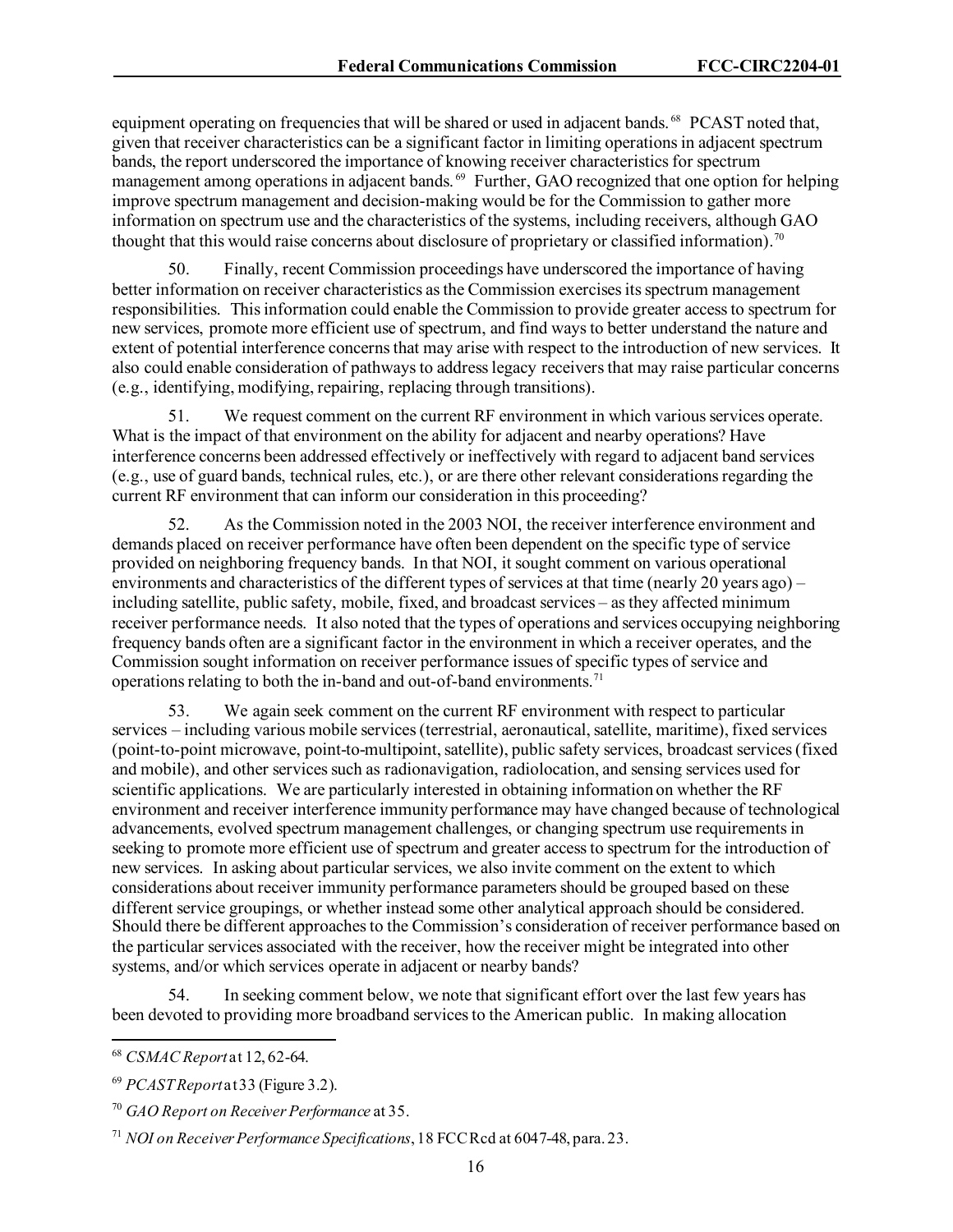equipment operating on frequencies that will be shared or used in adjacent bands.[68] PCAST noted that, given that receiver characteristics can be a significant factor in limiting operations in adjacent spectrum bands, the report underscored the importance of knowing receiver characteristics for spectrum management among operations in adjacent bands.[69] Further, GAO recognized that one option for helping improve spectrum management and decision-making would be for the Commission to gather more information on spectrum use and the characteristics of the systems, including receivers, although GAO thought that this would raise concerns about disclosure of proprietary or classified information).[70]

50. Finally, recent Commission proceedings have underscored the importance of having better information on receiver characteristics as the Commission exercises its spectrum management responsibilities. This information could enable the Commission to provide greater access to spectrum for new services, promote more efficient use of spectrum, and find ways to better understand the nature and extent of potential interference concerns that may arise with respect to the introduction of new services. It also could enable consideration of pathways to address legacy receivers that may raise particular concerns (e.g., identifying, modifying, repairing, replacing through transitions).

51. We request comment on the current RF environment in which various services operate. What is the impact of that environment on the ability for adjacent and nearby operations? Have interference concerns been addressed effectively or ineffectively with regard to adjacent band services (e.g., use of guard bands, technical rules, etc.), or are there other relevant considerations regarding the current RF environment that can inform our consideration in this proceeding?

52. As the Commission noted in the 2003 NOI, the receiver interference environment and demands placed on receiver performance have often been dependent on the specific type of service provided on neighboring frequency bands. In that NOI, it sought comment on various operational environments and characteristics of the different types of services at that time (nearly 20 years ago) – including satellite, public safety, mobile, fixed, and broadcast services – as they affected minimum receiver performance needs. It also noted that the types of operations and services occupying neighboring frequency bands often are a significant factor in the environment in which a receiver operates, and the Commission sought information on receiver performance issues of specific types of service and operations relating to both the in-band and out-of-band environments.[71]

53. We again seek comment on the current RF environment with respect to particular services – including various mobile services (terrestrial, aeronautical, satellite, maritime), fixed services (point-to-point microwave, point-to-multipoint, satellite), public safety services, broadcast services (fixed and mobile), and other services such as radionavigation, radiolocation, and sensing services used for scientific applications. We are particularly interested in obtaining information on whether the RF environment and receiver interference immunity performance may have changed because of technological advancements, evolved spectrum management challenges, or changing spectrum use requirements in seeking to promote more efficient use of spectrum and greater access to spectrum for the introduction of new services. In asking about particular services, we also invite comment on the extent to which considerations about receiver immunity performance parameters should be grouped based on these different service groupings, or whether instead some other analytical approach should be considered. Should there be different approaches to the Commission's consideration of receiver performance based on the particular services associated with the receiver, how the receiver might be integrated into other systems, and/or which services operate in adjacent or nearby bands?

54. In seeking comment below, we note that significant effort over the last few years has been devoted to providing more broadband services to the American public. In making allocation

---

[68] *CSMAC Report* at 12, 62-64.

[69] *PCAST Report* at 33 (Figure 3.2).

[70] *GAO Report on Receiver Performance* at 35.

[71] *NOI on Receiver Performance Specifications*, 18 FCC Rcd at 6047-48, para. 23.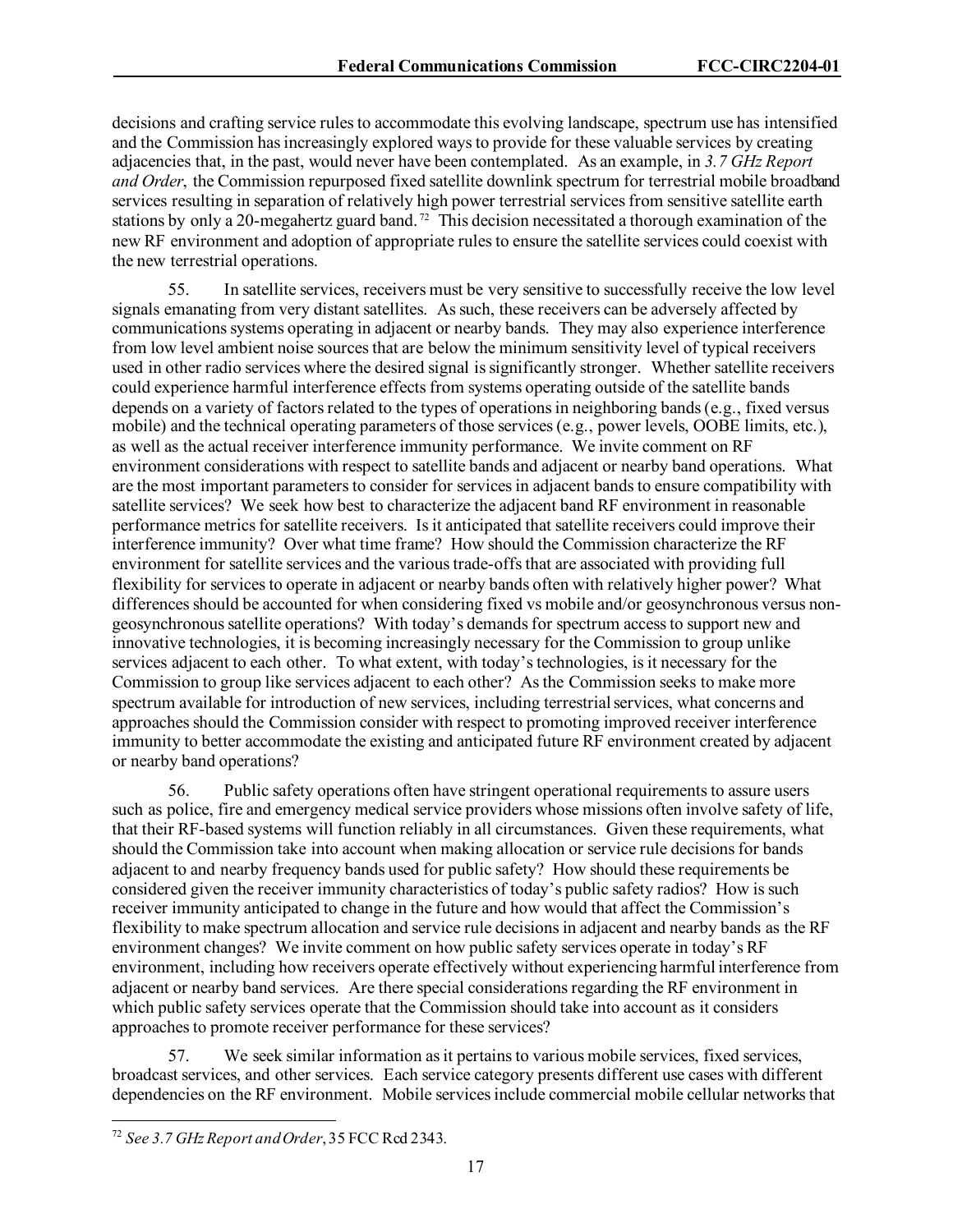decisions and crafting service rules to accommodate this evolving landscape, spectrum use has intensified and the Commission has increasingly explored ways to provide for these valuable services by creating adjacencies that, in the past, would never have been contemplated. As an example, in *3.7 GHz Report and Order*, the Commission repurposed fixed satellite downlink spectrum for terrestrial mobile broadband services resulting in separation of relatively high power terrestrial services from sensitive satellite earth stations by only a 20-megahertz guard band.[72] This decision necessitated a thorough examination of the new RF environment and adoption of appropriate rules to ensure the satellite services could coexist with the new terrestrial operations.

55. In satellite services, receivers must be very sensitive to successfully receive the low level signals emanating from very distant satellites. As such, these receivers can be adversely affected by communications systems operating in adjacent or nearby bands. They may also experience interference from low level ambient noise sources that are below the minimum sensitivity level of typical receivers used in other radio services where the desired signal is significantly stronger. Whether satellite receivers could experience harmful interference effects from systems operating outside of the satellite bands depends on a variety of factors related to the types of operations in neighboring bands (e.g., fixed versus mobile) and the technical operating parameters of those services (e.g., power levels, OOBE limits, etc.), as well as the actual receiver interference immunity performance. We invite comment on RF environment considerations with respect to satellite bands and adjacent or nearby band operations. What are the most important parameters to consider for services in adjacent bands to ensure compatibility with satellite services? We seek how best to characterize the adjacent band RF environment in reasonable performance metrics for satellite receivers. Is it anticipated that satellite receivers could improve their interference immunity? Over what time frame? How should the Commission characterize the RF environment for satellite services and the various trade-offs that are associated with providing full flexibility for services to operate in adjacent or nearby bands often with relatively higher power? What differences should be accounted for when considering fixed vs mobile and/or geosynchronous versus non-geosynchronous satellite operations? With today's demands for spectrum access to support new and innovative technologies, it is becoming increasingly necessary for the Commission to group unlike services adjacent to each other. To what extent, with today's technologies, is it necessary for the Commission to group like services adjacent to each other? As the Commission seeks to make more spectrum available for introduction of new services, including terrestrial services, what concerns and approaches should the Commission consider with respect to promoting improved receiver interference immunity to better accommodate the existing and anticipated future RF environment created by adjacent or nearby band operations?

56. Public safety operations often have stringent operational requirements to assure users such as police, fire and emergency medical service providers whose missions often involve safety of life, that their RF-based systems will function reliably in all circumstances. Given these requirements, what should the Commission take into account when making allocation or service rule decisions for bands adjacent to and nearby frequency bands used for public safety? How should these requirements be considered given the receiver immunity characteristics of today's public safety radios? How is such receiver immunity anticipated to change in the future and how would that affect the Commission's flexibility to make spectrum allocation and service rule decisions in adjacent and nearby bands as the RF environment changes? We invite comment on how public safety services operate in today's RF environment, including how receivers operate effectively without experiencing harmful interference from adjacent or nearby band services. Are there special considerations regarding the RF environment in which public safety services operate that the Commission should take into account as it considers approaches to promote receiver performance for these services?

57. We seek similar information as it pertains to various mobile services, fixed services, broadcast services, and other services. Each service category presents different use cases with different dependencies on the RF environment. Mobile services include commercial mobile cellular networks that

[72] *See 3.7 GHz Report and Order*, 35 FCC Rcd 2343.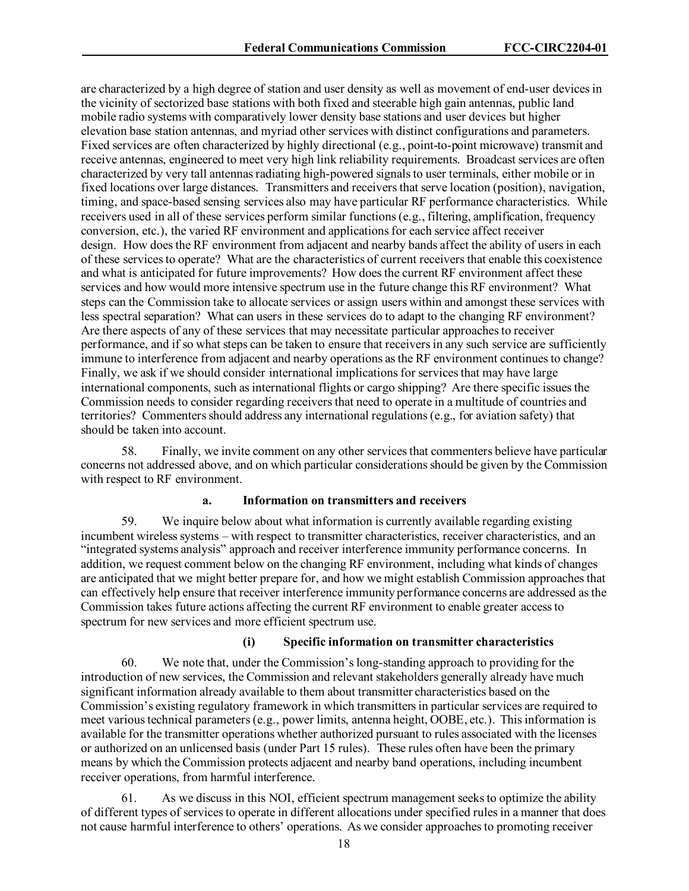are characterized by a high degree of station and user density as well as movement of end-user devices in the vicinity of sectorized base stations with both fixed and steerable high gain antennas, public land mobile radio systems with comparatively lower density base stations and user devices but higher elevation base station antennas, and myriad other services with distinct configurations and parameters. Fixed services are often characterized by highly directional (e.g., point-to-point microwave) transmit and receive antennas, engineered to meet very high link reliability requirements. Broadcast services are often characterized by very tall antennas radiating high-powered signals to user terminals, either mobile or in fixed locations over large distances. Transmitters and receivers that serve location (position), navigation, timing, and space-based sensing services also may have particular RF performance characteristics. While receivers used in all of these services perform similar functions (e.g., filtering, amplification, frequency conversion, etc.), the varied RF environment and applications for each service affect receiver design. How does the RF environment from adjacent and nearby bands affect the ability of users in each of these services to operate? What are the characteristics of current receivers that enable this coexistence and what is anticipated for future improvements? How does the current RF environment affect these services and how would more intensive spectrum use in the future change this RF environment? What steps can the Commission take to allocate services or assign users within and amongst these services with less spectral separation? What can users in these services do to adapt to the changing RF environment? Are there aspects of any of these services that may necessitate particular approaches to receiver performance, and if so what steps can be taken to ensure that receivers in any such service are sufficiently immune to interference from adjacent and nearby operations as the RF environment continues to change? Finally, we ask if we should consider international implications for services that may have large international components, such as international flights or cargo shipping? Are there specific issues the Commission needs to consider regarding receivers that need to operate in a multitude of countries and territories? Commenters should address any international regulations (e.g., for aviation safety) that should be taken into account.

58. Finally, we invite comment on any other services that commenters believe have particular concerns not addressed above, and on which particular considerations should be given by the Commission with respect to RF environment.

#### a. Information on transmitters and receivers

59. We inquire below about what information is currently available regarding existing incumbent wireless systems – with respect to transmitter characteristics, receiver characteristics, and an "integrated systems analysis" approach and receiver interference immunity performance concerns. In addition, we request comment below on the changing RF environment, including what kinds of changes are anticipated that we might better prepare for, and how we might establish Commission approaches that can effectively help ensure that receiver interference immunity performance concerns are addressed as the Commission takes future actions affecting the current RF environment to enable greater access to spectrum for new services and more efficient spectrum use.

##### (i) Specific information on transmitter characteristics

60. We note that, under the Commission's long-standing approach to providing for the introduction of new services, the Commission and relevant stakeholders generally already have much significant information already available to them about transmitter characteristics based on the Commission's existing regulatory framework in which transmitters in particular services are required to meet various technical parameters (e.g., power limits, antenna height, OOBE, etc.). This information is available for the transmitter operations whether authorized pursuant to rules associated with the licenses or authorized on an unlicensed basis (under Part 15 rules). These rules often have been the primary means by which the Commission protects adjacent and nearby band operations, including incumbent receiver operations, from harmful interference.

61. As we discuss in this NOI, efficient spectrum management seeks to optimize the ability of different types of services to operate in different allocations under specified rules in a manner that does not cause harmful interference to others' operations. As we consider approaches to promoting receiver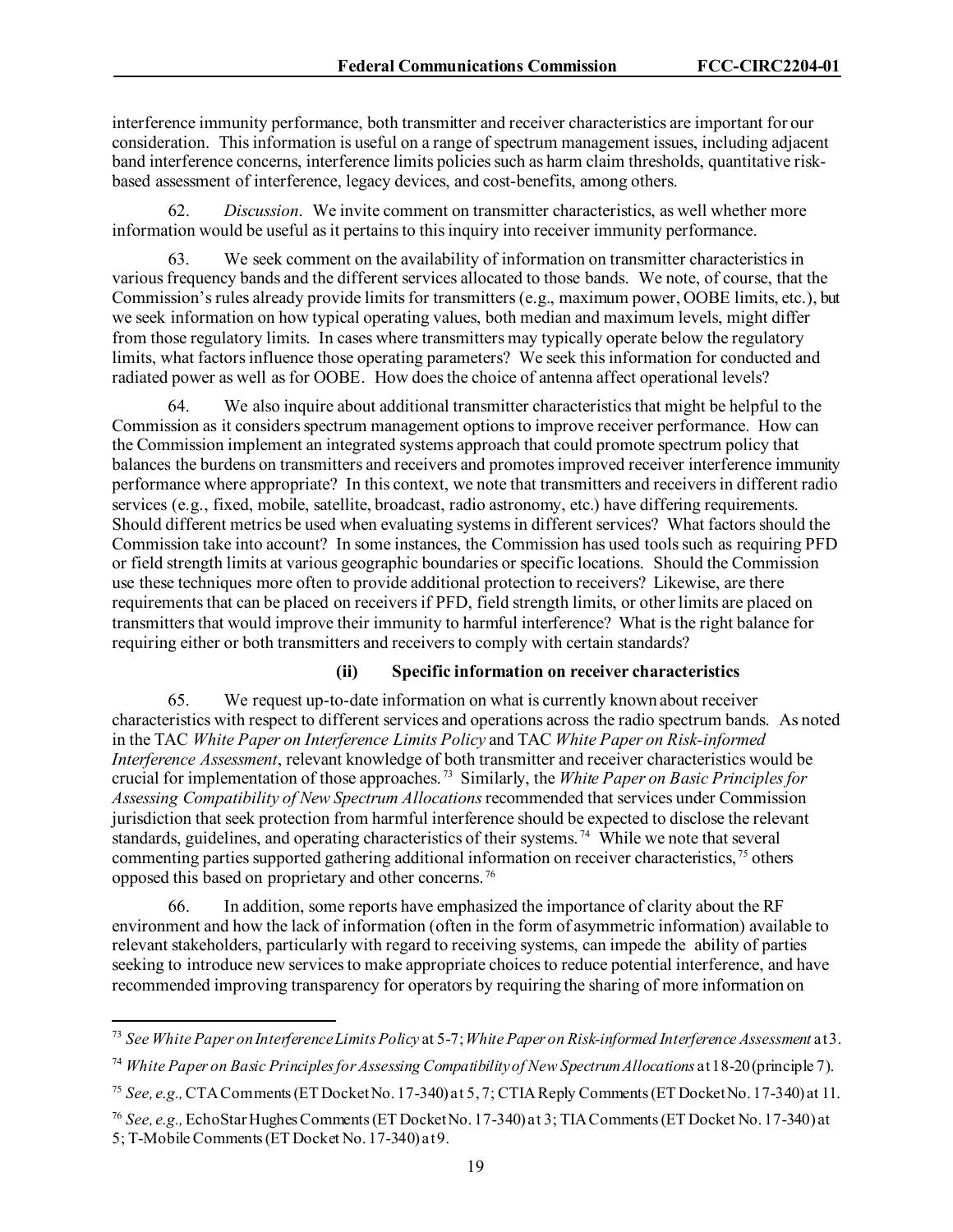interference immunity performance, both transmitter and receiver characteristics are important for our consideration. This information is useful on a range of spectrum management issues, including adjacent band interference concerns, interference limits policies such as harm claim thresholds, quantitative risk-based assessment of interference, legacy devices, and cost-benefits, among others.

62. *Discussion*. We invite comment on transmitter characteristics, as well whether more information would be useful as it pertains to this inquiry into receiver immunity performance.

63. We seek comment on the availability of information on transmitter characteristics in various frequency bands and the different services allocated to those bands. We note, of course, that the Commission's rules already provide limits for transmitters (e.g., maximum power, OOBE limits, etc.), but we seek information on how typical operating values, both median and maximum levels, might differ from those regulatory limits. In cases where transmitters may typically operate below the regulatory limits, what factors influence those operating parameters? We seek this information for conducted and radiated power as well as for OOBE. How does the choice of antenna affect operational levels?

64. We also inquire about additional transmitter characteristics that might be helpful to the Commission as it considers spectrum management options to improve receiver performance. How can the Commission implement an integrated systems approach that could promote spectrum policy that balances the burdens on transmitters and receivers and promotes improved receiver interference immunity performance where appropriate? In this context, we note that transmitters and receivers in different radio services (e.g., fixed, mobile, satellite, broadcast, radio astronomy, etc.) have differing requirements. Should different metrics be used when evaluating systems in different services? What factors should the Commission take into account? In some instances, the Commission has used tools such as requiring PFD or field strength limits at various geographic boundaries or specific locations. Should the Commission use these techniques more often to provide additional protection to receivers? Likewise, are there requirements that can be placed on receivers if PFD, field strength limits, or other limits are placed on transmitters that would improve their immunity to harmful interference? What is the right balance for requiring either or both transmitters and receivers to comply with certain standards?

#### (ii) Specific information on receiver characteristics

65. We request up-to-date information on what is currently known about receiver characteristics with respect to different services and operations across the radio spectrum bands. As noted in the TAC *White Paper on Interference Limits Policy* and TAC *White Paper on Risk-informed Interference Assessment*, relevant knowledge of both transmitter and receiver characteristics would be crucial for implementation of those approaches.[73] Similarly, the *White Paper on Basic Principles for Assessing Compatibility of New Spectrum Allocations* recommended that services under Commission jurisdiction that seek protection from harmful interference should be expected to disclose the relevant standards, guidelines, and operating characteristics of their systems.[74] While we note that several commenting parties supported gathering additional information on receiver characteristics,[75] others opposed this based on proprietary and other concerns.[76]

66. In addition, some reports have emphasized the importance of clarity about the RF environment and how the lack of information (often in the form of asymmetric information) available to relevant stakeholders, particularly with regard to receiving systems, can impede the ability of parties seeking to introduce new services to make appropriate choices to reduce potential interference, and have recommended improving transparency for operators by requiring the sharing of more information on

---

[73] *See White Paper on Interference Limits Policy* at 5-7; *White Paper on Risk-informed Interference Assessment* at 3.

[74] *White Paper on Basic Principles for Assessing Compatibility of New Spectrum Allocations* at 18-20 (principle 7).

[75] *See, e.g.,* CTA Comments (ET Docket No. 17-340) at 5, 7; CTIA Reply Comments (ET Docket No. 17-340) at 11.

[76] *See, e.g.,* EchoStar Hughes Comments (ET Docket No. 17-340) at 3; TIA Comments (ET Docket No. 17-340) at 5; T-Mobile Comments (ET Docket No. 17-340) at 9.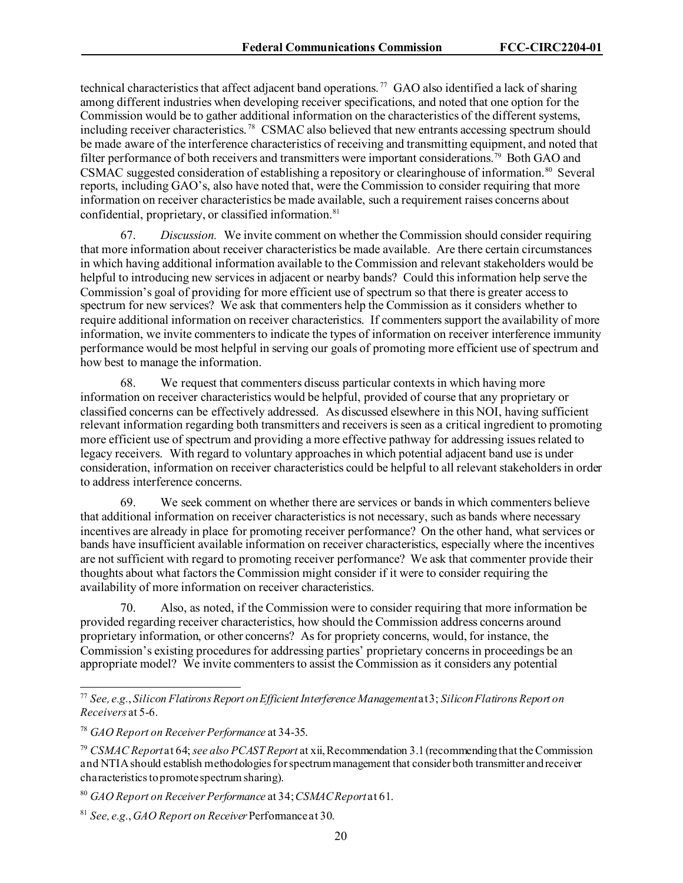technical characteristics that affect adjacent band operations.[77] GAO also identified a lack of sharing among different industries when developing receiver specifications, and noted that one option for the Commission would be to gather additional information on the characteristics of the different systems, including receiver characteristics.[78] CSMAC also believed that new entrants accessing spectrum should be made aware of the interference characteristics of receiving and transmitting equipment, and noted that filter performance of both receivers and transmitters were important considerations.[79] Both GAO and CSMAC suggested consideration of establishing a repository or clearinghouse of information.[80] Several reports, including GAO's, also have noted that, were the Commission to consider requiring that more information on receiver characteristics be made available, such a requirement raises concerns about confidential, proprietary, or classified information.[81]

67. *Discussion.* We invite comment on whether the Commission should consider requiring that more information about receiver characteristics be made available. Are there certain circumstances in which having additional information available to the Commission and relevant stakeholders would be helpful to introducing new services in adjacent or nearby bands? Could this information help serve the Commission's goal of providing for more efficient use of spectrum so that there is greater access to spectrum for new services? We ask that commenters help the Commission as it considers whether to require additional information on receiver characteristics. If commenters support the availability of more information, we invite commenters to indicate the types of information on receiver interference immunity performance would be most helpful in serving our goals of promoting more efficient use of spectrum and how best to manage the information.

68. We request that commenters discuss particular contexts in which having more information on receiver characteristics would be helpful, provided of course that any proprietary or classified concerns can be effectively addressed. As discussed elsewhere in this NOI, having sufficient relevant information regarding both transmitters and receivers is seen as a critical ingredient to promoting more efficient use of spectrum and providing a more effective pathway for addressing issues related to legacy receivers. With regard to voluntary approaches in which potential adjacent band use is under consideration, information on receiver characteristics could be helpful to all relevant stakeholders in order to address interference concerns.

69. We seek comment on whether there are services or bands in which commenters believe that additional information on receiver characteristics is not necessary, such as bands where necessary incentives are already in place for promoting receiver performance? On the other hand, what services or bands have insufficient available information on receiver characteristics, especially where the incentives are not sufficient with regard to promoting receiver performance? We ask that commenter provide their thoughts about what factors the Commission might consider if it were to consider requiring the availability of more information on receiver characteristics.

70. Also, as noted, if the Commission were to consider requiring that more information be provided regarding receiver characteristics, how should the Commission address concerns around proprietary information, or other concerns? As for propriety concerns, would, for instance, the Commission's existing procedures for addressing parties' proprietary concerns in proceedings be an appropriate model? We invite commenters to assist the Commission as it considers any potential

---

[77] *See, e.g.*, *Silicon Flatirons Report on Efficient Interference Management* at 3; *Silicon Flatirons Report on Receivers* at 5-6.

[78] *GAO Report on Receiver Performance* at 34-35.

[79] *CSMAC Report* at 64; *see also PCAST Report* at xii, Recommendation 3.1 (recommending that the Commission and NTIA should establish methodologies for spectrum management that consider both transmitter and receiver characteristics to promote spectrum sharing).

[80] *GAO Report on Receiver Performance* at 34; *CSMAC Report* at 61.

[81] *See, e.g.*, *GAO Report on Receiver* Performance at 30.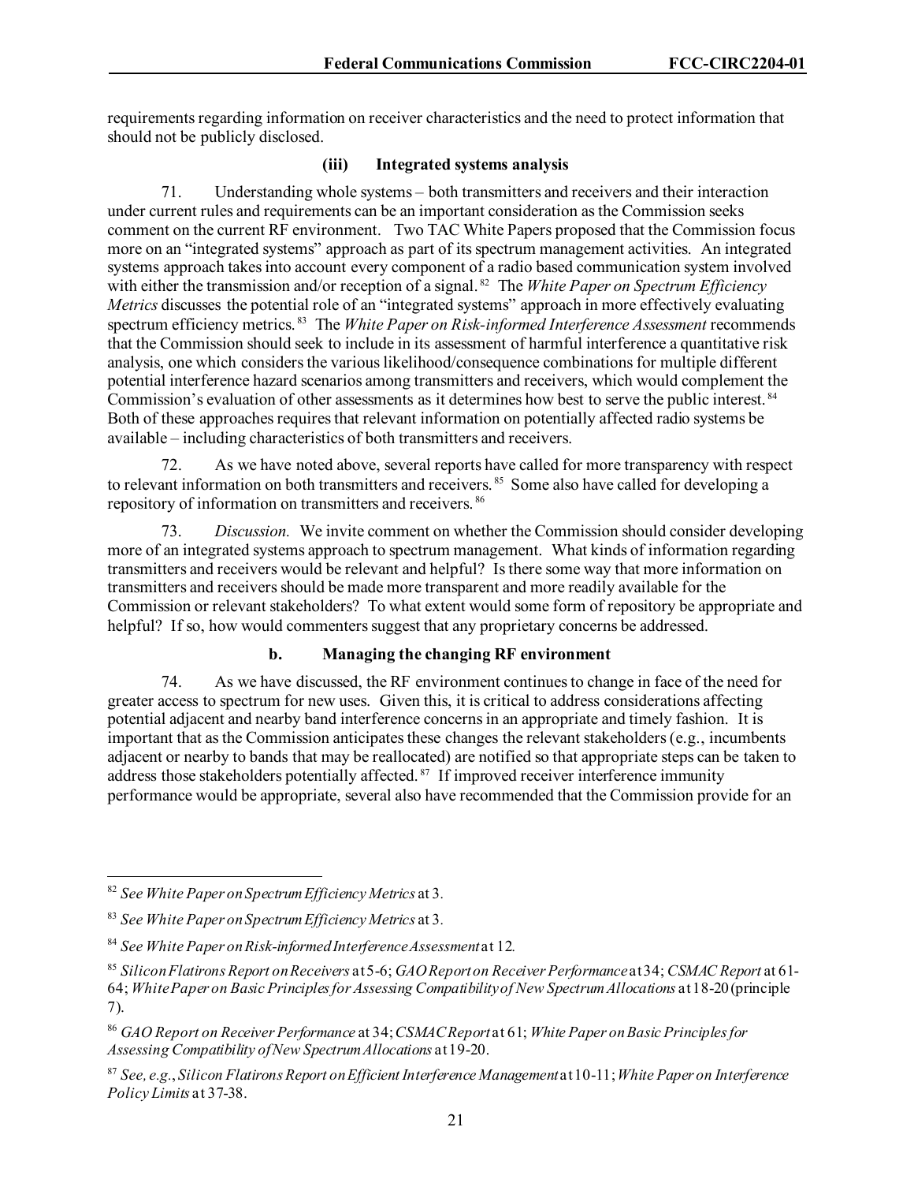requirements regarding information on receiver characteristics and the need to protect information that should not be publicly disclosed.

#### (iii) Integrated systems analysis

71. Understanding whole systems – both transmitters and receivers and their interaction under current rules and requirements can be an important consideration as the Commission seeks comment on the current RF environment. Two TAC White Papers proposed that the Commission focus more on an "integrated systems" approach as part of its spectrum management activities. An integrated systems approach takes into account every component of a radio based communication system involved with either the transmission and/or reception of a signal.[82] The *White Paper on Spectrum Efficiency Metrics* discusses the potential role of an "integrated systems" approach in more effectively evaluating spectrum efficiency metrics.[83] The *White Paper on Risk-informed Interference Assessment* recommends that the Commission should seek to include in its assessment of harmful interference a quantitative risk analysis, one which considers the various likelihood/consequence combinations for multiple different potential interference hazard scenarios among transmitters and receivers, which would complement the Commission's evaluation of other assessments as it determines how best to serve the public interest.[84] Both of these approaches requires that relevant information on potentially affected radio systems be available – including characteristics of both transmitters and receivers.

72. As we have noted above, several reports have called for more transparency with respect to relevant information on both transmitters and receivers.[85] Some also have called for developing a repository of information on transmitters and receivers.[86]

73. *Discussion.* We invite comment on whether the Commission should consider developing more of an integrated systems approach to spectrum management. What kinds of information regarding transmitters and receivers would be relevant and helpful? Is there some way that more information on transmitters and receivers should be made more transparent and more readily available for the Commission or relevant stakeholders? To what extent would some form of repository be appropriate and helpful? If so, how would commenters suggest that any proprietary concerns be addressed.

### b. Managing the changing RF environment

74. As we have discussed, the RF environment continues to change in face of the need for greater access to spectrum for new uses. Given this, it is critical to address considerations affecting potential adjacent and nearby band interference concerns in an appropriate and timely fashion. It is important that as the Commission anticipates these changes the relevant stakeholders (e.g., incumbents adjacent or nearby to bands that may be reallocated) are notified so that appropriate steps can be taken to address those stakeholders potentially affected.[87] If improved receiver interference immunity performance would be appropriate, several also have recommended that the Commission provide for an

---

[82] *See White Paper on Spectrum Efficiency Metrics* at 3.

[83] *See White Paper on Spectrum Efficiency Metrics* at 3.

[84] *See White Paper on Risk-informed Interference Assessment* at 12.

[85] *Silicon Flatirons Report on Receivers* at 5-6; *GAO Report on Receiver Performance* at 34; *CSMAC Report* at 61-64; *White Paper on Basic Principles for Assessing Compatibility of New Spectrum Allocations* at 18-20 (principle 7).

[86] *GAO Report on Receiver Performance* at 34; *CSMAC Report* at 61; *White Paper on Basic Principles for Assessing Compatibility of New Spectrum Allocations* at 19-20.

[87] *See, e.g.*, *Silicon Flatirons Report on Efficient Interference Management* at 10-11; *White Paper on Interference Policy Limits* at 37-38.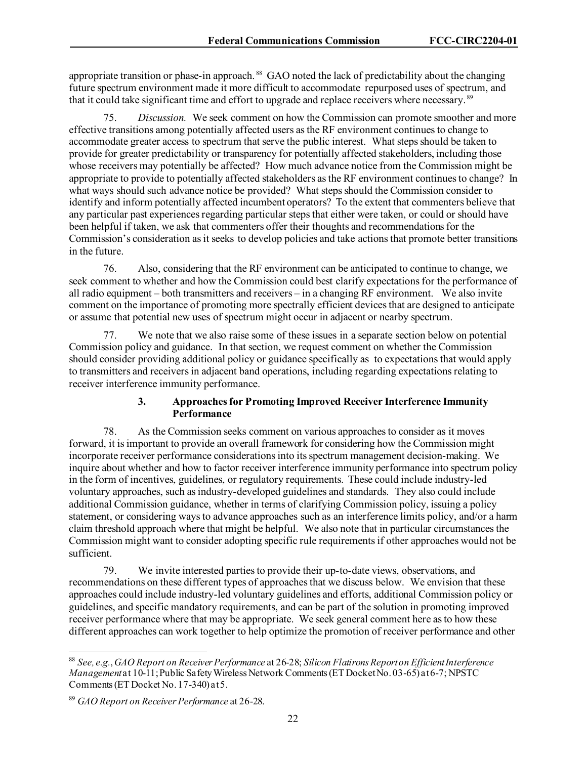appropriate transition or phase-in approach.[88] GAO noted the lack of predictability about the changing future spectrum environment made it more difficult to accommodate repurposed uses of spectrum, and that it could take significant time and effort to upgrade and replace receivers where necessary.[89]

75. *Discussion.* We seek comment on how the Commission can promote smoother and more effective transitions among potentially affected users as the RF environment continues to change to accommodate greater access to spectrum that serve the public interest. What steps should be taken to provide for greater predictability or transparency for potentially affected stakeholders, including those whose receivers may potentially be affected? How much advance notice from the Commission might be appropriate to provide to potentially affected stakeholders as the RF environment continues to change? In what ways should such advance notice be provided? What steps should the Commission consider to identify and inform potentially affected incumbent operators? To the extent that commenters believe that any particular past experiences regarding particular steps that either were taken, or could or should have been helpful if taken, we ask that commenters offer their thoughts and recommendations for the Commission's consideration as it seeks to develop policies and take actions that promote better transitions in the future.

76. Also, considering that the RF environment can be anticipated to continue to change, we seek comment to whether and how the Commission could best clarify expectations for the performance of all radio equipment – both transmitters and receivers – in a changing RF environment. We also invite comment on the importance of promoting more spectrally efficient devices that are designed to anticipate or assume that potential new uses of spectrum might occur in adjacent or nearby spectrum.

77. We note that we also raise some of these issues in a separate section below on potential Commission policy and guidance. In that section, we request comment on whether the Commission should consider providing additional policy or guidance specifically as to expectations that would apply to transmitters and receivers in adjacent band operations, including regarding expectations relating to receiver interference immunity performance.

### 3. Approaches for Promoting Improved Receiver Interference Immunity Performance

78. As the Commission seeks comment on various approaches to consider as it moves forward, it is important to provide an overall framework for considering how the Commission might incorporate receiver performance considerations into its spectrum management decision-making. We inquire about whether and how to factor receiver interference immunity performance into spectrum policy in the form of incentives, guidelines, or regulatory requirements. These could include industry-led voluntary approaches, such as industry-developed guidelines and standards. They also could include additional Commission guidance, whether in terms of clarifying Commission policy, issuing a policy statement, or considering ways to advance approaches such as an interference limits policy, and/or a harm claim threshold approach where that might be helpful. We also note that in particular circumstances the Commission might want to consider adopting specific rule requirements if other approaches would not be sufficient.

79. We invite interested parties to provide their up-to-date views, observations, and recommendations on these different types of approaches that we discuss below. We envision that these approaches could include industry-led voluntary guidelines and efforts, additional Commission policy or guidelines, and specific mandatory requirements, and can be part of the solution in promoting improved receiver performance where that may be appropriate. We seek general comment here as to how these different approaches can work together to help optimize the promotion of receiver performance and other

---

[88] *See, e.g.*, *GAO Report on Receiver Performance* at 26-28; *Silicon Flatirons Report on Efficient Interference Management* at 10-11; Public Safety Wireless Network Comments (ET Docket No. 03-65) at 6-7; NPSTC Comments (ET Docket No. 17-340) at 5.

[89] *GAO Report on Receiver Performance* at 26-28.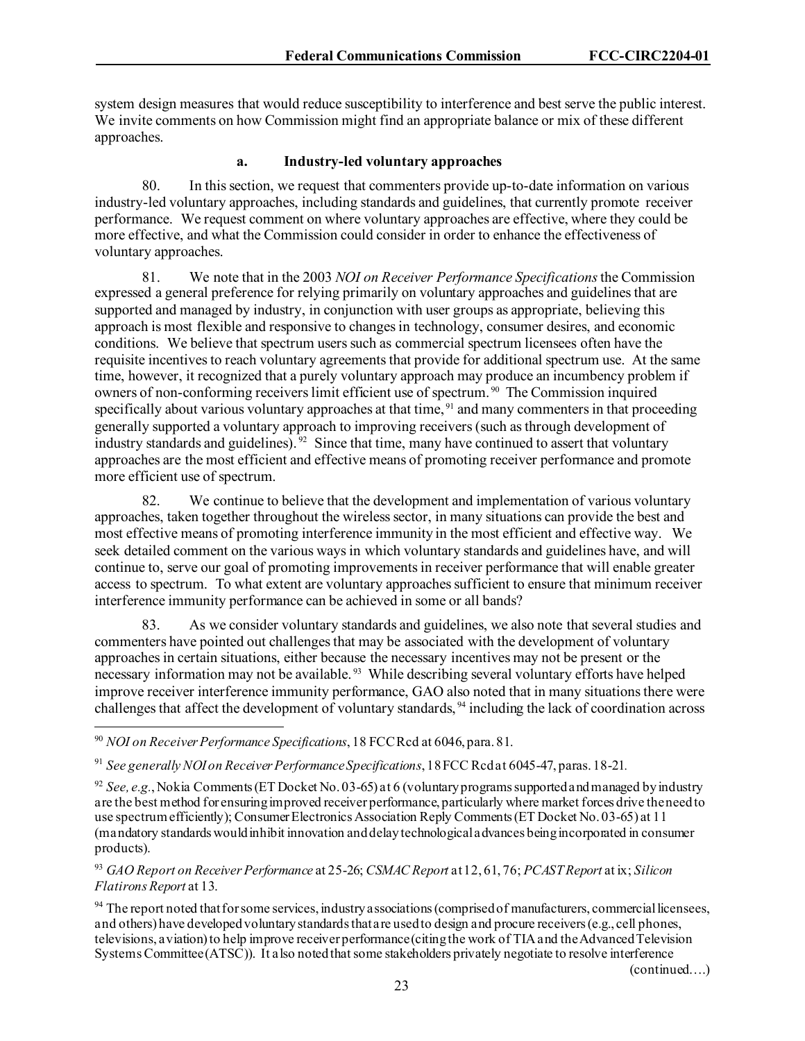system design measures that would reduce susceptibility to interference and best serve the public interest. We invite comments on how Commission might find an appropriate balance or mix of these different approaches.

#### a. Industry-led voluntary approaches

80. In this section, we request that commenters provide up-to-date information on various industry-led voluntary approaches, including standards and guidelines, that currently promote receiver performance. We request comment on where voluntary approaches are effective, where they could be more effective, and what the Commission could consider in order to enhance the effectiveness of voluntary approaches.

81. We note that in the 2003 *NOI on Receiver Performance Specifications* the Commission expressed a general preference for relying primarily on voluntary approaches and guidelines that are supported and managed by industry, in conjunction with user groups as appropriate, believing this approach is most flexible and responsive to changes in technology, consumer desires, and economic conditions. We believe that spectrum users such as commercial spectrum licensees often have the requisite incentives to reach voluntary agreements that provide for additional spectrum use. At the same time, however, it recognized that a purely voluntary approach may produce an incumbency problem if owners of non-conforming receivers limit efficient use of spectrum.[90] The Commission inquired specifically about various voluntary approaches at that time,[91] and many commenters in that proceeding generally supported a voluntary approach to improving receivers (such as through development of industry standards and guidelines).[92] Since that time, many have continued to assert that voluntary approaches are the most efficient and effective means of promoting receiver performance and promote more efficient use of spectrum.

82. We continue to believe that the development and implementation of various voluntary approaches, taken together throughout the wireless sector, in many situations can provide the best and most effective means of promoting interference immunity in the most efficient and effective way. We seek detailed comment on the various ways in which voluntary standards and guidelines have, and will continue to, serve our goal of promoting improvements in receiver performance that will enable greater access to spectrum. To what extent are voluntary approaches sufficient to ensure that minimum receiver interference immunity performance can be achieved in some or all bands?

83. As we consider voluntary standards and guidelines, we also note that several studies and commenters have pointed out challenges that may be associated with the development of voluntary approaches in certain situations, either because the necessary incentives may not be present or the necessary information may not be available.[93] While describing several voluntary efforts have helped improve receiver interference immunity performance, GAO also noted that in many situations there were challenges that affect the development of voluntary standards,[94] including the lack of coordination across

---

[90] *NOI on Receiver Performance Specifications*, 18 FCC Rcd at 6046, para. 81.

[91] *See generally NOI on Receiver Performance Specifications*, 18 FCC Rcd at 6045-47, paras. 18-21.

[92] *See, e.g.*, Nokia Comments (ET Docket No. 03-65) at 6 (voluntary programs supported and managed by industry are the best method for ensuring improved receiver performance, particularly where market forces drive the need to use spectrum efficiently); Consumer Electronics Association Reply Comments (ET Docket No. 03-65) at 11 (mandatory standards would inhibit innovation and delay technological advances being incorporated in consumer products).

[93] *GAO Report on Receiver Performance* at 25-26; *CSMAC Report* at 12, 61, 76; *PCAST Report* at ix; *Silicon Flatirons Report* at 13.

[94] The report noted that for some services, industry associations (comprised of manufacturers, commercial licensees, and others) have developed voluntary standards that are used to design and procure receivers (e.g., cell phones, televisions, aviation) to help improve receiver performance (citing the work of TIA and the Advanced Television Systems Committee (ATSC)). It also noted that some stakeholders privately negotiate to resolve interference (continued….)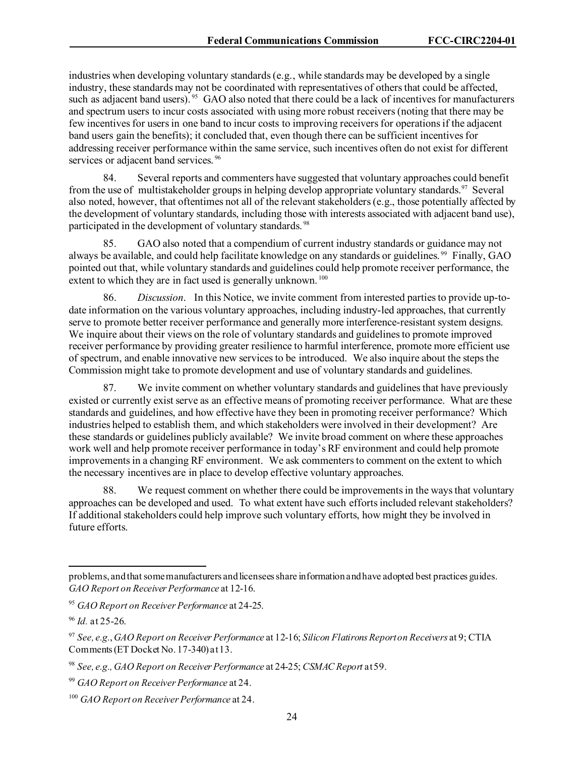industries when developing voluntary standards (e.g., while standards may be developed by a single industry, these standards may not be coordinated with representatives of others that could be affected, such as adjacent band users).[95] GAO also noted that there could be a lack of incentives for manufacturers and spectrum users to incur costs associated with using more robust receivers (noting that there may be few incentives for users in one band to incur costs to improving receivers for operations if the adjacent band users gain the benefits); it concluded that, even though there can be sufficient incentives for addressing receiver performance within the same service, such incentives often do not exist for different services or adjacent band services.[96]

84. Several reports and commenters have suggested that voluntary approaches could benefit from the use of multistakeholder groups in helping develop appropriate voluntary standards.[97] Several also noted, however, that oftentimes not all of the relevant stakeholders (e.g., those potentially affected by the development of voluntary standards, including those with interests associated with adjacent band use), participated in the development of voluntary standards.[98]

85. GAO also noted that a compendium of current industry standards or guidance may not always be available, and could help facilitate knowledge on any standards or guidelines.[99] Finally, GAO pointed out that, while voluntary standards and guidelines could help promote receiver performance, the extent to which they are in fact used is generally unknown.[100]

86. *Discussion*. In this Notice, we invite comment from interested parties to provide up-to-date information on the various voluntary approaches, including industry-led approaches, that currently serve to promote better receiver performance and generally more interference-resistant system designs. We inquire about their views on the role of voluntary standards and guidelines to promote improved receiver performance by providing greater resilience to harmful interference, promote more efficient use of spectrum, and enable innovative new services to be introduced. We also inquire about the steps the Commission might take to promote development and use of voluntary standards and guidelines.

87. We invite comment on whether voluntary standards and guidelines that have previously existed or currently exist serve as an effective means of promoting receiver performance. What are these standards and guidelines, and how effective have they been in promoting receiver performance? Which industries helped to establish them, and which stakeholders were involved in their development? Are these standards or guidelines publicly available? We invite broad comment on where these approaches work well and help promote receiver performance in today's RF environment and could help promote improvements in a changing RF environment. We ask commenters to comment on the extent to which the necessary incentives are in place to develop effective voluntary approaches.

88. We request comment on whether there could be improvements in the ways that voluntary approaches can be developed and used. To what extent have such efforts included relevant stakeholders? If additional stakeholders could help improve such voluntary efforts, how might they be involved in future efforts.

---

problems, and that some manufacturers and licensees share information and have adopted best practices guides. *GAO Report on Receiver Performance* at 12-16.

[95] *GAO Report on Receiver Performance* at 24-25.

[96] *Id.* at 25-26.

[97] *See, e.g.*, *GAO Report on Receiver Performance* at 12-16; *Silicon Flatirons Report on Receivers* at 9; CTIA Comments (ET Docket No. 17-340) at 13.

[98] *See, e.g., GAO Report on Receiver Performance* at 24-25; *CSMAC Report* at 59.

[99] *GAO Report on Receiver Performance* at 24.

[100] *GAO Report on Receiver Performance* at 24.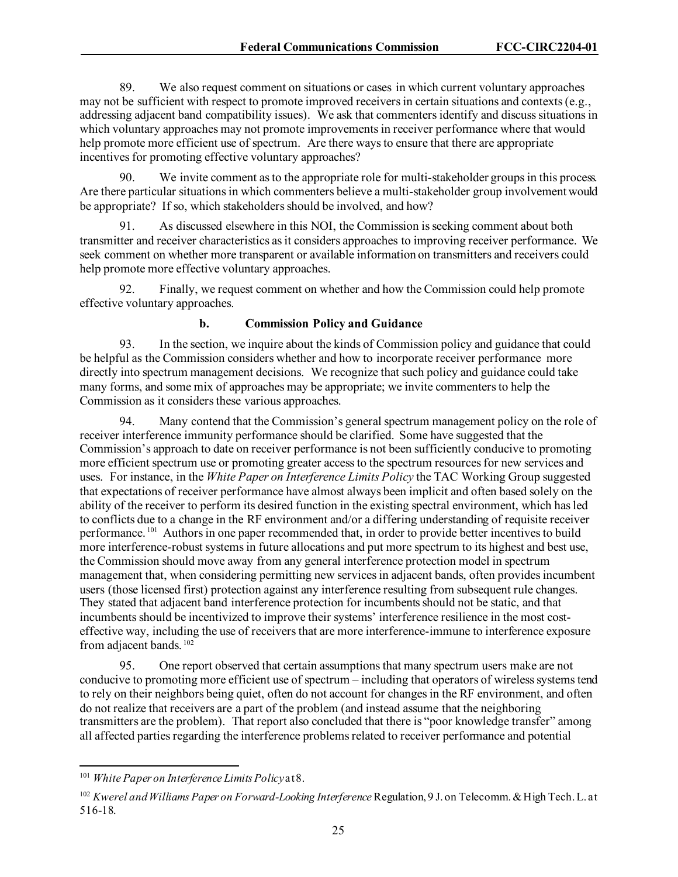89. We also request comment on situations or cases in which current voluntary approaches may not be sufficient with respect to promote improved receivers in certain situations and contexts (e.g., addressing adjacent band compatibility issues). We ask that commenters identify and discuss situations in which voluntary approaches may not promote improvements in receiver performance where that would help promote more efficient use of spectrum. Are there ways to ensure that there are appropriate incentives for promoting effective voluntary approaches?

90. We invite comment as to the appropriate role for multi-stakeholder groups in this process. Are there particular situations in which commenters believe a multi-stakeholder group involvement would be appropriate? If so, which stakeholders should be involved, and how?

91. As discussed elsewhere in this NOI, the Commission is seeking comment about both transmitter and receiver characteristics as it considers approaches to improving receiver performance. We seek comment on whether more transparent or available information on transmitters and receivers could help promote more effective voluntary approaches.

92. Finally, we request comment on whether and how the Commission could help promote effective voluntary approaches.

**b. Commission Policy and Guidance**

93. In the section, we inquire about the kinds of Commission policy and guidance that could be helpful as the Commission considers whether and how to incorporate receiver performance more directly into spectrum management decisions. We recognize that such policy and guidance could take many forms, and some mix of approaches may be appropriate; we invite commenters to help the Commission as it considers these various approaches.

94. Many contend that the Commission's general spectrum management policy on the role of receiver interference immunity performance should be clarified. Some have suggested that the Commission's approach to date on receiver performance is not been sufficiently conducive to promoting more efficient spectrum use or promoting greater access to the spectrum resources for new services and uses. For instance, in the *White Paper on Interference Limits Policy* the TAC Working Group suggested that expectations of receiver performance have almost always been implicit and often based solely on the ability of the receiver to perform its desired function in the existing spectral environment, which has led to conflicts due to a change in the RF environment and/or a differing understanding of requisite receiver performance.[101] Authors in one paper recommended that, in order to provide better incentives to build more interference-robust systems in future allocations and put more spectrum to its highest and best use, the Commission should move away from any general interference protection model in spectrum management that, when considering permitting new services in adjacent bands, often provides incumbent users (those licensed first) protection against any interference resulting from subsequent rule changes. They stated that adjacent band interference protection for incumbents should not be static, and that incumbents should be incentivized to improve their systems' interference resilience in the most cost-effective way, including the use of receivers that are more interference-immune to interference exposure from adjacent bands.[102]

95. One report observed that certain assumptions that many spectrum users make are not conducive to promoting more efficient use of spectrum – including that operators of wireless systems tend to rely on their neighbors being quiet, often do not account for changes in the RF environment, and often do not realize that receivers are a part of the problem (and instead assume that the neighboring transmitters are the problem). That report also concluded that there is "poor knowledge transfer" among all affected parties regarding the interference problems related to receiver performance and potential

---

[101] *White Paper on Interference Limits Policy* at 8.

[102] *Kwerel and Williams Paper on Forward-Looking Interference* Regulation, 9 J. on Telecomm. & High Tech. L. at 516-18.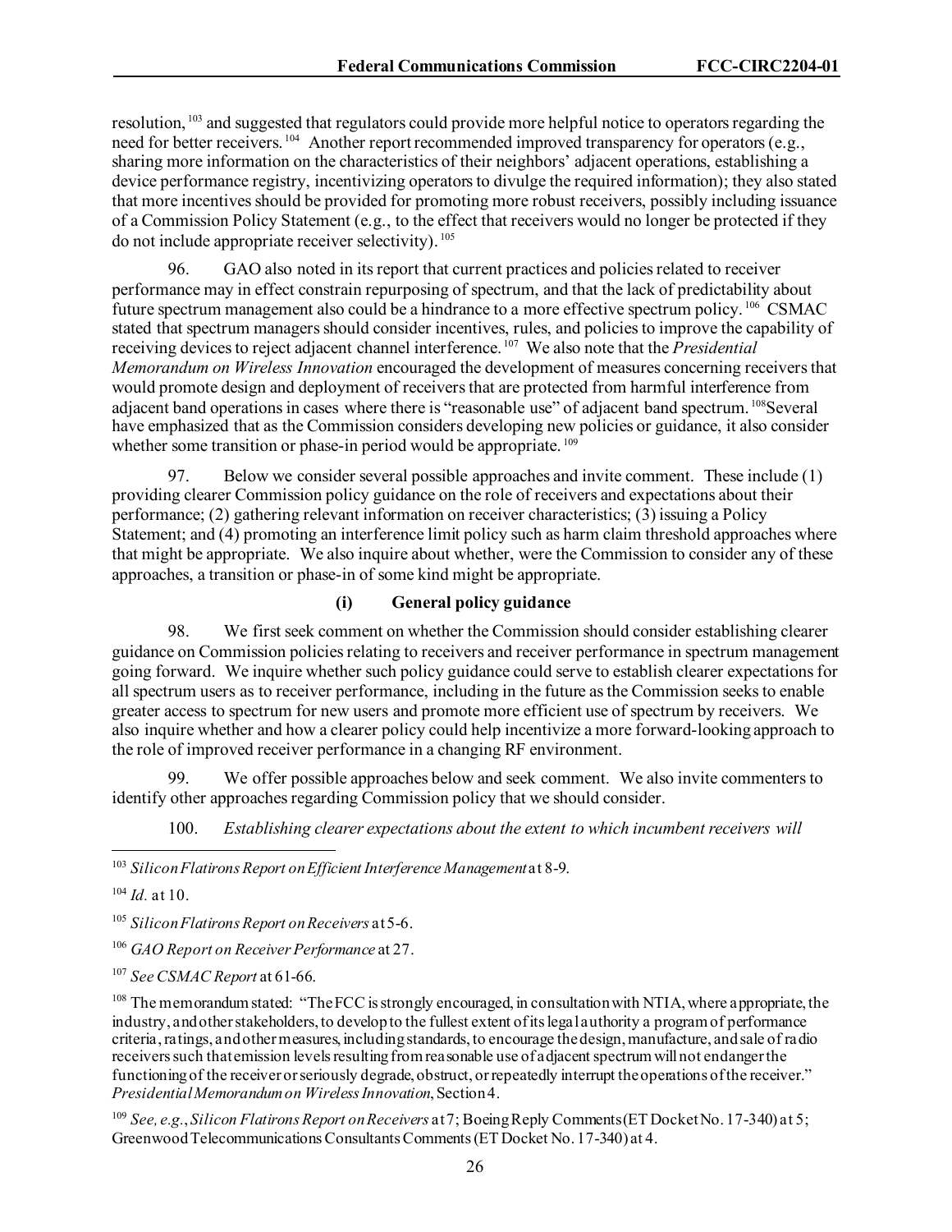resolution,[103] and suggested that regulators could provide more helpful notice to operators regarding the need for better receivers.[104] Another report recommended improved transparency for operators (e.g., sharing more information on the characteristics of their neighbors' adjacent operations, establishing a device performance registry, incentivizing operators to divulge the required information); they also stated that more incentives should be provided for promoting more robust receivers, possibly including issuance of a Commission Policy Statement (e.g., to the effect that receivers would no longer be protected if they do not include appropriate receiver selectivity).[105]

96. GAO also noted in its report that current practices and policies related to receiver performance may in effect constrain repurposing of spectrum, and that the lack of predictability about future spectrum management also could be a hindrance to a more effective spectrum policy.[106] CSMAC stated that spectrum managers should consider incentives, rules, and policies to improve the capability of receiving devices to reject adjacent channel interference.[107] We also note that the *Presidential Memorandum on Wireless Innovation* encouraged the development of measures concerning receivers that would promote design and deployment of receivers that are protected from harmful interference from adjacent band operations in cases where there is "reasonable use" of adjacent band spectrum.[108] Several have emphasized that as the Commission considers developing new policies or guidance, it also consider whether some transition or phase-in period would be appropriate.[109]

97. Below we consider several possible approaches and invite comment. These include (1) providing clearer Commission policy guidance on the role of receivers and expectations about their performance; (2) gathering relevant information on receiver characteristics; (3) issuing a Policy Statement; and (4) promoting an interference limit policy such as harm claim threshold approaches where that might be appropriate. We also inquire about whether, were the Commission to consider any of these approaches, a transition or phase-in of some kind might be appropriate.

#### (i) General policy guidance

98. We first seek comment on whether the Commission should consider establishing clearer guidance on Commission policies relating to receivers and receiver performance in spectrum management going forward. We inquire whether such policy guidance could serve to establish clearer expectations for all spectrum users as to receiver performance, including in the future as the Commission seeks to enable greater access to spectrum for new users and promote more efficient use of spectrum by receivers. We also inquire whether and how a clearer policy could help incentivize a more forward-looking approach to the role of improved receiver performance in a changing RF environment.

99. We offer possible approaches below and seek comment. We also invite commenters to identify other approaches regarding Commission policy that we should consider.

100. *Establishing clearer expectations about the extent to which incumbent receivers will*

---

[103] *Silicon Flatirons Report on Efficient Interference Management* at 8-9.

[104] *Id.* at 10.

[105] *Silicon Flatirons Report on Receivers* at 5-6.

[106] *GAO Report on Receiver Performance* at 27.

[107] *See CSMAC Report* at 61-66.

[108] The memorandum stated: "The FCC is strongly encouraged, in consultation with NTIA, where appropriate, the industry, and other stakeholders, to develop to the fullest extent of its legal authority a program of performance criteria, ratings, and other measures, including standards, to encourage the design, manufacture, and sale of radio receivers such that emission levels resulting from reasonable use of adjacent spectrum will not endanger the functioning of the receiver or seriously degrade, obstruct, or repeatedly interrupt the operations of the receiver." *Presidential Memorandum on Wireless Innovation*, Section 4.

[109] *See, e.g.*, *Silicon Flatirons Report on Receivers* at 7; Boeing Reply Comments (ET Docket No. 17-340) at 5; Greenwood Telecommunications Consultants Comments (ET Docket No. 17-340) at 4.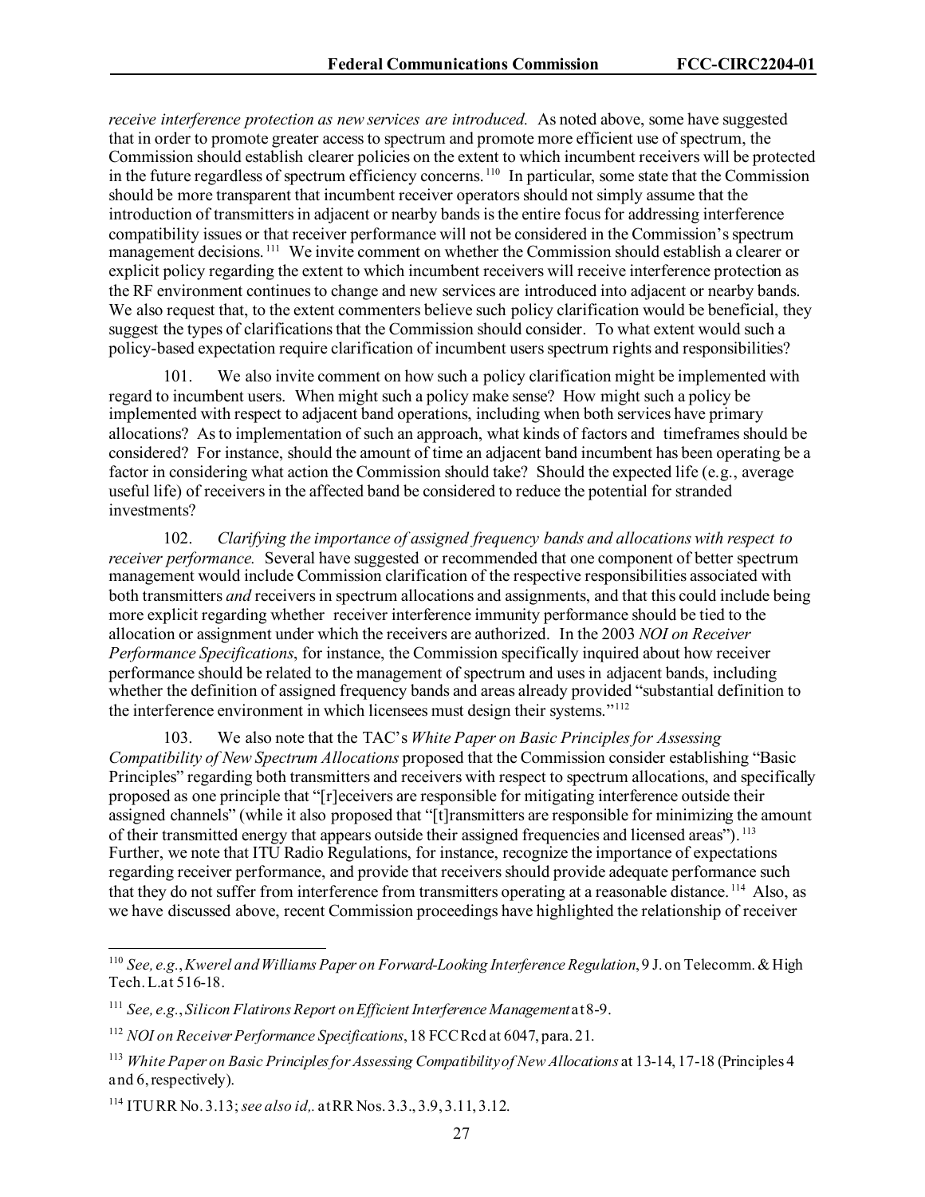*receive interference protection as new services are introduced.* As noted above, some have suggested that in order to promote greater access to spectrum and promote more efficient use of spectrum, the Commission should establish clearer policies on the extent to which incumbent receivers will be protected in the future regardless of spectrum efficiency concerns.[110] In particular, some state that the Commission should be more transparent that incumbent receiver operators should not simply assume that the introduction of transmitters in adjacent or nearby bands is the entire focus for addressing interference compatibility issues or that receiver performance will not be considered in the Commission's spectrum management decisions.[111] We invite comment on whether the Commission should establish a clearer or explicit policy regarding the extent to which incumbent receivers will receive interference protection as the RF environment continues to change and new services are introduced into adjacent or nearby bands. We also request that, to the extent commenters believe such policy clarification would be beneficial, they suggest the types of clarifications that the Commission should consider. To what extent would such a policy-based expectation require clarification of incumbent users spectrum rights and responsibilities?

101. We also invite comment on how such a policy clarification might be implemented with regard to incumbent users. When might such a policy make sense? How might such a policy be implemented with respect to adjacent band operations, including when both services have primary allocations? As to implementation of such an approach, what kinds of factors and timeframes should be considered? For instance, should the amount of time an adjacent band incumbent has been operating be a factor in considering what action the Commission should take? Should the expected life (e.g., average useful life) of receivers in the affected band be considered to reduce the potential for stranded investments?

102. *Clarifying the importance of assigned frequency bands and allocations with respect to receiver performance.* Several have suggested or recommended that one component of better spectrum management would include Commission clarification of the respective responsibilities associated with both transmitters *and* receivers in spectrum allocations and assignments, and that this could include being more explicit regarding whether receiver interference immunity performance should be tied to the allocation or assignment under which the receivers are authorized. In the 2003 *NOI on Receiver Performance Specifications*, for instance, the Commission specifically inquired about how receiver performance should be related to the management of spectrum and uses in adjacent bands, including whether the definition of assigned frequency bands and areas already provided "substantial definition to the interference environment in which licensees must design their systems."[112]

103. We also note that the TAC's *White Paper on Basic Principles for Assessing Compatibility of New Spectrum Allocations* proposed that the Commission consider establishing "Basic Principles" regarding both transmitters and receivers with respect to spectrum allocations, and specifically proposed as one principle that "[r]eceivers are responsible for mitigating interference outside their assigned channels" (while it also proposed that "[t]ransmitters are responsible for minimizing the amount of their transmitted energy that appears outside their assigned frequencies and licensed areas").[113] Further, we note that ITU Radio Regulations, for instance, recognize the importance of expectations regarding receiver performance, and provide that receivers should provide adequate performance such that they do not suffer from interference from transmitters operating at a reasonable distance.[114] Also, as we have discussed above, recent Commission proceedings have highlighted the relationship of receiver

---

[110] *See, e.g.*, *Kwerel and Williams Paper on Forward-Looking Interference Regulation*, 9 J. on Telecomm. & High Tech. L.at 516-18.

[111] *See, e.g.*, *Silicon Flatirons Report on Efficient Interference Management* at 8-9.

[112] *NOI on Receiver Performance Specifications*, 18 FCC Rcd at 6047, para. 21.

[113] *White Paper on Basic Principles for Assessing Compatibility of New Allocations* at 13-14, 17-18 (Principles 4 and 6, respectively).

[114] ITU RR No. 3.13; *see also id,.* at RR Nos. 3.3., 3.9, 3.11, 3.12.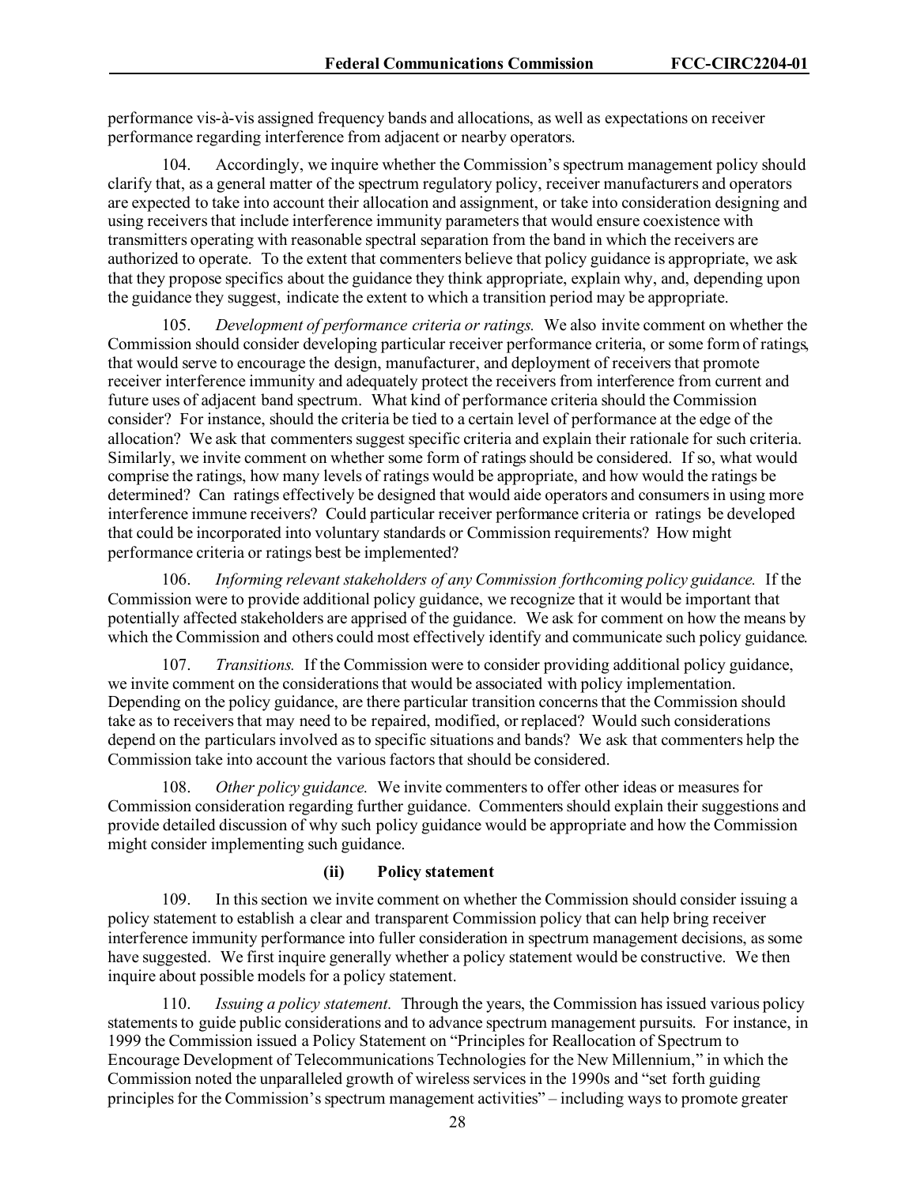performance vis-à-vis assigned frequency bands and allocations, as well as expectations on receiver performance regarding interference from adjacent or nearby operators.

104. Accordingly, we inquire whether the Commission's spectrum management policy should clarify that, as a general matter of the spectrum regulatory policy, receiver manufacturers and operators are expected to take into account their allocation and assignment, or take into consideration designing and using receivers that include interference immunity parameters that would ensure coexistence with transmitters operating with reasonable spectral separation from the band in which the receivers are authorized to operate. To the extent that commenters believe that policy guidance is appropriate, we ask that they propose specifics about the guidance they think appropriate, explain why, and, depending upon the guidance they suggest, indicate the extent to which a transition period may be appropriate.

105. *Development of performance criteria or ratings.* We also invite comment on whether the Commission should consider developing particular receiver performance criteria, or some form of ratings, that would serve to encourage the design, manufacturer, and deployment of receivers that promote receiver interference immunity and adequately protect the receivers from interference from current and future uses of adjacent band spectrum. What kind of performance criteria should the Commission consider? For instance, should the criteria be tied to a certain level of performance at the edge of the allocation? We ask that commenters suggest specific criteria and explain their rationale for such criteria. Similarly, we invite comment on whether some form of ratings should be considered. If so, what would comprise the ratings, how many levels of ratings would be appropriate, and how would the ratings be determined? Can ratings effectively be designed that would aide operators and consumers in using more interference immune receivers? Could particular receiver performance criteria or ratings be developed that could be incorporated into voluntary standards or Commission requirements? How might performance criteria or ratings best be implemented?

106. *Informing relevant stakeholders of any Commission forthcoming policy guidance.* If the Commission were to provide additional policy guidance, we recognize that it would be important that potentially affected stakeholders are apprised of the guidance. We ask for comment on how the means by which the Commission and others could most effectively identify and communicate such policy guidance.

107. *Transitions.* If the Commission were to consider providing additional policy guidance, we invite comment on the considerations that would be associated with policy implementation. Depending on the policy guidance, are there particular transition concerns that the Commission should take as to receivers that may need to be repaired, modified, or replaced? Would such considerations depend on the particulars involved as to specific situations and bands? We ask that commenters help the Commission take into account the various factors that should be considered.

108. *Other policy guidance.* We invite commenters to offer other ideas or measures for Commission consideration regarding further guidance. Commenters should explain their suggestions and provide detailed discussion of why such policy guidance would be appropriate and how the Commission might consider implementing such guidance.

#### (ii) Policy statement

109. In this section we invite comment on whether the Commission should consider issuing a policy statement to establish a clear and transparent Commission policy that can help bring receiver interference immunity performance into fuller consideration in spectrum management decisions, as some have suggested. We first inquire generally whether a policy statement would be constructive. We then inquire about possible models for a policy statement.

110. *Issuing a policy statement.* Through the years, the Commission has issued various policy statements to guide public considerations and to advance spectrum management pursuits. For instance, in 1999 the Commission issued a Policy Statement on "Principles for Reallocation of Spectrum to Encourage Development of Telecommunications Technologies for the New Millennium," in which the Commission noted the unparalleled growth of wireless services in the 1990s and "set forth guiding principles for the Commission's spectrum management activities" – including ways to promote greater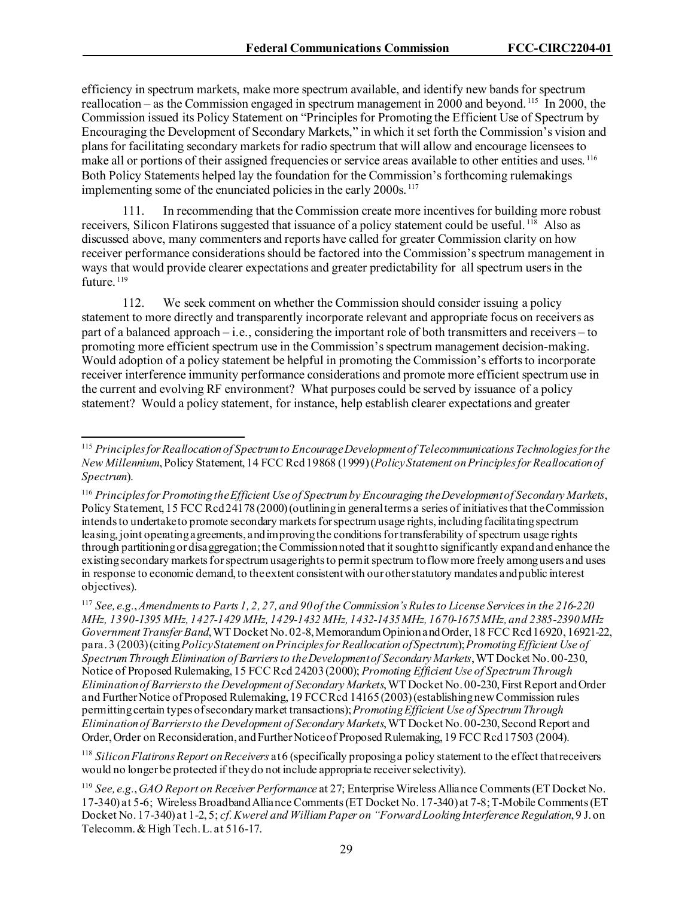efficiency in spectrum markets, make more spectrum available, and identify new bands for spectrum reallocation – as the Commission engaged in spectrum management in 2000 and beyond.[115] In 2000, the Commission issued its Policy Statement on "Principles for Promoting the Efficient Use of Spectrum by Encouraging the Development of Secondary Markets," in which it set forth the Commission's vision and plans for facilitating secondary markets for radio spectrum that will allow and encourage licensees to make all or portions of their assigned frequencies or service areas available to other entities and uses.[116] Both Policy Statements helped lay the foundation for the Commission's forthcoming rulemakings implementing some of the enunciated policies in the early 2000s.[117]

111. In recommending that the Commission create more incentives for building more robust receivers, Silicon Flatirons suggested that issuance of a policy statement could be useful.[118] Also as discussed above, many commenters and reports have called for greater Commission clarity on how receiver performance considerations should be factored into the Commission's spectrum management in ways that would provide clearer expectations and greater predictability for all spectrum users in the future.[119]

112. We seek comment on whether the Commission should consider issuing a policy statement to more directly and transparently incorporate relevant and appropriate focus on receivers as part of a balanced approach – i.e., considering the important role of both transmitters and receivers – to promoting more efficient spectrum use in the Commission's spectrum management decision-making. Would adoption of a policy statement be helpful in promoting the Commission's efforts to incorporate receiver interference immunity performance considerations and promote more efficient spectrum use in the current and evolving RF environment? What purposes could be served by issuance of a policy statement? Would a policy statement, for instance, help establish clearer expectations and greater

---

[115] *Principles for Reallocation of Spectrum to Encourage Development of Telecommunications Technologies for the New Millennium*, Policy Statement, 14 FCC Rcd 19868 (1999) (*Policy Statement on Principles for Reallocation of Spectrum*).

[116] *Principles for Promoting the Efficient Use of Spectrum by Encouraging the Development of Secondary Markets*, Policy Statement, 15 FCC Rcd 24178 (2000) (outlining in general terms a series of initiatives that the Commission intends to undertake to promote secondary markets for spectrum usage rights, including facilitating spectrum leasing, joint operating agreements, and improving the conditions for transferability of spectrum usage rights through partitioning or disaggregation; the Commission noted that it sought to significantly expand and enhance the existing secondary markets for spectrum usage rights to permit spectrum to flow more freely among users and uses in response to economic demand, to the extent consistent with our other statutory mandates and public interest objectives).

[117] *See, e.g.*, *Amendments to Parts 1, 2, 27, and 90 of the Commission's Rules to License Services in the 216-220 MHz, 1390-1395 MHz, 1427-1429 MHz, 1429-1432 MHz, 1432-1435 MHz, 1670-1675 MHz, and 2385-2390 MHz Government Transfer Band*, WT Docket No. 02-8, Memorandum Opinion and Order, 18 FCC Rcd 16920, 16921-22, para. 3 (2003) (citing *Policy Statement on Principles for Reallocation of Spectrum*); *Promoting Efficient Use of Spectrum Through Elimination of Barriers to the Development of Secondary Markets*, WT Docket No. 00-230, Notice of Proposed Rulemaking, 15 FCC Rcd 24203 (2000); *Promoting Efficient Use of Spectrum Through Elimination of Barriers to the Development of Secondary Markets*, WT Docket No. 00-230, First Report and Order and Further Notice of Proposed Rulemaking, 19 FCC Rcd 14165 (2003) (establishing new Commission rules permitting certain types of secondary market transactions); *Promoting Efficient Use of Spectrum Through Elimination of Barriers to the Development of Secondary Markets*, WT Docket No. 00-230, Second Report and Order, Order on Reconsideration, and Further Notice of Proposed Rulemaking, 19 FCC Rcd 17503 (2004).

[118] *Silicon Flatirons Report on Receivers* at 6 (specifically proposing a policy statement to the effect that receivers would no longer be protected if they do not include appropriate receiver selectivity).

[119] *See, e.g.*, *GAO Report on Receiver Performance* at 27; Enterprise Wireless Alliance Comments (ET Docket No. 17-340) at 5-6; Wireless Broadband Alliance Comments (ET Docket No. 17-340) at 7-8; T-Mobile Comments (ET Docket No. 17-340) at 1-2, 5; *cf. Kwerel and William Paper on "Forward Looking Interference Regulation*, 9 J. on Telecomm. & High Tech. L. at 516-17.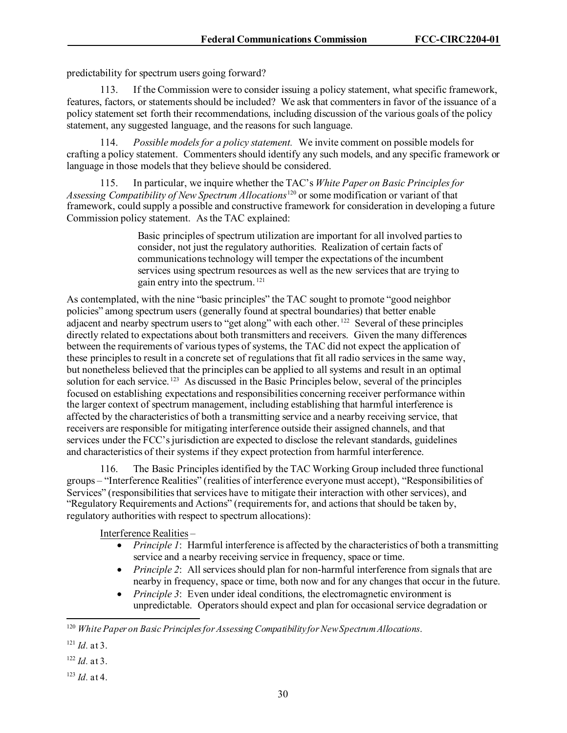predictability for spectrum users going forward?

113. If the Commission were to consider issuing a policy statement, what specific framework, features, factors, or statements should be included? We ask that commenters in favor of the issuance of a policy statement set forth their recommendations, including discussion of the various goals of the policy statement, any suggested language, and the reasons for such language.

114. *Possible models for a policy statement.* We invite comment on possible models for crafting a policy statement. Commenters should identify any such models, and any specific framework or language in those models that they believe should be considered.

115. In particular, we inquire whether the TAC's *White Paper on Basic Principles for Assessing Compatibility of New Spectrum Allocations*[120] or some modification or variant of that framework, could supply a possible and constructive framework for consideration in developing a future Commission policy statement. As the TAC explained:

> Basic principles of spectrum utilization are important for all involved parties to consider, not just the regulatory authorities. Realization of certain facts of communications technology will temper the expectations of the incumbent services using spectrum resources as well as the new services that are trying to gain entry into the spectrum.[121]

As contemplated, with the nine "basic principles" the TAC sought to promote "good neighbor policies" among spectrum users (generally found at spectral boundaries) that better enable adjacent and nearby spectrum users to "get along" with each other.[122] Several of these principles directly related to expectations about both transmitters and receivers. Given the many differences between the requirements of various types of systems, the TAC did not expect the application of these principles to result in a concrete set of regulations that fit all radio services in the same way, but nonetheless believed that the principles can be applied to all systems and result in an optimal solution for each service.[123] As discussed in the Basic Principles below, several of the principles focused on establishing expectations and responsibilities concerning receiver performance within the larger context of spectrum management, including establishing that harmful interference is affected by the characteristics of both a transmitting service and a nearby receiving service, that receivers are responsible for mitigating interference outside their assigned channels, and that services under the FCC's jurisdiction are expected to disclose the relevant standards, guidelines and characteristics of their systems if they expect protection from harmful interference.

116. The Basic Principles identified by the TAC Working Group included three functional groups – "Interference Realities" (realities of interference everyone must accept), "Responsibilities of Services" (responsibilities that services have to mitigate their interaction with other services), and "Regulatory Requirements and Actions" (requirements for, and actions that should be taken by, regulatory authorities with respect to spectrum allocations):

Interference Realities –

- *Principle 1*: Harmful interference is affected by the characteristics of both a transmitting service and a nearby receiving service in frequency, space or time.
- *Principle 2*: All services should plan for non-harmful interference from signals that are nearby in frequency, space or time, both now and for any changes that occur in the future.
- *Principle 3*: Even under ideal conditions, the electromagnetic environment is unpredictable. Operators should expect and plan for occasional service degradation or

---

[120] *White Paper on Basic Principles for Assessing Compatibility for New Spectrum Allocations*.

[121] *Id.* at 3.

[122] *Id.* at 3.

[123] *Id.* at 4.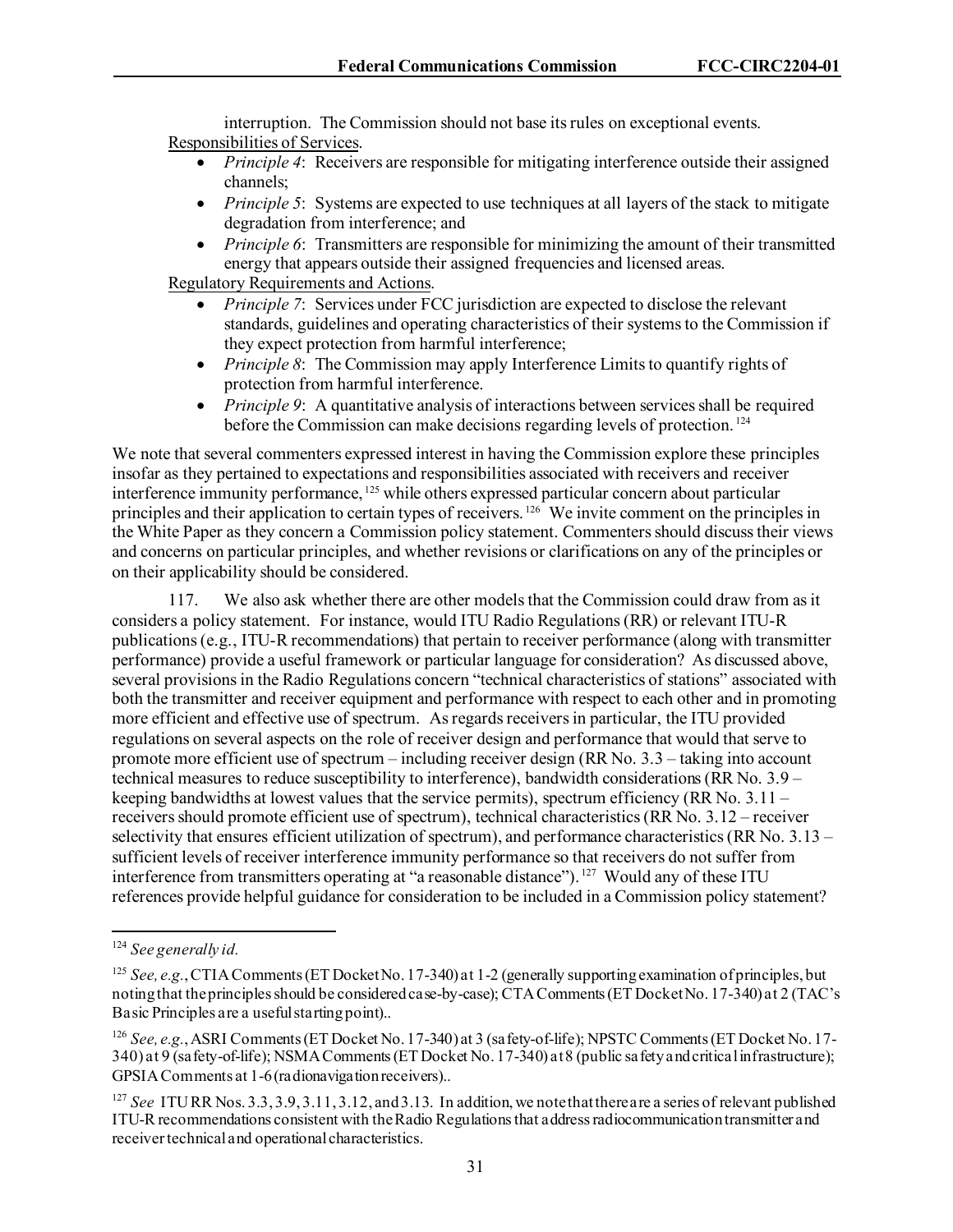interruption. The Commission should not base its rules on exceptional events.

Responsibilities of Services.

- *Principle 4*: Receivers are responsible for mitigating interference outside their assigned channels;
- *Principle 5*: Systems are expected to use techniques at all layers of the stack to mitigate degradation from interference; and
- *Principle 6*: Transmitters are responsible for minimizing the amount of their transmitted energy that appears outside their assigned frequencies and licensed areas.

Regulatory Requirements and Actions.

- *Principle 7*: Services under FCC jurisdiction are expected to disclose the relevant standards, guidelines and operating characteristics of their systems to the Commission if they expect protection from harmful interference;
- *Principle 8*: The Commission may apply Interference Limits to quantify rights of protection from harmful interference.
- *Principle 9*: A quantitative analysis of interactions between services shall be required before the Commission can make decisions regarding levels of protection.[124]

We note that several commenters expressed interest in having the Commission explore these principles insofar as they pertained to expectations and responsibilities associated with receivers and receiver interference immunity performance,[125] while others expressed particular concern about particular principles and their application to certain types of receivers.[126] We invite comment on the principles in the White Paper as they concern a Commission policy statement. Commenters should discuss their views and concerns on particular principles, and whether revisions or clarifications on any of the principles or on their applicability should be considered.

117. We also ask whether there are other models that the Commission could draw from as it considers a policy statement. For instance, would ITU Radio Regulations (RR) or relevant ITU-R publications (e.g., ITU-R recommendations) that pertain to receiver performance (along with transmitter performance) provide a useful framework or particular language for consideration? As discussed above, several provisions in the Radio Regulations concern "technical characteristics of stations" associated with both the transmitter and receiver equipment and performance with respect to each other and in promoting more efficient and effective use of spectrum. As regards receivers in particular, the ITU provided regulations on several aspects on the role of receiver design and performance that would that serve to promote more efficient use of spectrum – including receiver design (RR No. 3.3 – taking into account technical measures to reduce susceptibility to interference), bandwidth considerations (RR No. 3.9 – keeping bandwidths at lowest values that the service permits), spectrum efficiency (RR No. 3.11 – receivers should promote efficient use of spectrum), technical characteristics (RR No. 3.12 – receiver selectivity that ensures efficient utilization of spectrum), and performance characteristics (RR No. 3.13 – sufficient levels of receiver interference immunity performance so that receivers do not suffer from interference from transmitters operating at "a reasonable distance").[127] Would any of these ITU references provide helpful guidance for consideration to be included in a Commission policy statement?

---

[124] *See generally id.*

[125] *See, e.g.*, CTIA Comments (ET Docket No. 17-340) at 1-2 (generally supporting examination of principles, but noting that the principles should be considered case-by-case); CTA Comments (ET Docket No. 17-340) at 2 (TAC's Basic Principles are a useful starting point)..

[126] *See, e.g.*, ASRI Comments (ET Docket No. 17-340) at 3 (safety-of-life); NPSTC Comments (ET Docket No. 17-340) at 9 (safety-of-life); NSMA Comments (ET Docket No. 17-340) at 8 (public safety and critical infrastructure); GPSIA Comments at 1-6 (radionavigation receivers)..

[127] *See* ITU RR Nos. 3.3, 3.9, 3.11, 3.12, and 3.13. In addition, we note that there are a series of relevant published ITU-R recommendations consistent with the Radio Regulations that address radiocommunication transmitter and receiver technical and operational characteristics.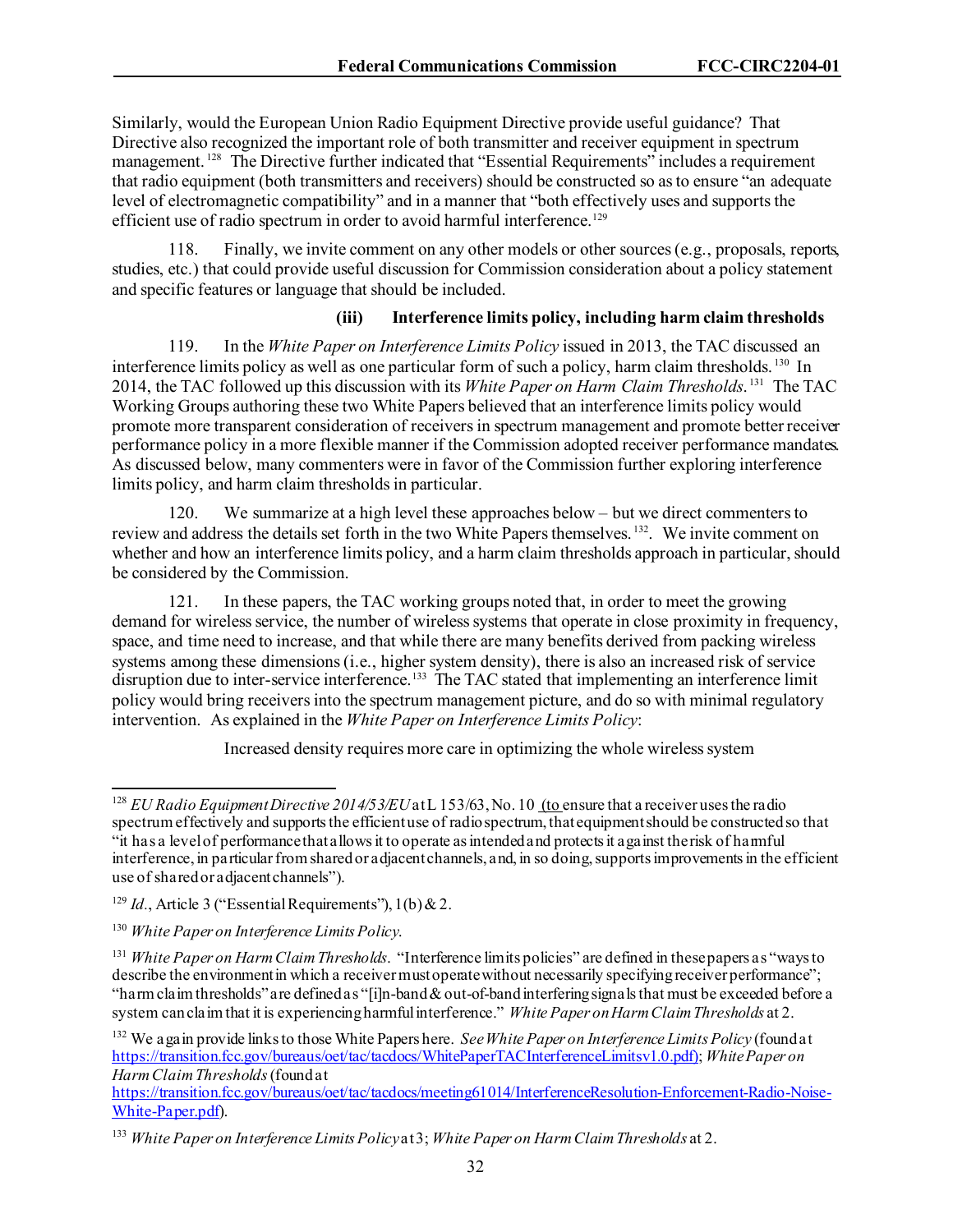Similarly, would the European Union Radio Equipment Directive provide useful guidance? That Directive also recognized the important role of both transmitter and receiver equipment in spectrum management.[128] The Directive further indicated that "Essential Requirements" includes a requirement that radio equipment (both transmitters and receivers) should be constructed so as to ensure "an adequate level of electromagnetic compatibility" and in a manner that "both effectively uses and supports the efficient use of radio spectrum in order to avoid harmful interference.[129]

118. Finally, we invite comment on any other models or other sources (e.g., proposals, reports, studies, etc.) that could provide useful discussion for Commission consideration about a policy statement and specific features or language that should be included.

**(iii) Interference limits policy, including harm claim thresholds**

119. In the *White Paper on Interference Limits Policy* issued in 2013, the TAC discussed an interference limits policy as well as one particular form of such a policy, harm claim thresholds.[130] In 2014, the TAC followed up this discussion with its *White Paper on Harm Claim Thresholds*.[131] The TAC Working Groups authoring these two White Papers believed that an interference limits policy would promote more transparent consideration of receivers in spectrum management and promote better receiver performance policy in a more flexible manner if the Commission adopted receiver performance mandates. As discussed below, many commenters were in favor of the Commission further exploring interference limits policy, and harm claim thresholds in particular.

120. We summarize at a high level these approaches below – but we direct commenters to review and address the details set forth in the two White Papers themselves.[132]. We invite comment on whether and how an interference limits policy, and a harm claim thresholds approach in particular, should be considered by the Commission.

121. In these papers, the TAC working groups noted that, in order to meet the growing demand for wireless service, the number of wireless systems that operate in close proximity in frequency, space, and time need to increase, and that while there are many benefits derived from packing wireless systems among these dimensions (i.e., higher system density), there is also an increased risk of service disruption due to inter-service interference.[133] The TAC stated that implementing an interference limit policy would bring receivers into the spectrum management picture, and do so with minimal regulatory intervention. As explained in the *White Paper on Interference Limits Policy*:

> Increased density requires more care in optimizing the whole wireless system

---

[128] *EU Radio Equipment Directive 2014/53/EU* at L 153/63, No. 10 (to ensure that a receiver uses the radio spectrum effectively and supports the efficient use of radio spectrum, that equipment should be constructed so that "it has a level of performance that allows it to operate as intended and protects it against the risk of harmful interference, in particular from shared or adjacent channels, and, in so doing, supports improvements in the efficient use of shared or adjacent channels").

[129] *Id.*, Article 3 ("Essential Requirements"), 1(b) & 2.

[130] *White Paper on Interference Limits Policy*.

[131] *White Paper on Harm Claim Thresholds*. "Interference limits policies" are defined in these papers as "ways to describe the environment in which a receiver must operate without necessarily specifying receiver performance"; "harm claim thresholds" are defined as "[i]n-band & out-of-band interfering signals that must be exceeded before a system can claim that it is experiencing harmful interference." *White Paper on Harm Claim Thresholds* at 2.

[132] We again provide links to those White Papers here. *See White Paper on Interference Limits Policy* (found at https://transition.fcc.gov/bureaus/oet/tac/tacdocs/WhitePaperTACInterferenceLimitsv1.0.pdf); *White Paper on Harm Claim Thresholds* (found at https://transition.fcc.gov/bureaus/oet/tac/tacdocs/meeting61014/InterferenceResolution-Enforcement-Radio-Noise-White-Paper.pdf).

[133] *White Paper on Interference Limits Policy* at 3; *White Paper on Harm Claim Thresholds* at 2.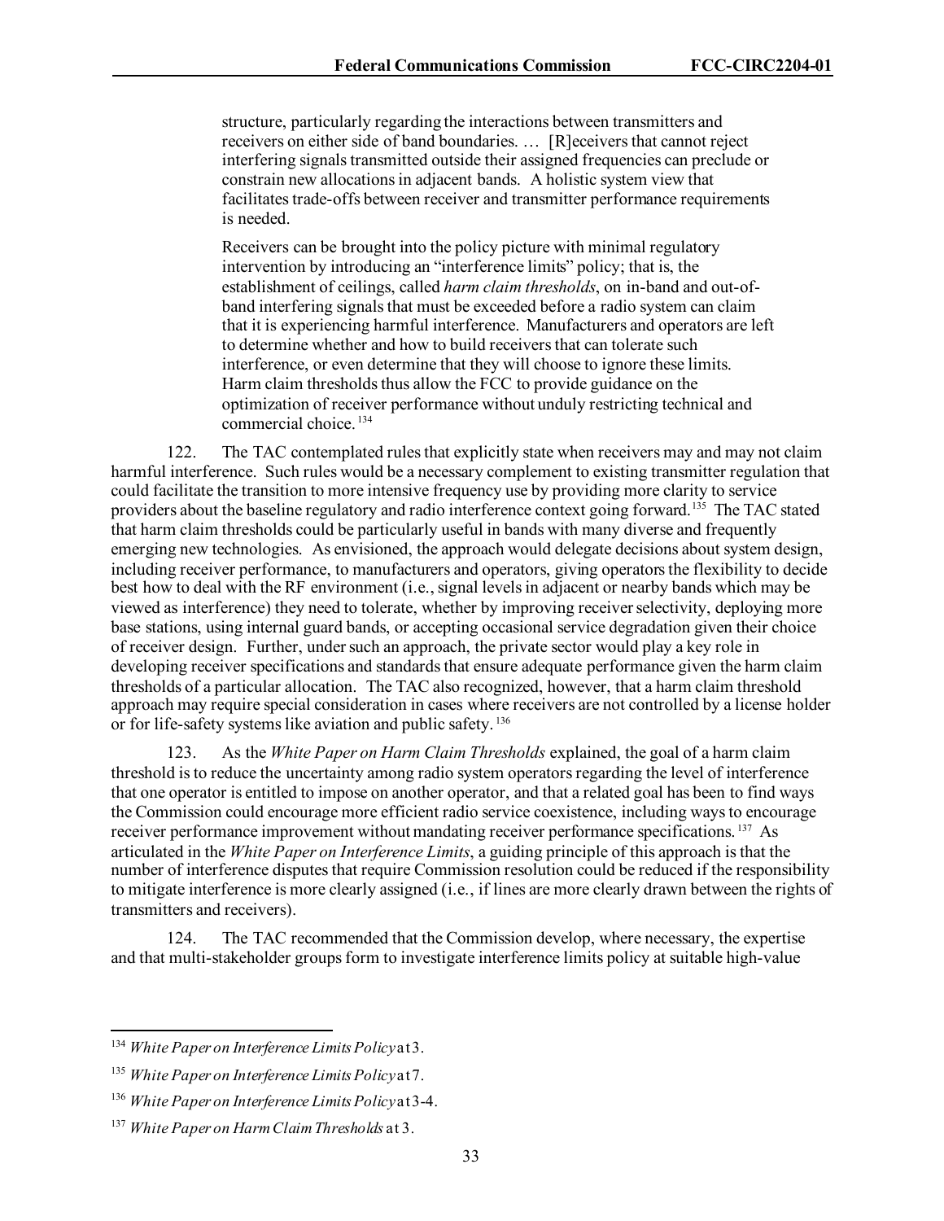> structure, particularly regarding the interactions between transmitters and receivers on either side of band boundaries. … [R]eceivers that cannot reject interfering signals transmitted outside their assigned frequencies can preclude or constrain new allocations in adjacent bands. A holistic system view that facilitates trade-offs between receiver and transmitter performance requirements is needed.
>
> Receivers can be brought into the policy picture with minimal regulatory intervention by introducing an "interference limits" policy; that is, the establishment of ceilings, called *harm claim thresholds*, on in-band and out-of-band interfering signals that must be exceeded before a radio system can claim that it is experiencing harmful interference. Manufacturers and operators are left to determine whether and how to build receivers that can tolerate such interference, or even determine that they will choose to ignore these limits. Harm claim thresholds thus allow the FCC to provide guidance on the optimization of receiver performance without unduly restricting technical and commercial choice.[134]

122. The TAC contemplated rules that explicitly state when receivers may and may not claim harmful interference. Such rules would be a necessary complement to existing transmitter regulation that could facilitate the transition to more intensive frequency use by providing more clarity to service providers about the baseline regulatory and radio interference context going forward.[135] The TAC stated that harm claim thresholds could be particularly useful in bands with many diverse and frequently emerging new technologies. As envisioned, the approach would delegate decisions about system design, including receiver performance, to manufacturers and operators, giving operators the flexibility to decide best how to deal with the RF environment (i.e., signal levels in adjacent or nearby bands which may be viewed as interference) they need to tolerate, whether by improving receiver selectivity, deploying more base stations, using internal guard bands, or accepting occasional service degradation given their choice of receiver design. Further, under such an approach, the private sector would play a key role in developing receiver specifications and standards that ensure adequate performance given the harm claim thresholds of a particular allocation. The TAC also recognized, however, that a harm claim threshold approach may require special consideration in cases where receivers are not controlled by a license holder or for life-safety systems like aviation and public safety.[136]

123. As the *White Paper on Harm Claim Thresholds* explained, the goal of a harm claim threshold is to reduce the uncertainty among radio system operators regarding the level of interference that one operator is entitled to impose on another operator, and that a related goal has been to find ways the Commission could encourage more efficient radio service coexistence, including ways to encourage receiver performance improvement without mandating receiver performance specifications.[137] As articulated in the *White Paper on Interference Limits*, a guiding principle of this approach is that the number of interference disputes that require Commission resolution could be reduced if the responsibility to mitigate interference is more clearly assigned (i.e., if lines are more clearly drawn between the rights of transmitters and receivers).

124. The TAC recommended that the Commission develop, where necessary, the expertise and that multi-stakeholder groups form to investigate interference limits policy at suitable high-value

---

[134] *White Paper on Interference Limits Policy* at 3.

[135] *White Paper on Interference Limits Policy* at 7.

[136] *White Paper on Interference Limits Policy* at 3-4.

[137] *White Paper on Harm Claim Thresholds* at 3.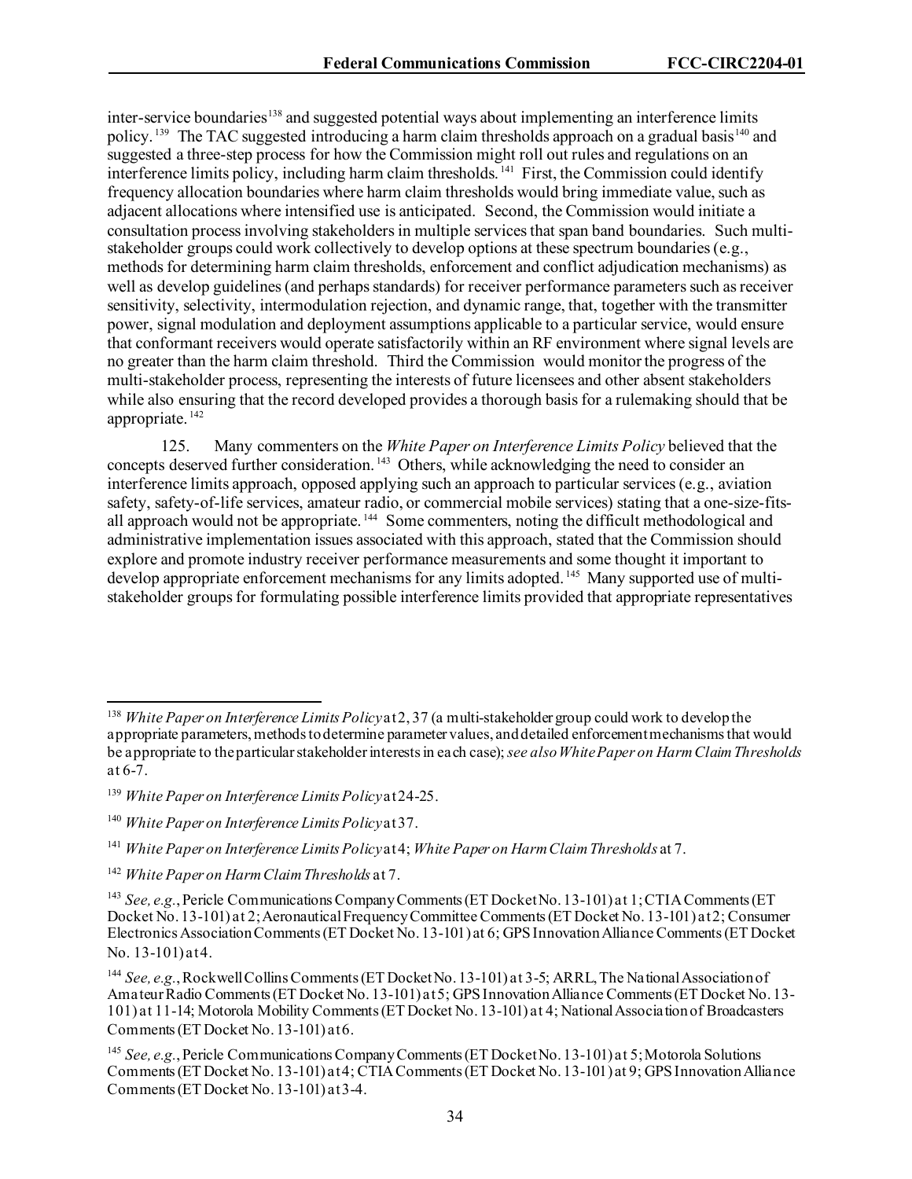inter-service boundaries[138] and suggested potential ways about implementing an interference limits policy.[139] The TAC suggested introducing a harm claim thresholds approach on a gradual basis[140] and suggested a three-step process for how the Commission might roll out rules and regulations on an interference limits policy, including harm claim thresholds.[141] First, the Commission could identify frequency allocation boundaries where harm claim thresholds would bring immediate value, such as adjacent allocations where intensified use is anticipated. Second, the Commission would initiate a consultation process involving stakeholders in multiple services that span band boundaries. Such multi-stakeholder groups could work collectively to develop options at these spectrum boundaries (e.g., methods for determining harm claim thresholds, enforcement and conflict adjudication mechanisms) as well as develop guidelines (and perhaps standards) for receiver performance parameters such as receiver sensitivity, selectivity, intermodulation rejection, and dynamic range, that, together with the transmitter power, signal modulation and deployment assumptions applicable to a particular service, would ensure that conformant receivers would operate satisfactorily within an RF environment where signal levels are no greater than the harm claim threshold. Third the Commission would monitor the progress of the multi-stakeholder process, representing the interests of future licensees and other absent stakeholders while also ensuring that the record developed provides a thorough basis for a rulemaking should that be appropriate.[142]

125. Many commenters on the *White Paper on Interference Limits Policy* believed that the concepts deserved further consideration.[143] Others, while acknowledging the need to consider an interference limits approach, opposed applying such an approach to particular services (e.g., aviation safety, safety-of-life services, amateur radio, or commercial mobile services) stating that a one-size-fits-all approach would not be appropriate.[144] Some commenters, noting the difficult methodological and administrative implementation issues associated with this approach, stated that the Commission should explore and promote industry receiver performance measurements and some thought it important to develop appropriate enforcement mechanisms for any limits adopted.[145] Many supported use of multi-stakeholder groups for formulating possible interference limits provided that appropriate representatives

---

[138] *White Paper on Interference Limits Policy* at 2, 37 (a multi-stakeholder group could work to develop the appropriate parameters, methods to determine parameter values, and detailed enforcement mechanisms that would be appropriate to the particular stakeholder interests in each case); *see also White Paper on Harm Claim Thresholds* at 6-7.

[139] *White Paper on Interference Limits Policy* at 24-25.

[140] *White Paper on Interference Limits Policy* at 37.

[141] *White Paper on Interference Limits Policy* at 4; *White Paper on Harm Claim Thresholds* at 7.

[142] *White Paper on Harm Claim Thresholds* at 7.

[143] *See, e.g.*, Pericle Communications Company Comments (ET Docket No. 13-101) at 1; CTIA Comments (ET Docket No. 13-101) at 2; Aeronautical Frequency Committee Comments (ET Docket No. 13-101) at 2; Consumer Electronics Association Comments (ET Docket No. 13-101) at 6; GPS Innovation Alliance Comments (ET Docket No. 13-101) at 4.

[144] *See, e.g.*, Rockwell Collins Comments (ET Docket No. 13-101) at 3-5; ARRL, The National Association of Amateur Radio Comments (ET Docket No. 13-101) at 5; GPS Innovation Alliance Comments (ET Docket No. 13-101) at 11-14; Motorola Mobility Comments (ET Docket No. 13-101) at 4; National Association of Broadcasters Comments (ET Docket No. 13-101) at 6.

[145] *See, e.g.*, Pericle Communications Company Comments (ET Docket No. 13-101) at 5; Motorola Solutions Comments (ET Docket No. 13-101) at 4; CTIA Comments (ET Docket No. 13-101) at 9; GPS Innovation Alliance Comments (ET Docket No. 13-101) at 3-4.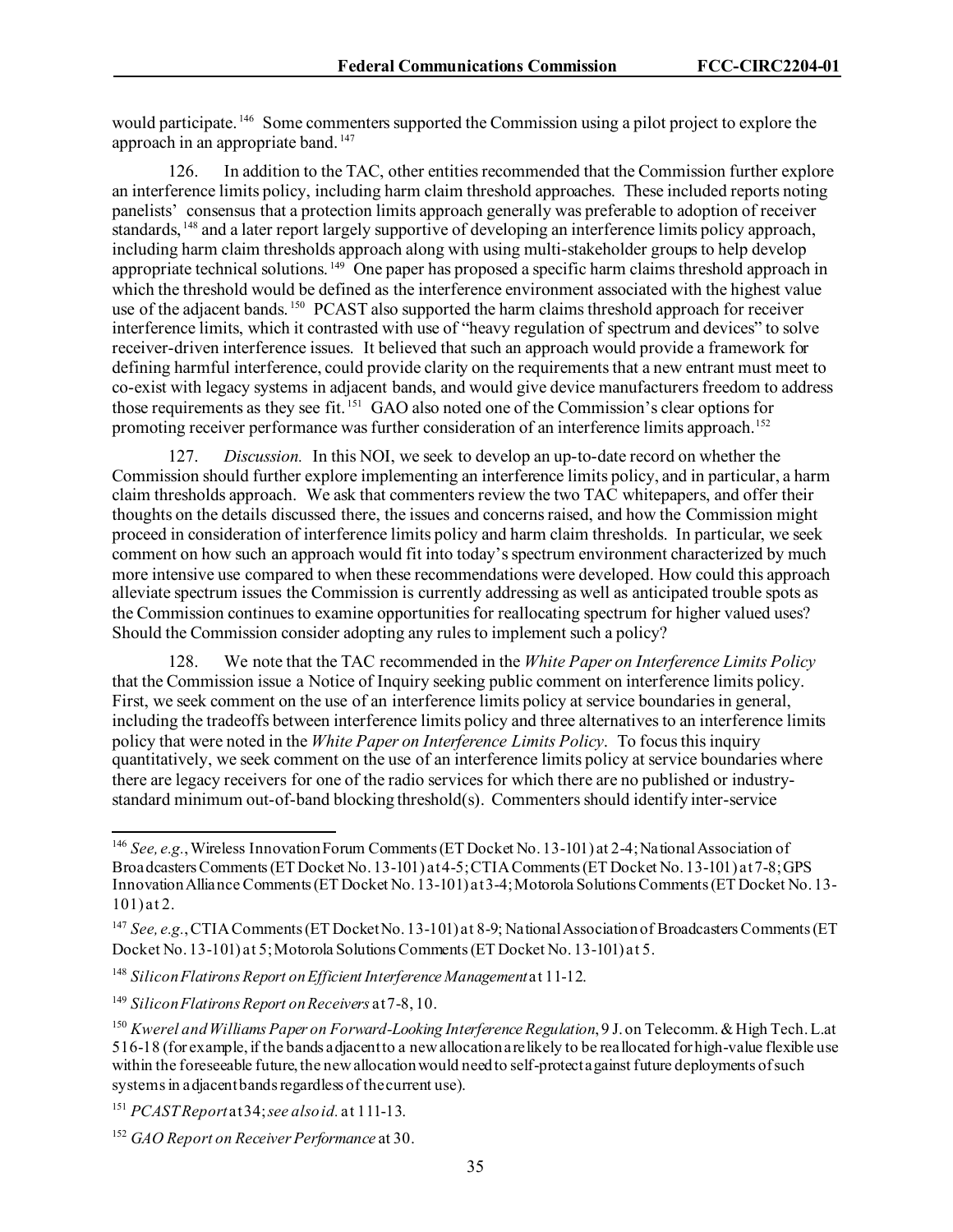would participate.[146] Some commenters supported the Commission using a pilot project to explore the approach in an appropriate band.[147]

126. In addition to the TAC, other entities recommended that the Commission further explore an interference limits policy, including harm claim threshold approaches. These included reports noting panelists' consensus that a protection limits approach generally was preferable to adoption of receiver standards,[148] and a later report largely supportive of developing an interference limits policy approach, including harm claim thresholds approach along with using multi-stakeholder groups to help develop appropriate technical solutions.[149] One paper has proposed a specific harm claims threshold approach in which the threshold would be defined as the interference environment associated with the highest value use of the adjacent bands.[150] PCAST also supported the harm claims threshold approach for receiver interference limits, which it contrasted with use of "heavy regulation of spectrum and devices" to solve receiver-driven interference issues. It believed that such an approach would provide a framework for defining harmful interference, could provide clarity on the requirements that a new entrant must meet to co-exist with legacy systems in adjacent bands, and would give device manufacturers freedom to address those requirements as they see fit.[151] GAO also noted one of the Commission's clear options for promoting receiver performance was further consideration of an interference limits approach.[152]

127. *Discussion.* In this NOI, we seek to develop an up-to-date record on whether the Commission should further explore implementing an interference limits policy, and in particular, a harm claim thresholds approach. We ask that commenters review the two TAC whitepapers, and offer their thoughts on the details discussed there, the issues and concerns raised, and how the Commission might proceed in consideration of interference limits policy and harm claim thresholds. In particular, we seek comment on how such an approach would fit into today's spectrum environment characterized by much more intensive use compared to when these recommendations were developed. How could this approach alleviate spectrum issues the Commission is currently addressing as well as anticipated trouble spots as the Commission continues to examine opportunities for reallocating spectrum for higher valued uses? Should the Commission consider adopting any rules to implement such a policy?

128. We note that the TAC recommended in the *White Paper on Interference Limits Policy* that the Commission issue a Notice of Inquiry seeking public comment on interference limits policy. First, we seek comment on the use of an interference limits policy at service boundaries in general, including the tradeoffs between interference limits policy and three alternatives to an interference limits policy that were noted in the *White Paper on Interference Limits Policy*. To focus this inquiry quantitatively, we seek comment on the use of an interference limits policy at service boundaries where there are legacy receivers for one of the radio services for which there are no published or industry-standard minimum out-of-band blocking threshold(s). Commenters should identify inter-service

---

[146] *See, e.g.*, Wireless Innovation Forum Comments (ET Docket No. 13-101) at 2-4; National Association of Broadcasters Comments (ET Docket No. 13-101) at 4-5; CTIA Comments (ET Docket No. 13-101) at 7-8; GPS Innovation Alliance Comments (ET Docket No. 13-101) at 3-4; Motorola Solutions Comments (ET Docket No. 13-101) at 2.

[147] *See, e.g.*, CTIA Comments (ET Docket No. 13-101) at 8-9; National Association of Broadcasters Comments (ET Docket No. 13-101) at 5; Motorola Solutions Comments (ET Docket No. 13-101) at 5.

[148] *Silicon Flatirons Report on Efficient Interference Management* at 11-12.

[149] *Silicon Flatirons Report on Receivers* at 7-8, 10.

[150] *Kwerel and Williams Paper on Forward-Looking Interference Regulation*, 9 J. on Telecomm. & High Tech. L. at 516-18 (for example, if the bands adjacent to a new allocation are likely to be reallocated for high-value flexible use within the foreseeable future, the new allocation would need to self-protect against future deployments of such systems in adjacent bands regardless of the current use).

[151] *PCAST Report* at 34; *see also id.* at 111-13.

[152] *GAO Report on Receiver Performance* at 30.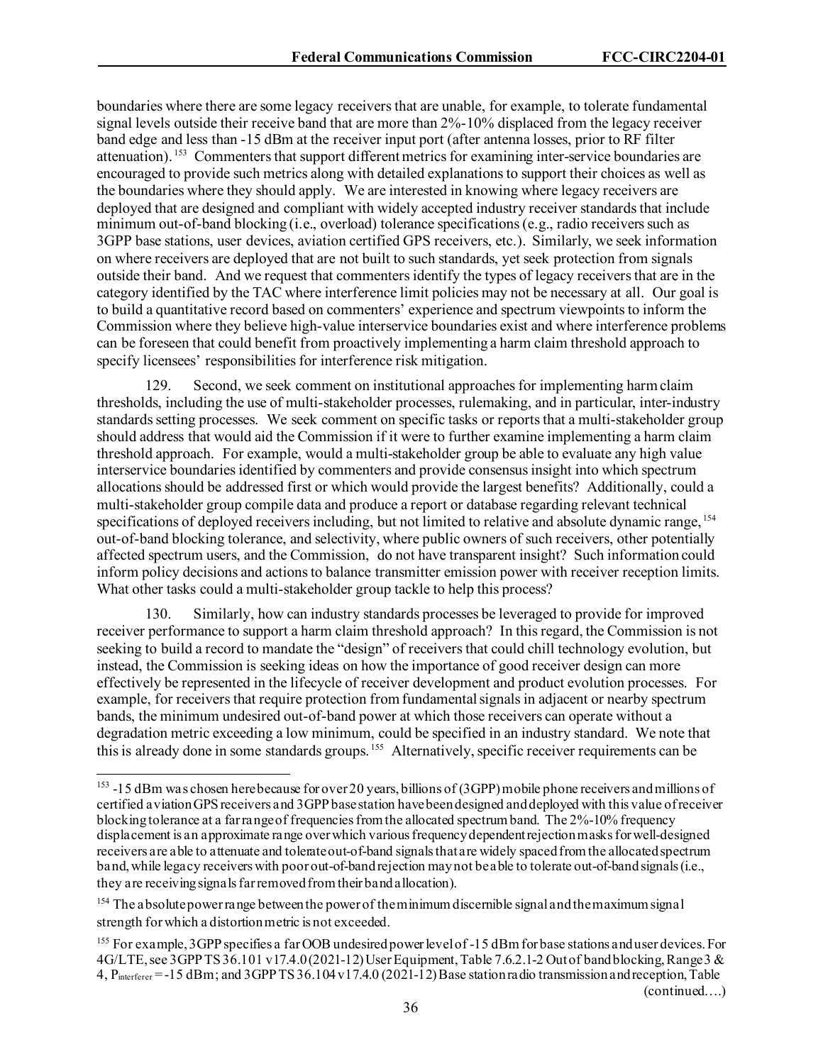boundaries where there are some legacy receivers that are unable, for example, to tolerate fundamental signal levels outside their receive band that are more than 2%-10% displaced from the legacy receiver band edge and less than -15 dBm at the receiver input port (after antenna losses, prior to RF filter attenuation).[153] Commenters that support different metrics for examining inter-service boundaries are encouraged to provide such metrics along with detailed explanations to support their choices as well as the boundaries where they should apply. We are interested in knowing where legacy receivers are deployed that are designed and compliant with widely accepted industry receiver standards that include minimum out-of-band blocking (i.e., overload) tolerance specifications (e.g., radio receivers such as 3GPP base stations, user devices, aviation certified GPS receivers, etc.). Similarly, we seek information on where receivers are deployed that are not built to such standards, yet seek protection from signals outside their band. And we request that commenters identify the types of legacy receivers that are in the category identified by the TAC where interference limit policies may not be necessary at all. Our goal is to build a quantitative record based on commenters' experience and spectrum viewpoints to inform the Commission where they believe high-value interservice boundaries exist and where interference problems can be foreseen that could benefit from proactively implementing a harm claim threshold approach to specify licensees' responsibilities for interference risk mitigation.

129. Second, we seek comment on institutional approaches for implementing harm claim thresholds, including the use of multi-stakeholder processes, rulemaking, and in particular, inter-industry standards setting processes. We seek comment on specific tasks or reports that a multi-stakeholder group should address that would aid the Commission if it were to further examine implementing a harm claim threshold approach. For example, would a multi-stakeholder group be able to evaluate any high value interservice boundaries identified by commenters and provide consensus insight into which spectrum allocations should be addressed first or which would provide the largest benefits? Additionally, could a multi-stakeholder group compile data and produce a report or database regarding relevant technical specifications of deployed receivers including, but not limited to relative and absolute dynamic range,[154] out-of-band blocking tolerance, and selectivity, where public owners of such receivers, other potentially affected spectrum users, and the Commission, do not have transparent insight? Such information could inform policy decisions and actions to balance transmitter emission power with receiver reception limits. What other tasks could a multi-stakeholder group tackle to help this process?

130. Similarly, how can industry standards processes be leveraged to provide for improved receiver performance to support a harm claim threshold approach? In this regard, the Commission is not seeking to build a record to mandate the "design" of receivers that could chill technology evolution, but instead, the Commission is seeking ideas on how the importance of good receiver design can more effectively be represented in the lifecycle of receiver development and product evolution processes. For example, for receivers that require protection from fundamental signals in adjacent or nearby spectrum bands, the minimum undesired out-of-band power at which those receivers can operate without a degradation metric exceeding a low minimum, could be specified in an industry standard. We note that this is already done in some standards groups.[155] Alternatively, specific receiver requirements can be

[153] -15 dBm was chosen here because for over 20 years, billions of (3GPP) mobile phone receivers and millions of certified aviation GPS receivers and 3GPP base station have been designed and deployed with this value of receiver blocking tolerance at a far range of frequencies from the allocated spectrum band. The 2%-10% frequency displacement is an approximate range over which various frequency dependent rejection masks for well-designed receivers are able to attenuate and tolerate out-of-band signals that are widely spaced from the allocated spectrum band, while legacy receivers with poor out-of-band rejection may not be able to tolerate out-of-band signals (i.e., they are receiving signals far removed from their band allocation).

[154] The absolute power range between the power of the minimum discernible signal and the maximum signal strength for which a distortion metric is not exceeded.

[155] For example, 3GPP specifies a far OOB undesired power level of -15 dBm for base stations and user devices. For 4G/LTE, see 3GPP TS 36.101 v17.4.0 (2021-12) User Equipment, Table 7.6.2.1-2 Out of band blocking, Range 3 & 4, $P_{interferer}$ = -15 dBm; and 3GPP TS 36.104 v17.4.0 (2021-12) Base station radio transmission and reception, Table (continued….)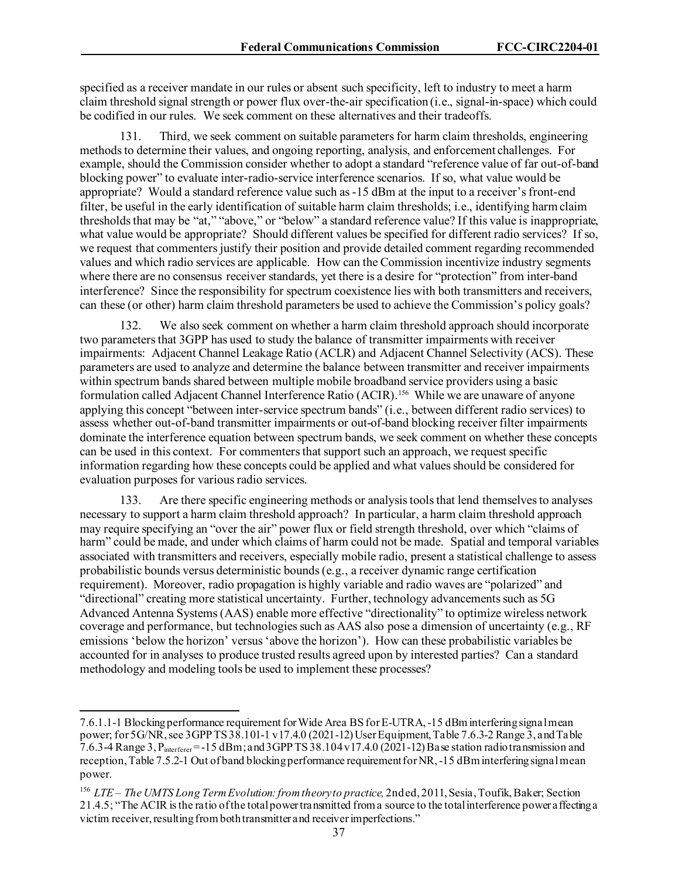specified as a receiver mandate in our rules or absent such specificity, left to industry to meet a harm claim threshold signal strength or power flux over-the-air specification (i.e., signal-in-space) which could be codified in our rules. We seek comment on these alternatives and their tradeoffs.

131. Third, we seek comment on suitable parameters for harm claim thresholds, engineering methods to determine their values, and ongoing reporting, analysis, and enforcement challenges. For example, should the Commission consider whether to adopt a standard "reference value of far out-of-band blocking power" to evaluate inter-radio-service interference scenarios. If so, what value would be appropriate? Would a standard reference value such as -15 dBm at the input to a receiver's front-end filter, be useful in the early identification of suitable harm claim thresholds; i.e., identifying harm claim thresholds that may be "at," "above," or "below" a standard reference value? If this value is inappropriate, what value would be appropriate? Should different values be specified for different radio services? If so, we request that commenters justify their position and provide detailed comment regarding recommended values and which radio services are applicable. How can the Commission incentivize industry segments where there are no consensus receiver standards, yet there is a desire for "protection" from inter-band interference? Since the responsibility for spectrum coexistence lies with both transmitters and receivers, can these (or other) harm claim threshold parameters be used to achieve the Commission's policy goals?

132. We also seek comment on whether a harm claim threshold approach should incorporate two parameters that 3GPP has used to study the balance of transmitter impairments with receiver impairments: Adjacent Channel Leakage Ratio (ACLR) and Adjacent Channel Selectivity (ACS). These parameters are used to analyze and determine the balance between transmitter and receiver impairments within spectrum bands shared between multiple mobile broadband service providers using a basic formulation called Adjacent Channel Interference Ratio (ACIR).[156] While we are unaware of anyone applying this concept "between inter-service spectrum bands" (i.e., between different radio services) to assess whether out-of-band transmitter impairments or out-of-band blocking receiver filter impairments dominate the interference equation between spectrum bands, we seek comment on whether these concepts can be used in this context. For commenters that support such an approach, we request specific information regarding how these concepts could be applied and what values should be considered for evaluation purposes for various radio services.

133. Are there specific engineering methods or analysis tools that lend themselves to analyses necessary to support a harm claim threshold approach? In particular, a harm claim threshold approach may require specifying an "over the air" power flux or field strength threshold, over which "claims of harm" could be made, and under which claims of harm could not be made. Spatial and temporal variables associated with transmitters and receivers, especially mobile radio, present a statistical challenge to assess probabilistic bounds versus deterministic bounds (e.g., a receiver dynamic range certification requirement). Moreover, radio propagation is highly variable and radio waves are "polarized" and "directional" creating more statistical uncertainty. Further, technology advancements such as 5G Advanced Antenna Systems (AAS) enable more effective "directionality" to optimize wireless network coverage and performance, but technologies such as AAS also pose a dimension of uncertainty (e.g., RF emissions 'below the horizon' versus 'above the horizon'). How can these probabilistic variables be accounted for in analyses to produce trusted results agreed upon by interested parties? Can a standard methodology and modeling tools be used to implement these processes?

---

7.6.1.1-1 Blocking performance requirement for Wide Area BS for E-UTRA, -15 dBm interfering signal mean power; for 5G/NR, see 3GPP TS 38.101-1 v17.4.0 (2021-12) User Equipment, Table 7.6.3-2 Range 3, and Table 7.6.3-4 Range 3, $P_{interferer}$ = -15 dBm; and 3GPP TS 38.104 v17.4.0 (2021-12) Base station radio transmission and reception, Table 7.5.2-1 Out of band blocking performance requirement for NR, -15 dBm interfering signal mean power.

[156] *LTE – The UMTS Long Term Evolution: from theory to practice,* 2nd ed, 2011, Sesia, Toufik, Baker; Section 21.4.5; "The ACIR is the ratio of the total power transmitted from a source to the total interference power affecting a victim receiver, resulting from both transmitter and receiver imperfections."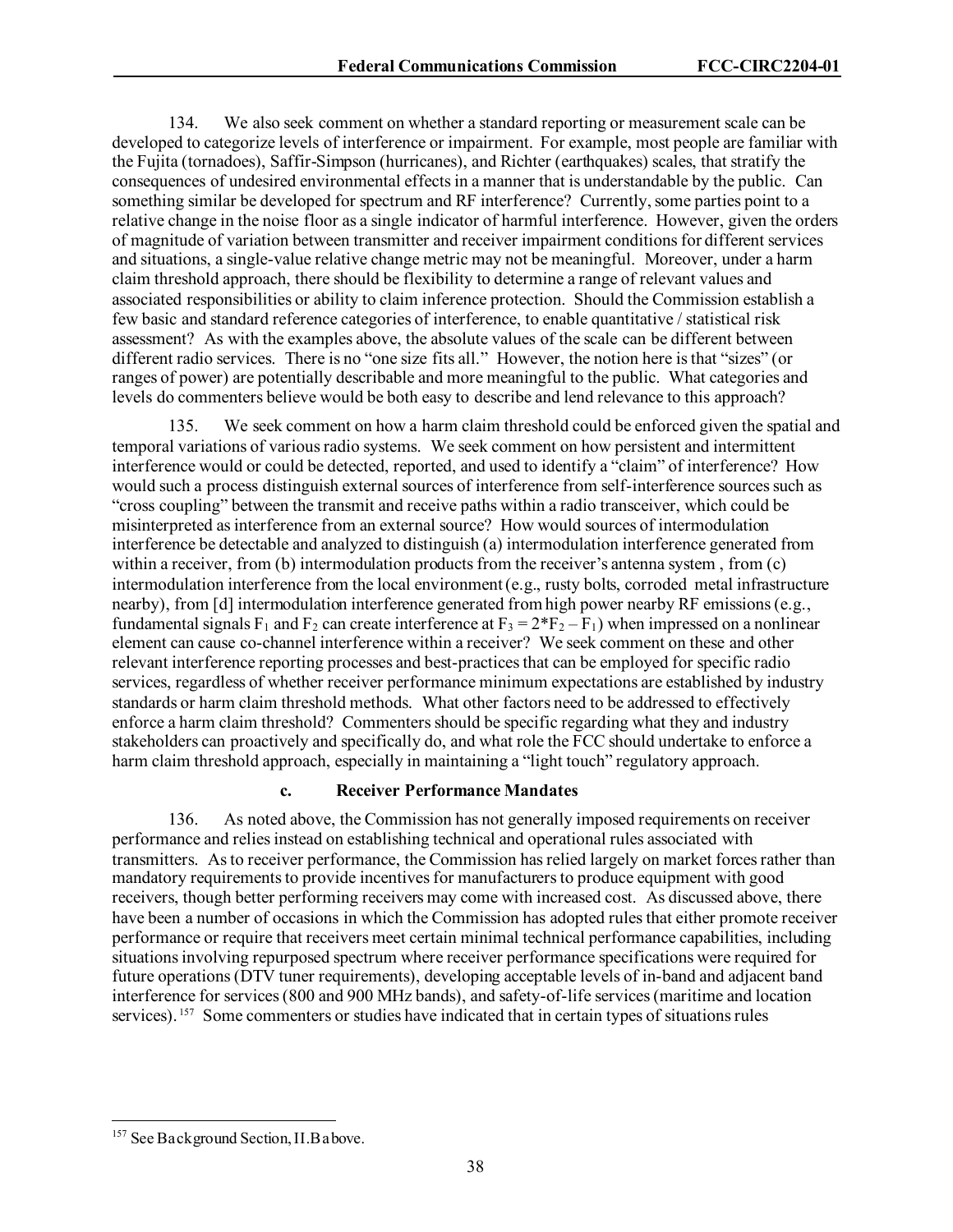134. We also seek comment on whether a standard reporting or measurement scale can be developed to categorize levels of interference or impairment. For example, most people are familiar with the Fujita (tornadoes), Saffir-Simpson (hurricanes), and Richter (earthquakes) scales, that stratify the consequences of undesired environmental effects in a manner that is understandable by the public. Can something similar be developed for spectrum and RF interference? Currently, some parties point to a relative change in the noise floor as a single indicator of harmful interference. However, given the orders of magnitude of variation between transmitter and receiver impairment conditions for different services and situations, a single-value relative change metric may not be meaningful. Moreover, under a harm claim threshold approach, there should be flexibility to determine a range of relevant values and associated responsibilities or ability to claim inference protection. Should the Commission establish a few basic and standard reference categories of interference, to enable quantitative / statistical risk assessment? As with the examples above, the absolute values of the scale can be different between different radio services. There is no "one size fits all." However, the notion here is that "sizes" (or ranges of power) are potentially describable and more meaningful to the public. What categories and levels do commenters believe would be both easy to describe and lend relevance to this approach?

135. We seek comment on how a harm claim threshold could be enforced given the spatial and temporal variations of various radio systems. We seek comment on how persistent and intermittent interference would or could be detected, reported, and used to identify a "claim" of interference? How would such a process distinguish external sources of interference from self-interference sources such as "cross coupling" between the transmit and receive paths within a radio transceiver, which could be misinterpreted as interference from an external source? How would sources of intermodulation interference be detectable and analyzed to distinguish (a) intermodulation interference generated from within a receiver, from (b) intermodulation products from the receiver's antenna system , from (c) intermodulation interference from the local environment (e.g., rusty bolts, corroded metal infrastructure nearby), from [d] intermodulation interference generated from high power nearby RF emissions (e.g., fundamental signals $F_1$ and $F_2$ can create interference at $F_3 = 2*F_2 – F_1$) when impressed on a nonlinear element can cause co-channel interference within a receiver? We seek comment on these and other relevant interference reporting processes and best-practices that can be employed for specific radio services, regardless of whether receiver performance minimum expectations are established by industry standards or harm claim threshold methods. What other factors need to be addressed to effectively enforce a harm claim threshold? Commenters should be specific regarding what they and industry stakeholders can proactively and specifically do, and what role the FCC should undertake to enforce a harm claim threshold approach, especially in maintaining a "light touch" regulatory approach.

### c. Receiver Performance Mandates

136. As noted above, the Commission has not generally imposed requirements on receiver performance and relies instead on establishing technical and operational rules associated with transmitters. As to receiver performance, the Commission has relied largely on market forces rather than mandatory requirements to provide incentives for manufacturers to produce equipment with good receivers, though better performing receivers may come with increased cost. As discussed above, there have been a number of occasions in which the Commission has adopted rules that either promote receiver performance or require that receivers meet certain minimal technical performance capabilities, including situations involving repurposed spectrum where receiver performance specifications were required for future operations (DTV tuner requirements), developing acceptable levels of in-band and adjacent band interference for services (800 and 900 MHz bands), and safety-of-life services (maritime and location services).[157] Some commenters or studies have indicated that in certain types of situations rules

[157] See Background Section, II.B above.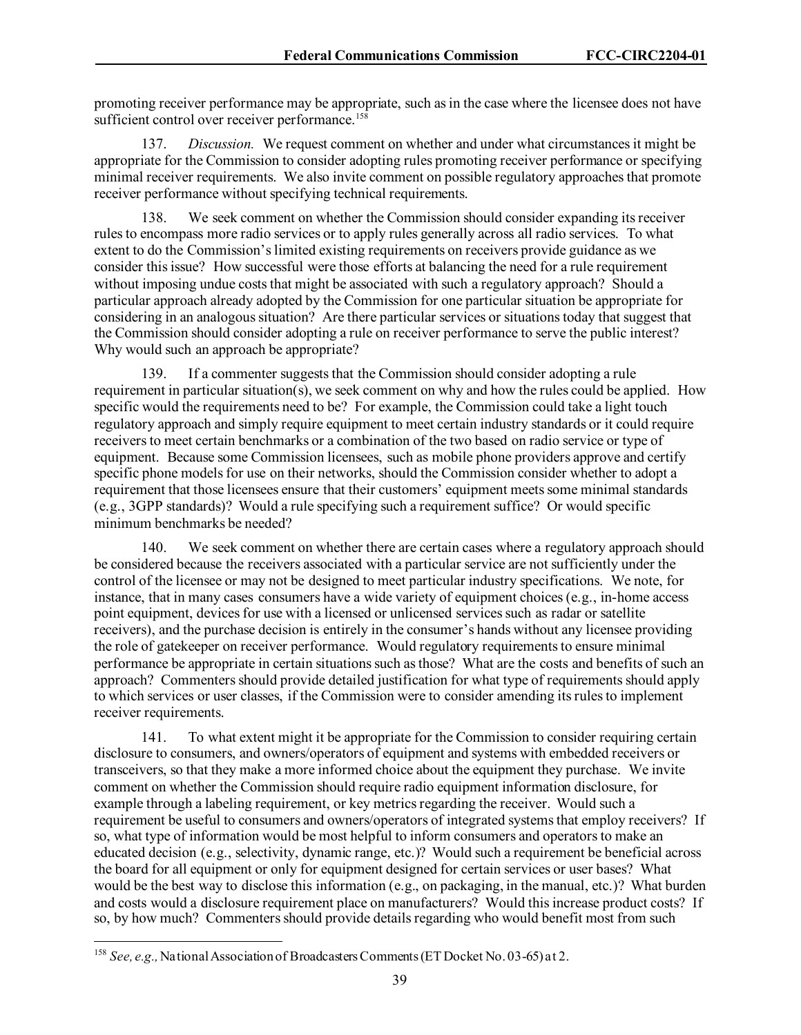promoting receiver performance may be appropriate, such as in the case where the licensee does not have sufficient control over receiver performance.[158]

137. *Discussion.* We request comment on whether and under what circumstances it might be appropriate for the Commission to consider adopting rules promoting receiver performance or specifying minimal receiver requirements. We also invite comment on possible regulatory approaches that promote receiver performance without specifying technical requirements.

138. We seek comment on whether the Commission should consider expanding its receiver rules to encompass more radio services or to apply rules generally across all radio services. To what extent to do the Commission's limited existing requirements on receivers provide guidance as we consider this issue? How successful were those efforts at balancing the need for a rule requirement without imposing undue costs that might be associated with such a regulatory approach? Should a particular approach already adopted by the Commission for one particular situation be appropriate for considering in an analogous situation? Are there particular services or situations today that suggest that the Commission should consider adopting a rule on receiver performance to serve the public interest? Why would such an approach be appropriate?

139. If a commenter suggests that the Commission should consider adopting a rule requirement in particular situation(s), we seek comment on why and how the rules could be applied. How specific would the requirements need to be? For example, the Commission could take a light touch regulatory approach and simply require equipment to meet certain industry standards or it could require receivers to meet certain benchmarks or a combination of the two based on radio service or type of equipment. Because some Commission licensees, such as mobile phone providers approve and certify specific phone models for use on their networks, should the Commission consider whether to adopt a requirement that those licensees ensure that their customers' equipment meets some minimal standards (e.g., 3GPP standards)? Would a rule specifying such a requirement suffice? Or would specific minimum benchmarks be needed?

140. We seek comment on whether there are certain cases where a regulatory approach should be considered because the receivers associated with a particular service are not sufficiently under the control of the licensee or may not be designed to meet particular industry specifications. We note, for instance, that in many cases consumers have a wide variety of equipment choices (e.g., in-home access point equipment, devices for use with a licensed or unlicensed services such as radar or satellite receivers), and the purchase decision is entirely in the consumer's hands without any licensee providing the role of gatekeeper on receiver performance. Would regulatory requirements to ensure minimal performance be appropriate in certain situations such as those? What are the costs and benefits of such an approach? Commenters should provide detailed justification for what type of requirements should apply to which services or user classes, if the Commission were to consider amending its rules to implement receiver requirements.

141. To what extent might it be appropriate for the Commission to consider requiring certain disclosure to consumers, and owners/operators of equipment and systems with embedded receivers or transceivers, so that they make a more informed choice about the equipment they purchase. We invite comment on whether the Commission should require radio equipment information disclosure, for example through a labeling requirement, or key metrics regarding the receiver. Would such a requirement be useful to consumers and owners/operators of integrated systems that employ receivers? If so, what type of information would be most helpful to inform consumers and operators to make an educated decision (e.g., selectivity, dynamic range, etc.)? Would such a requirement be beneficial across the board for all equipment or only for equipment designed for certain services or user bases? What would be the best way to disclose this information (e.g., on packaging, in the manual, etc.)? What burden and costs would a disclosure requirement place on manufacturers? Would this increase product costs? If so, by how much? Commenters should provide details regarding who would benefit most from such

---

[158] *See, e.g.,* National Association of Broadcasters Comments (ET Docket No. 03-65) at 2.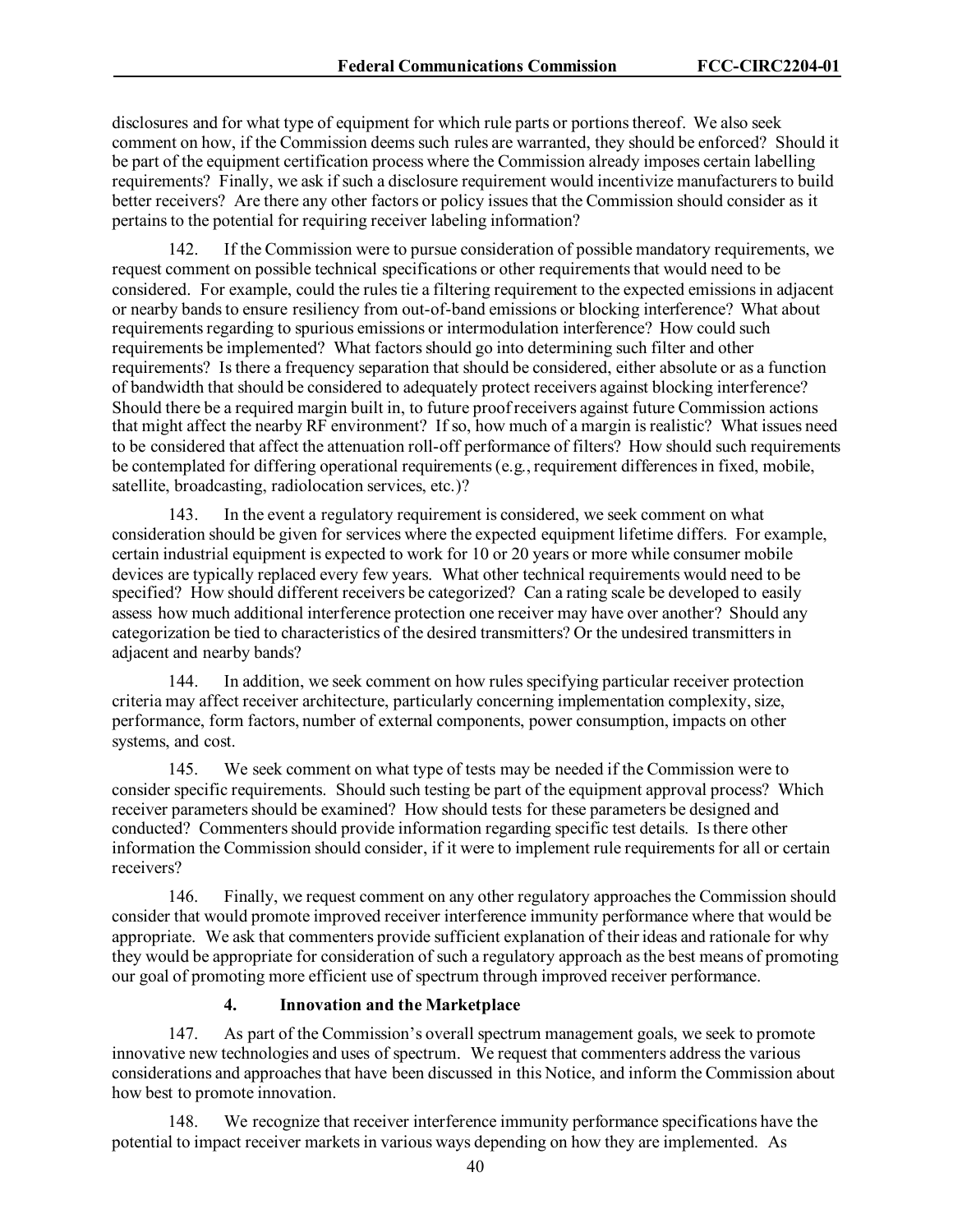disclosures and for what type of equipment for which rule parts or portions thereof. We also seek comment on how, if the Commission deems such rules are warranted, they should be enforced? Should it be part of the equipment certification process where the Commission already imposes certain labelling requirements? Finally, we ask if such a disclosure requirement would incentivize manufacturers to build better receivers? Are there any other factors or policy issues that the Commission should consider as it pertains to the potential for requiring receiver labeling information?

142. If the Commission were to pursue consideration of possible mandatory requirements, we request comment on possible technical specifications or other requirements that would need to be considered. For example, could the rules tie a filtering requirement to the expected emissions in adjacent or nearby bands to ensure resiliency from out-of-band emissions or blocking interference? What about requirements regarding to spurious emissions or intermodulation interference? How could such requirements be implemented? What factors should go into determining such filter and other requirements? Is there a frequency separation that should be considered, either absolute or as a function of bandwidth that should be considered to adequately protect receivers against blocking interference? Should there be a required margin built in, to future proof receivers against future Commission actions that might affect the nearby RF environment? If so, how much of a margin is realistic? What issues need to be considered that affect the attenuation roll-off performance of filters? How should such requirements be contemplated for differing operational requirements (e.g., requirement differences in fixed, mobile, satellite, broadcasting, radiolocation services, etc.)?

143. In the event a regulatory requirement is considered, we seek comment on what consideration should be given for services where the expected equipment lifetime differs. For example, certain industrial equipment is expected to work for 10 or 20 years or more while consumer mobile devices are typically replaced every few years. What other technical requirements would need to be specified? How should different receivers be categorized? Can a rating scale be developed to easily assess how much additional interference protection one receiver may have over another? Should any categorization be tied to characteristics of the desired transmitters? Or the undesired transmitters in adjacent and nearby bands?

144. In addition, we seek comment on how rules specifying particular receiver protection criteria may affect receiver architecture, particularly concerning implementation complexity, size, performance, form factors, number of external components, power consumption, impacts on other systems, and cost.

145. We seek comment on what type of tests may be needed if the Commission were to consider specific requirements. Should such testing be part of the equipment approval process? Which receiver parameters should be examined? How should tests for these parameters be designed and conducted? Commenters should provide information regarding specific test details. Is there other information the Commission should consider, if it were to implement rule requirements for all or certain receivers?

146. Finally, we request comment on any other regulatory approaches the Commission should consider that would promote improved receiver interference immunity performance where that would be appropriate. We ask that commenters provide sufficient explanation of their ideas and rationale for why they would be appropriate for consideration of such a regulatory approach as the best means of promoting our goal of promoting more efficient use of spectrum through improved receiver performance.

#### 4. Innovation and the Marketplace

147. As part of the Commission's overall spectrum management goals, we seek to promote innovative new technologies and uses of spectrum. We request that commenters address the various considerations and approaches that have been discussed in this Notice, and inform the Commission about how best to promote innovation.

148. We recognize that receiver interference immunity performance specifications have the potential to impact receiver markets in various ways depending on how they are implemented. As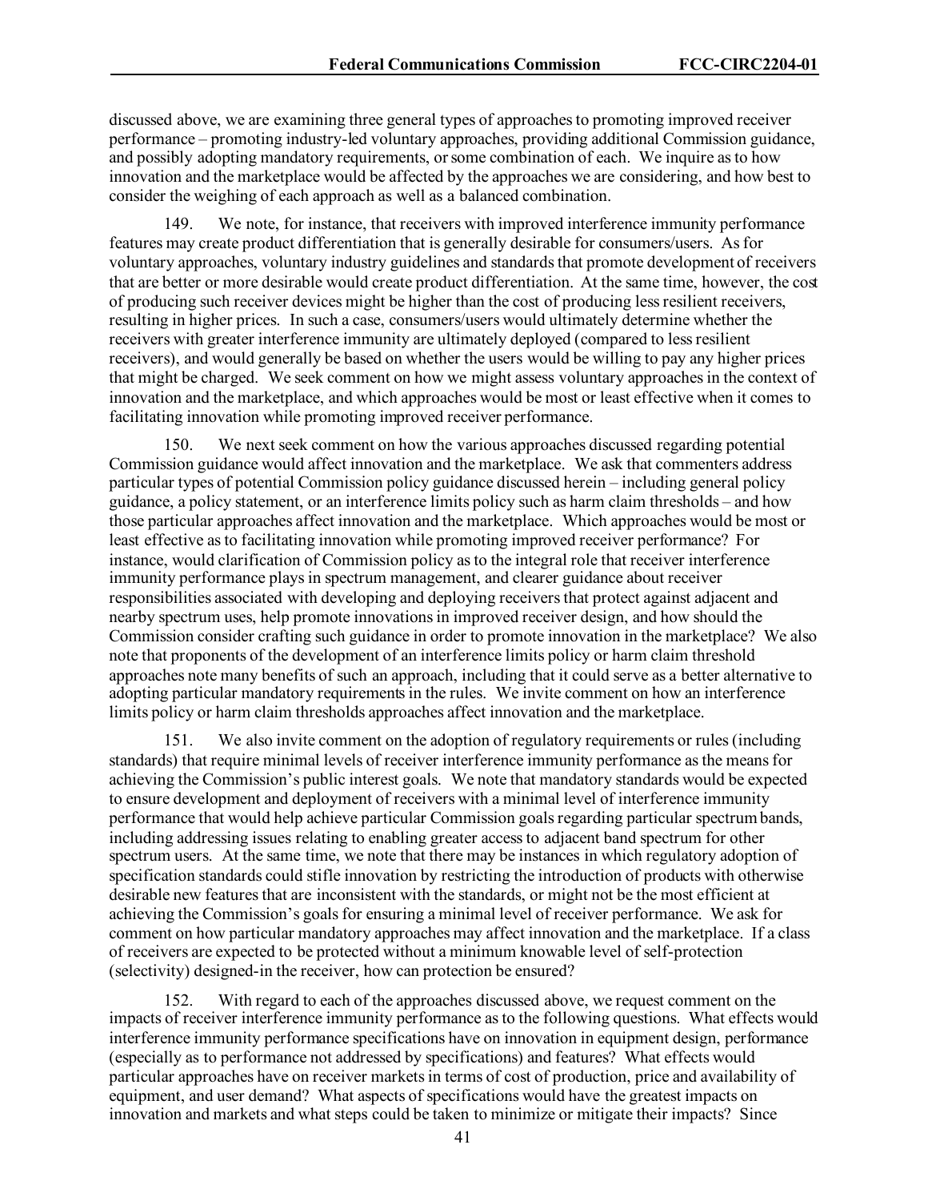discussed above, we are examining three general types of approaches to promoting improved receiver performance – promoting industry-led voluntary approaches, providing additional Commission guidance, and possibly adopting mandatory requirements, or some combination of each. We inquire as to how innovation and the marketplace would be affected by the approaches we are considering, and how best to consider the weighing of each approach as well as a balanced combination.

149. We note, for instance, that receivers with improved interference immunity performance features may create product differentiation that is generally desirable for consumers/users. As for voluntary approaches, voluntary industry guidelines and standards that promote development of receivers that are better or more desirable would create product differentiation. At the same time, however, the cost of producing such receiver devices might be higher than the cost of producing less resilient receivers, resulting in higher prices. In such a case, consumers/users would ultimately determine whether the receivers with greater interference immunity are ultimately deployed (compared to less resilient receivers), and would generally be based on whether the users would be willing to pay any higher prices that might be charged. We seek comment on how we might assess voluntary approaches in the context of innovation and the marketplace, and which approaches would be most or least effective when it comes to facilitating innovation while promoting improved receiver performance.

150. We next seek comment on how the various approaches discussed regarding potential Commission guidance would affect innovation and the marketplace. We ask that commenters address particular types of potential Commission policy guidance discussed herein – including general policy guidance, a policy statement, or an interference limits policy such as harm claim thresholds – and how those particular approaches affect innovation and the marketplace. Which approaches would be most or least effective as to facilitating innovation while promoting improved receiver performance? For instance, would clarification of Commission policy as to the integral role that receiver interference immunity performance plays in spectrum management, and clearer guidance about receiver responsibilities associated with developing and deploying receivers that protect against adjacent and nearby spectrum uses, help promote innovations in improved receiver design, and how should the Commission consider crafting such guidance in order to promote innovation in the marketplace? We also note that proponents of the development of an interference limits policy or harm claim threshold approaches note many benefits of such an approach, including that it could serve as a better alternative to adopting particular mandatory requirements in the rules. We invite comment on how an interference limits policy or harm claim thresholds approaches affect innovation and the marketplace.

151. We also invite comment on the adoption of regulatory requirements or rules (including standards) that require minimal levels of receiver interference immunity performance as the means for achieving the Commission's public interest goals. We note that mandatory standards would be expected to ensure development and deployment of receivers with a minimal level of interference immunity performance that would help achieve particular Commission goals regarding particular spectrum bands, including addressing issues relating to enabling greater access to adjacent band spectrum for other spectrum users. At the same time, we note that there may be instances in which regulatory adoption of specification standards could stifle innovation by restricting the introduction of products with otherwise desirable new features that are inconsistent with the standards, or might not be the most efficient at achieving the Commission's goals for ensuring a minimal level of receiver performance. We ask for comment on how particular mandatory approaches may affect innovation and the marketplace. If a class of receivers are expected to be protected without a minimum knowable level of self-protection (selectivity) designed-in the receiver, how can protection be ensured?

152. With regard to each of the approaches discussed above, we request comment on the impacts of receiver interference immunity performance as to the following questions. What effects would interference immunity performance specifications have on innovation in equipment design, performance (especially as to performance not addressed by specifications) and features? What effects would particular approaches have on receiver markets in terms of cost of production, price and availability of equipment, and user demand? What aspects of specifications would have the greatest impacts on innovation and markets and what steps could be taken to minimize or mitigate their impacts? Since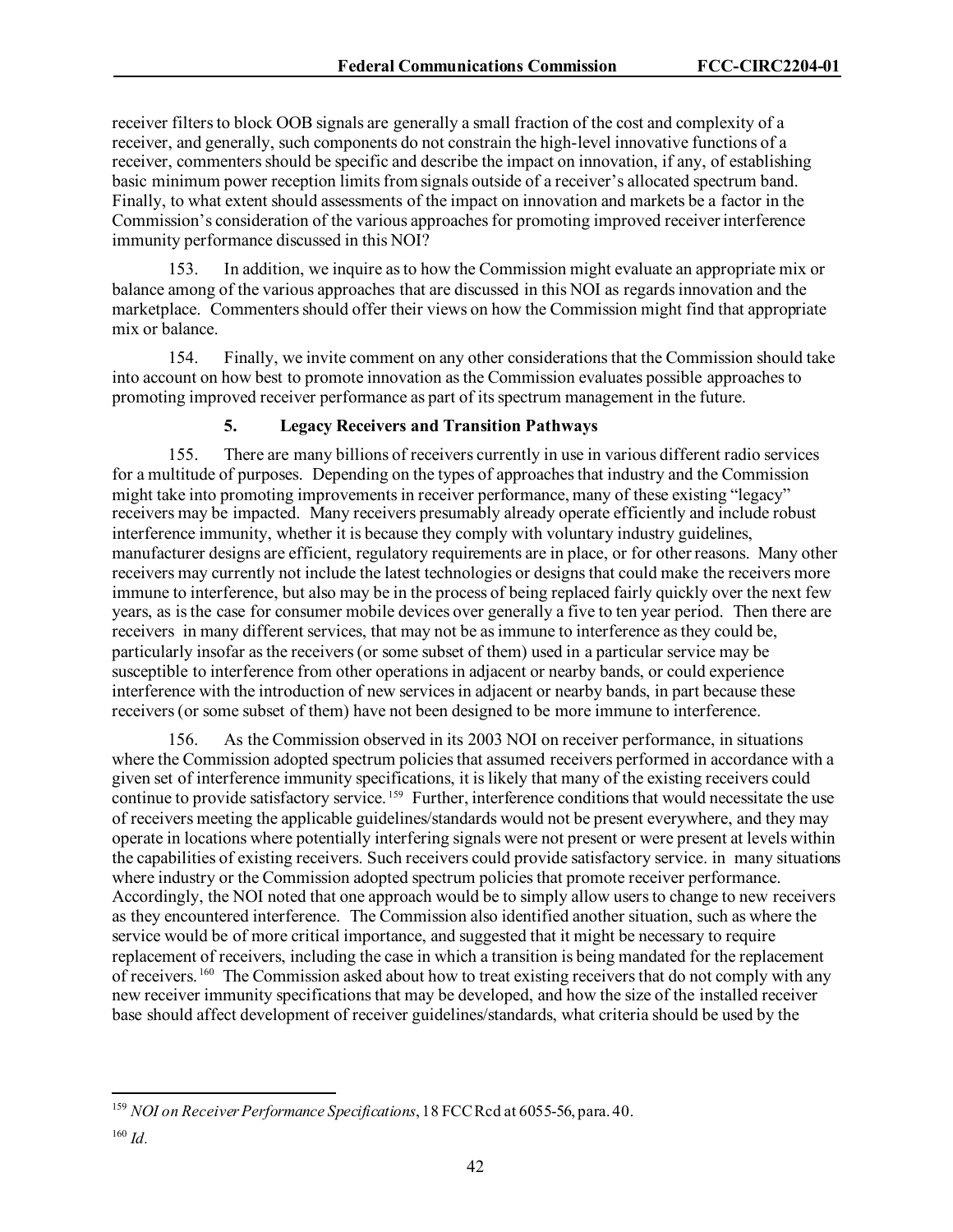receiver filters to block OOB signals are generally a small fraction of the cost and complexity of a receiver, and generally, such components do not constrain the high-level innovative functions of a receiver, commenters should be specific and describe the impact on innovation, if any, of establishing basic minimum power reception limits from signals outside of a receiver's allocated spectrum band. Finally, to what extent should assessments of the impact on innovation and markets be a factor in the Commission's consideration of the various approaches for promoting improved receiver interference immunity performance discussed in this NOI?

153. In addition, we inquire as to how the Commission might evaluate an appropriate mix or balance among of the various approaches that are discussed in this NOI as regards innovation and the marketplace. Commenters should offer their views on how the Commission might find that appropriate mix or balance.

154. Finally, we invite comment on any other considerations that the Commission should take into account on how best to promote innovation as the Commission evaluates possible approaches to promoting improved receiver performance as part of its spectrum management in the future.

### 5. Legacy Receivers and Transition Pathways

155. There are many billions of receivers currently in use in various different radio services for a multitude of purposes. Depending on the types of approaches that industry and the Commission might take into promoting improvements in receiver performance, many of these existing "legacy" receivers may be impacted. Many receivers presumably already operate efficiently and include robust interference immunity, whether it is because they comply with voluntary industry guidelines, manufacturer designs are efficient, regulatory requirements are in place, or for other reasons. Many other receivers may currently not include the latest technologies or designs that could make the receivers more immune to interference, but also may be in the process of being replaced fairly quickly over the next few years, as is the case for consumer mobile devices over generally a five to ten year period. Then there are receivers in many different services, that may not be as immune to interference as they could be, particularly insofar as the receivers (or some subset of them) used in a particular service may be susceptible to interference from other operations in adjacent or nearby bands, or could experience interference with the introduction of new services in adjacent or nearby bands, in part because these receivers (or some subset of them) have not been designed to be more immune to interference.

156. As the Commission observed in its 2003 NOI on receiver performance, in situations where the Commission adopted spectrum policies that assumed receivers performed in accordance with a given set of interference immunity specifications, it is likely that many of the existing receivers could continue to provide satisfactory service.[159] Further, interference conditions that would necessitate the use of receivers meeting the applicable guidelines/standards would not be present everywhere, and they may operate in locations where potentially interfering signals were not present or were present at levels within the capabilities of existing receivers. Such receivers could provide satisfactory service. in many situations where industry or the Commission adopted spectrum policies that promote receiver performance. Accordingly, the NOI noted that one approach would be to simply allow users to change to new receivers as they encountered interference. The Commission also identified another situation, such as where the service would be of more critical importance, and suggested that it might be necessary to require replacement of receivers, including the case in which a transition is being mandated for the replacement of receivers.[160] The Commission asked about how to treat existing receivers that do not comply with any new receiver immunity specifications that may be developed, and how the size of the installed receiver base should affect development of receiver guidelines/standards, what criteria should be used by the

---

[159] *NOI on Receiver Performance Specifications*, 18 FCC Rcd at 6055-56, para. 40.

[160] *Id.*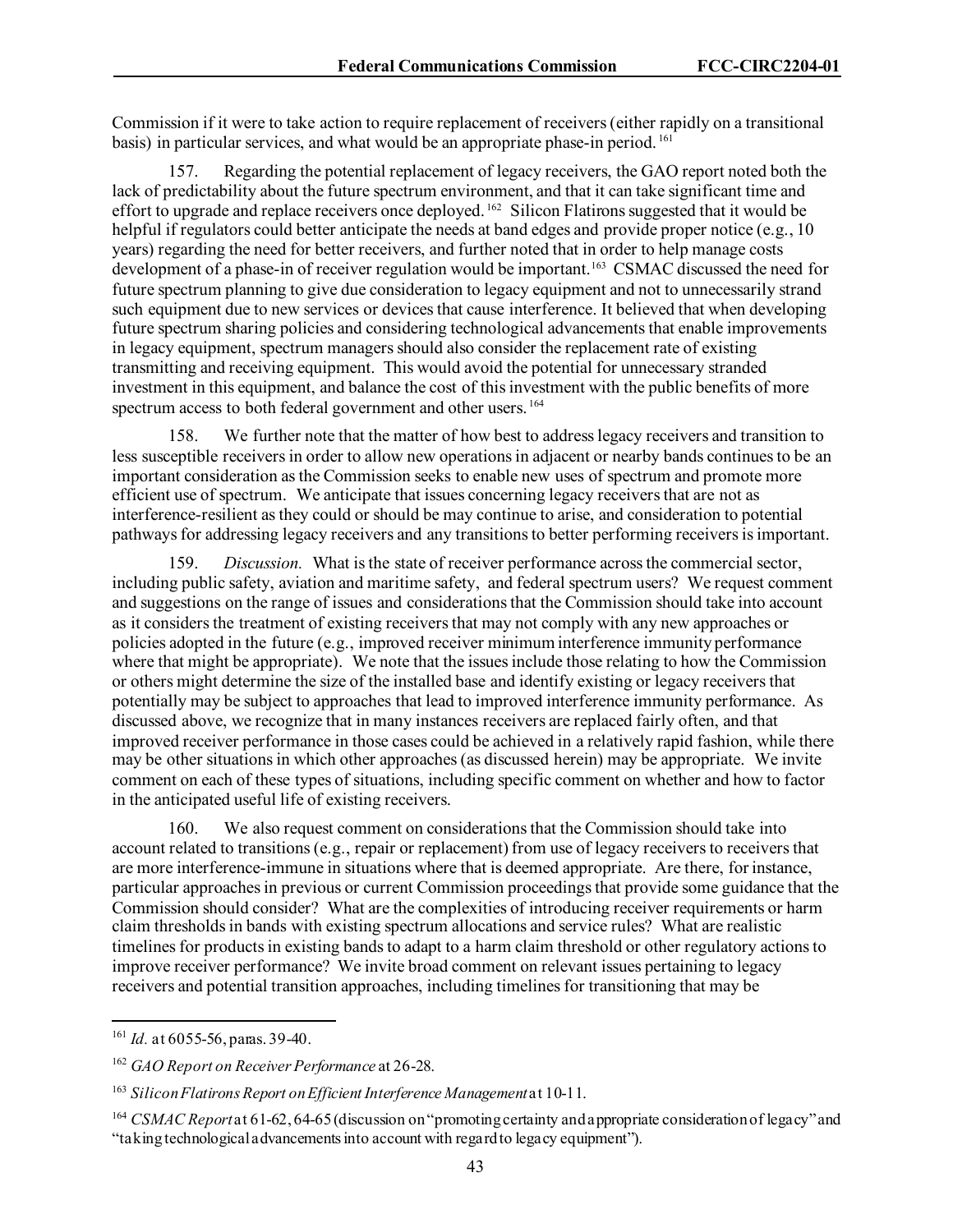Commission if it were to take action to require replacement of receivers (either rapidly on a transitional basis) in particular services, and what would be an appropriate phase-in period.[161]

157. Regarding the potential replacement of legacy receivers, the GAO report noted both the lack of predictability about the future spectrum environment, and that it can take significant time and effort to upgrade and replace receivers once deployed.[162] Silicon Flatirons suggested that it would be helpful if regulators could better anticipate the needs at band edges and provide proper notice (e.g., 10 years) regarding the need for better receivers, and further noted that in order to help manage costs development of a phase-in of receiver regulation would be important.[163] CSMAC discussed the need for future spectrum planning to give due consideration to legacy equipment and not to unnecessarily strand such equipment due to new services or devices that cause interference. It believed that when developing future spectrum sharing policies and considering technological advancements that enable improvements in legacy equipment, spectrum managers should also consider the replacement rate of existing transmitting and receiving equipment. This would avoid the potential for unnecessary stranded investment in this equipment, and balance the cost of this investment with the public benefits of more spectrum access to both federal government and other users.[164]

158. We further note that the matter of how best to address legacy receivers and transition to less susceptible receivers in order to allow new operations in adjacent or nearby bands continues to be an important consideration as the Commission seeks to enable new uses of spectrum and promote more efficient use of spectrum. We anticipate that issues concerning legacy receivers that are not as interference-resilient as they could or should be may continue to arise, and consideration to potential pathways for addressing legacy receivers and any transitions to better performing receivers is important.

159. *Discussion.* What is the state of receiver performance across the commercial sector, including public safety, aviation and maritime safety, and federal spectrum users? We request comment and suggestions on the range of issues and considerations that the Commission should take into account as it considers the treatment of existing receivers that may not comply with any new approaches or policies adopted in the future (e.g., improved receiver minimum interference immunity performance where that might be appropriate). We note that the issues include those relating to how the Commission or others might determine the size of the installed base and identify existing or legacy receivers that potentially may be subject to approaches that lead to improved interference immunity performance. As discussed above, we recognize that in many instances receivers are replaced fairly often, and that improved receiver performance in those cases could be achieved in a relatively rapid fashion, while there may be other situations in which other approaches (as discussed herein) may be appropriate. We invite comment on each of these types of situations, including specific comment on whether and how to factor in the anticipated useful life of existing receivers.

160. We also request comment on considerations that the Commission should take into account related to transitions (e.g., repair or replacement) from use of legacy receivers to receivers that are more interference-immune in situations where that is deemed appropriate. Are there, for instance, particular approaches in previous or current Commission proceedings that provide some guidance that the Commission should consider? What are the complexities of introducing receiver requirements or harm claim thresholds in bands with existing spectrum allocations and service rules? What are realistic timelines for products in existing bands to adapt to a harm claim threshold or other regulatory actions to improve receiver performance? We invite broad comment on relevant issues pertaining to legacy receivers and potential transition approaches, including timelines for transitioning that may be

---

[161] *Id.* at 6055-56, paras. 39-40.

[162] *GAO Report on Receiver Performance* at 26-28.

[163] *Silicon Flatirons Report on Efficient Interference Management* at 10-11.

[164] *CSMAC Report* at 61-62, 64-65 (discussion on "promoting certainty and appropriate consideration of legacy" and "taking technological advancements into account with regard to legacy equipment").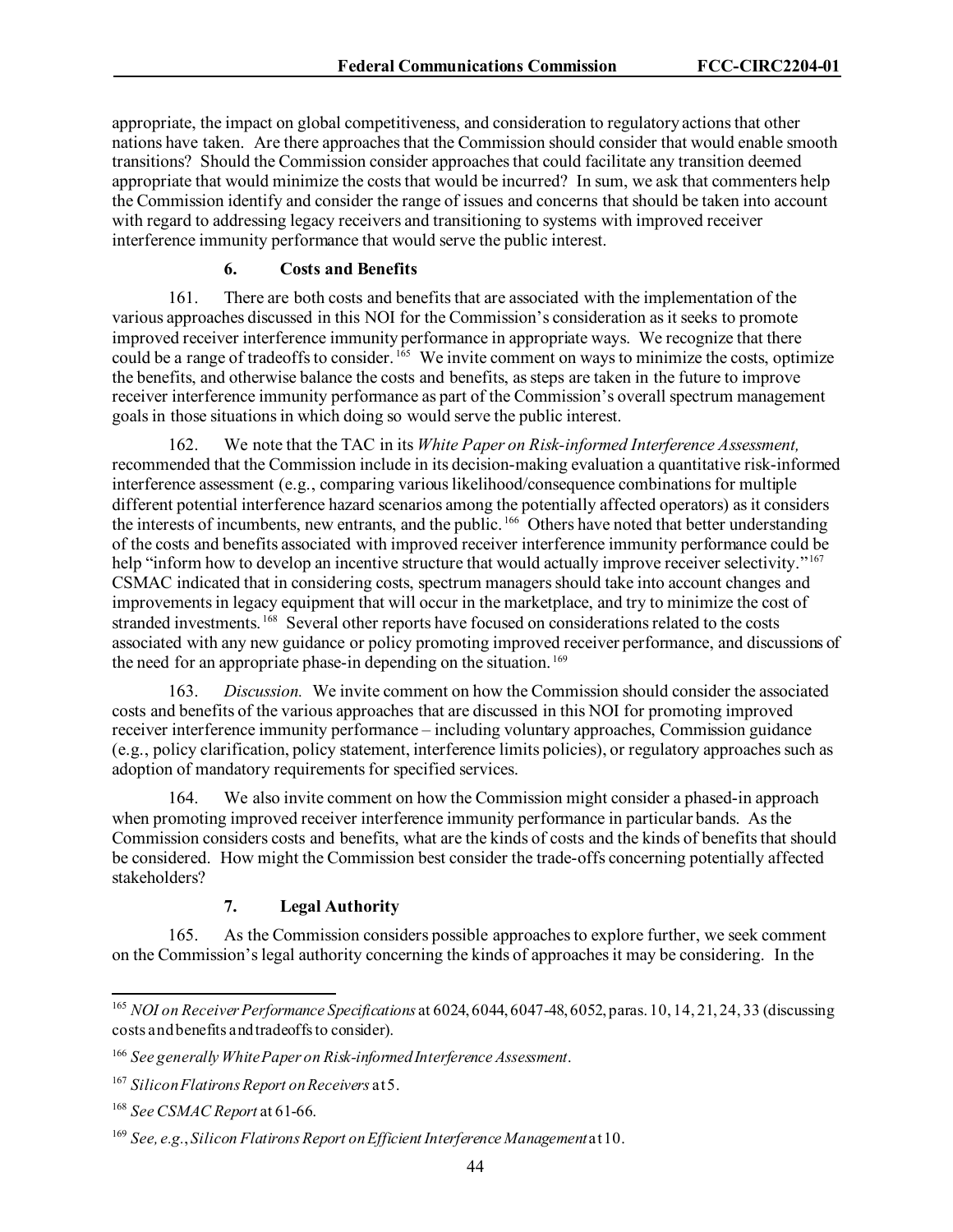appropriate, the impact on global competitiveness, and consideration to regulatory actions that other nations have taken. Are there approaches that the Commission should consider that would enable smooth transitions? Should the Commission consider approaches that could facilitate any transition deemed appropriate that would minimize the costs that would be incurred? In sum, we ask that commenters help the Commission identify and consider the range of issues and concerns that should be taken into account with regard to addressing legacy receivers and transitioning to systems with improved receiver interference immunity performance that would serve the public interest.

### 6. Costs and Benefits

161. There are both costs and benefits that are associated with the implementation of the various approaches discussed in this NOI for the Commission's consideration as it seeks to promote improved receiver interference immunity performance in appropriate ways. We recognize that there could be a range of tradeoffs to consider.[165] We invite comment on ways to minimize the costs, optimize the benefits, and otherwise balance the costs and benefits, as steps are taken in the future to improve receiver interference immunity performance as part of the Commission's overall spectrum management goals in those situations in which doing so would serve the public interest.

162. We note that the TAC in its *White Paper on Risk-informed Interference Assessment,* recommended that the Commission include in its decision-making evaluation a quantitative risk-informed interference assessment (e.g., comparing various likelihood/consequence combinations for multiple different potential interference hazard scenarios among the potentially affected operators) as it considers the interests of incumbents, new entrants, and the public.[166] Others have noted that better understanding of the costs and benefits associated with improved receiver interference immunity performance could be help "inform how to develop an incentive structure that would actually improve receiver selectivity."[167] CSMAC indicated that in considering costs, spectrum managers should take into account changes and improvements in legacy equipment that will occur in the marketplace, and try to minimize the cost of stranded investments.[168] Several other reports have focused on considerations related to the costs associated with any new guidance or policy promoting improved receiver performance, and discussions of the need for an appropriate phase-in depending on the situation.[169]

163. *Discussion.* We invite comment on how the Commission should consider the associated costs and benefits of the various approaches that are discussed in this NOI for promoting improved receiver interference immunity performance – including voluntary approaches, Commission guidance (e.g., policy clarification, policy statement, interference limits policies), or regulatory approaches such as adoption of mandatory requirements for specified services.

164. We also invite comment on how the Commission might consider a phased-in approach when promoting improved receiver interference immunity performance in particular bands. As the Commission considers costs and benefits, what are the kinds of costs and the kinds of benefits that should be considered. How might the Commission best consider the trade-offs concerning potentially affected stakeholders?

### 7. Legal Authority

165. As the Commission considers possible approaches to explore further, we seek comment on the Commission's legal authority concerning the kinds of approaches it may be considering. In the

---

[165] *NOI on Receiver Performance Specifications* at 6024, 6044, 6047-48, 6052, paras. 10, 14, 21, 24, 33 (discussing costs and benefits and tradeoffs to consider).

[166] *See generally White Paper on Risk-informed Interference Assessment*.

[167] *Silicon Flatirons Report on Receivers* at 5.

[168] *See CSMAC Report* at 61-66.

[169] *See, e.g.*, *Silicon Flatirons Report on Efficient Interference Management* at 10.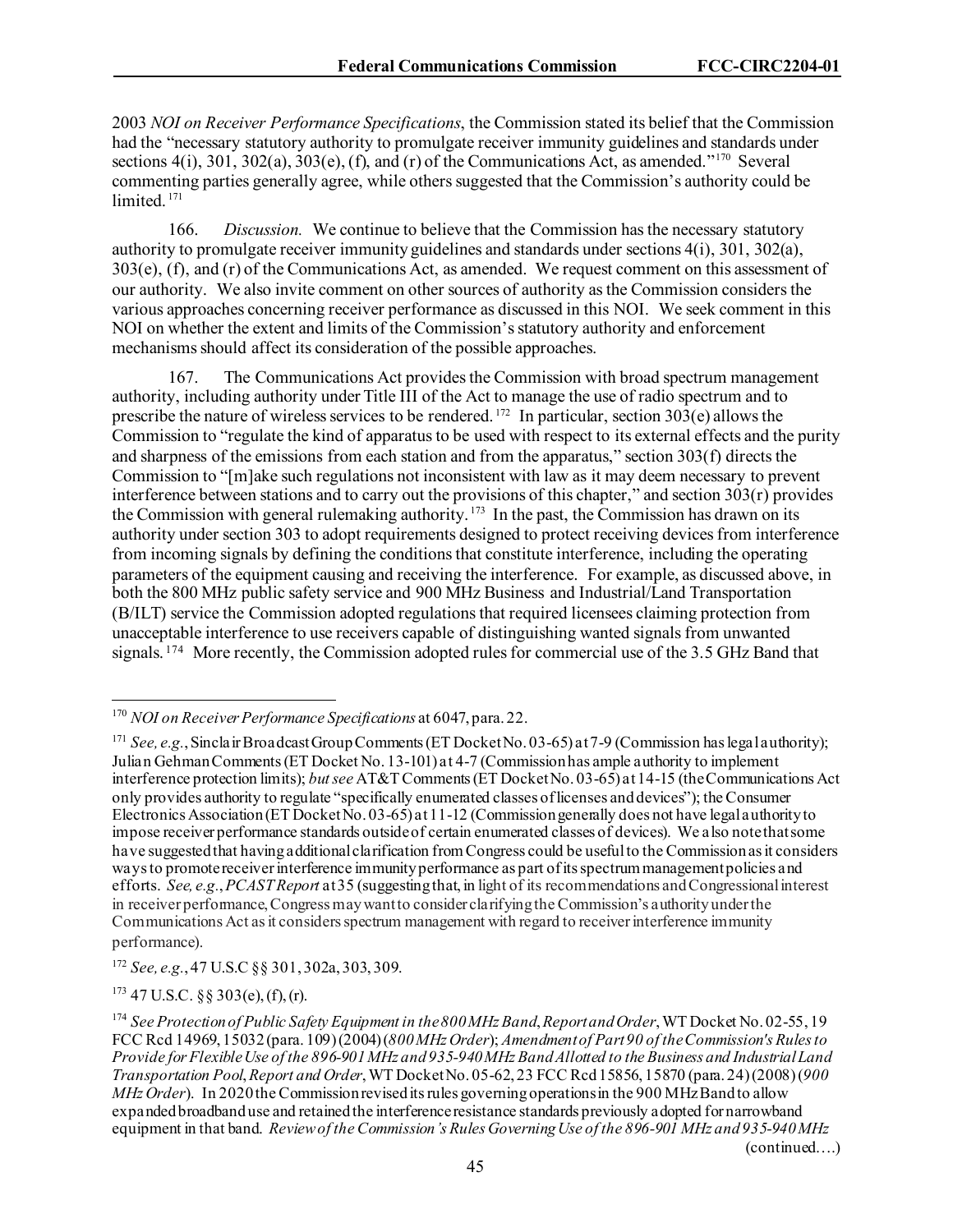2003 *NOI on Receiver Performance Specifications*, the Commission stated its belief that the Commission had the "necessary statutory authority to promulgate receiver immunity guidelines and standards under sections 4(i), 301, 302(a), 303(e), (f), and (r) of the Communications Act, as amended."[170] Several commenting parties generally agree, while others suggested that the Commission's authority could be limited.[171]

166. *Discussion.* We continue to believe that the Commission has the necessary statutory authority to promulgate receiver immunity guidelines and standards under sections 4(i), 301, 302(a), 303(e), (f), and (r) of the Communications Act, as amended. We request comment on this assessment of our authority. We also invite comment on other sources of authority as the Commission considers the various approaches concerning receiver performance as discussed in this NOI. We seek comment in this NOI on whether the extent and limits of the Commission's statutory authority and enforcement mechanisms should affect its consideration of the possible approaches.

167. The Communications Act provides the Commission with broad spectrum management authority, including authority under Title III of the Act to manage the use of radio spectrum and to prescribe the nature of wireless services to be rendered.[172] In particular, section 303(e) allows the Commission to "regulate the kind of apparatus to be used with respect to its external effects and the purity and sharpness of the emissions from each station and from the apparatus," section 303(f) directs the Commission to "[m]ake such regulations not inconsistent with law as it may deem necessary to prevent interference between stations and to carry out the provisions of this chapter," and section 303(r) provides the Commission with general rulemaking authority.[173] In the past, the Commission has drawn on its authority under section 303 to adopt requirements designed to protect receiving devices from interference from incoming signals by defining the conditions that constitute interference, including the operating parameters of the equipment causing and receiving the interference. For example, as discussed above, in both the 800 MHz public safety service and 900 MHz Business and Industrial/Land Transportation (B/ILT) service the Commission adopted regulations that required licensees claiming protection from unacceptable interference to use receivers capable of distinguishing wanted signals from unwanted signals.[174] More recently, the Commission adopted rules for commercial use of the 3.5 GHz Band that

---

[170] *NOI on Receiver Performance Specifications* at 6047, para. 22.

[171] *See, e.g.*, Sinclair Broadcast Group Comments (ET Docket No. 03-65) at 7-9 (Commission has legal authority); Julian Gehman Comments (ET Docket No. 13-101) at 4-7 (Commission has ample authority to implement interference protection limits); *but see* AT&T Comments (ET Docket No. 03-65) at 14-15 (the Communications Act only provides authority to regulate "specifically enumerated classes of licenses and devices"); the Consumer Electronics Association (ET Docket No. 03-65) at 11-12 (Commission generally does not have legal authority to impose receiver performance standards outside of certain enumerated classes of devices). We also note that some have suggested that having additional clarification from Congress could be useful to the Commission as it considers ways to promote receiver interference immunity performance as part of its spectrum management policies and efforts. *See, e.g.*, *PCAST Report* at 35 (suggesting that, in light of its recommendations and Congressional interest in receiver performance, Congress may want to consider clarifying the Commission's authority under the Communications Act as it considers spectrum management with regard to receiver interference immunity performance).

[172] *See, e.g.*, 47 U.S.C §§ 301, 302a, 303, 309.

[173] 47 U.S.C. §§ 303(e), (f), (r).

[174] *See Protection of Public Safety Equipment in the 800 MHz Band*, *Report and Order*, WT Docket No. 02-55, 19 FCC Rcd 14969, 15032 (para. 109) (2004) (*800 MHz Order*); *Amendment of Part 90 of the Commission's Rules to Provide for Flexible Use of the 896-901 MHz and 935-940 MHz Band Allotted to the Business and Industrial Land Transportation Pool*, *Report and Order*, WT Docket No. 05-62, 23 FCC Rcd 15856, 15870 (para. 24) (2008) (*900 MHz Order*). In 2020 the Commission revised its rules governing operations in the 900 MHz Band to allow expanded broadband use and retained the interference resistance standards previously adopted for narrowband equipment in that band. *Review of the Commission's Rules Governing Use of the 896-901 MHz and 935-940 MHz*

(continued….)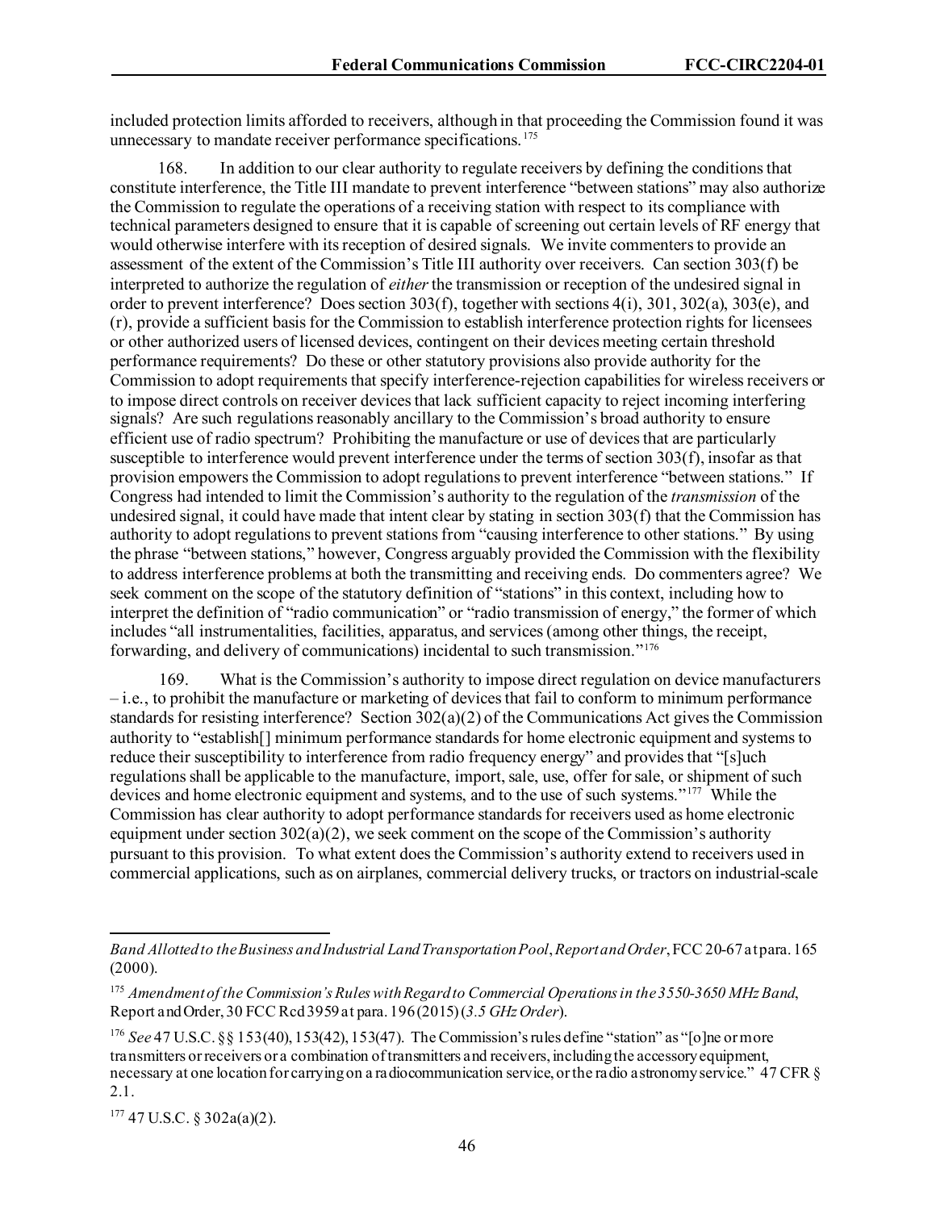included protection limits afforded to receivers, although in that proceeding the Commission found it was unnecessary to mandate receiver performance specifications.[175]

168. In addition to our clear authority to regulate receivers by defining the conditions that constitute interference, the Title III mandate to prevent interference "between stations" may also authorize the Commission to regulate the operations of a receiving station with respect to its compliance with technical parameters designed to ensure that it is capable of screening out certain levels of RF energy that would otherwise interfere with its reception of desired signals. We invite commenters to provide an assessment of the extent of the Commission's Title III authority over receivers. Can section 303(f) be interpreted to authorize the regulation of *either* the transmission or reception of the undesired signal in order to prevent interference? Does section 303(f), together with sections 4(i), 301, 302(a), 303(e), and (r), provide a sufficient basis for the Commission to establish interference protection rights for licensees or other authorized users of licensed devices, contingent on their devices meeting certain threshold performance requirements? Do these or other statutory provisions also provide authority for the Commission to adopt requirements that specify interference-rejection capabilities for wireless receivers or to impose direct controls on receiver devices that lack sufficient capacity to reject incoming interfering signals? Are such regulations reasonably ancillary to the Commission's broad authority to ensure efficient use of radio spectrum? Prohibiting the manufacture or use of devices that are particularly susceptible to interference would prevent interference under the terms of section 303(f), insofar as that provision empowers the Commission to adopt regulations to prevent interference "between stations." If Congress had intended to limit the Commission's authority to the regulation of the *transmission* of the undesired signal, it could have made that intent clear by stating in section 303(f) that the Commission has authority to adopt regulations to prevent stations from "causing interference to other stations." By using the phrase "between stations," however, Congress arguably provided the Commission with the flexibility to address interference problems at both the transmitting and receiving ends. Do commenters agree? We seek comment on the scope of the statutory definition of "stations" in this context, including how to interpret the definition of "radio communication" or "radio transmission of energy," the former of which includes "all instrumentalities, facilities, apparatus, and services (among other things, the receipt, forwarding, and delivery of communications) incidental to such transmission."[176]

169. What is the Commission's authority to impose direct regulation on device manufacturers – i.e., to prohibit the manufacture or marketing of devices that fail to conform to minimum performance standards for resisting interference? Section 302(a)(2) of the Communications Act gives the Commission authority to "establish[] minimum performance standards for home electronic equipment and systems to reduce their susceptibility to interference from radio frequency energy" and provides that "[s]uch regulations shall be applicable to the manufacture, import, sale, use, offer for sale, or shipment of such devices and home electronic equipment and systems, and to the use of such systems."[177] While the Commission has clear authority to adopt performance standards for receivers used as home electronic equipment under section 302(a)(2), we seek comment on the scope of the Commission's authority pursuant to this provision. To what extent does the Commission's authority extend to receivers used in commercial applications, such as on airplanes, commercial delivery trucks, or tractors on industrial-scale

---

*Band Allotted to the Business and Industrial Land Transportation Pool*, *Report and Order*, FCC 20-67 at para. 165 (2000).

[175] *Amendment of the Commission's Rules with Regard to Commercial Operations in the 3550-3650 MHz Band*, Report and Order, 30 FCC Rcd 3959 at para. 196 (2015) (*3.5 GHz Order*).

[176] *See* 47 U.S.C. §§ 153(40), 153(42), 153(47). The Commission's rules define "station" as "[o]ne or more transmitters or receivers or a combination of transmitters and receivers, including the accessory equipment, necessary at one location for carrying on a radiocommunication service, or the radio astronomy service." 47 CFR § 2.1.

[177] 47 U.S.C. § 302a(a)(2).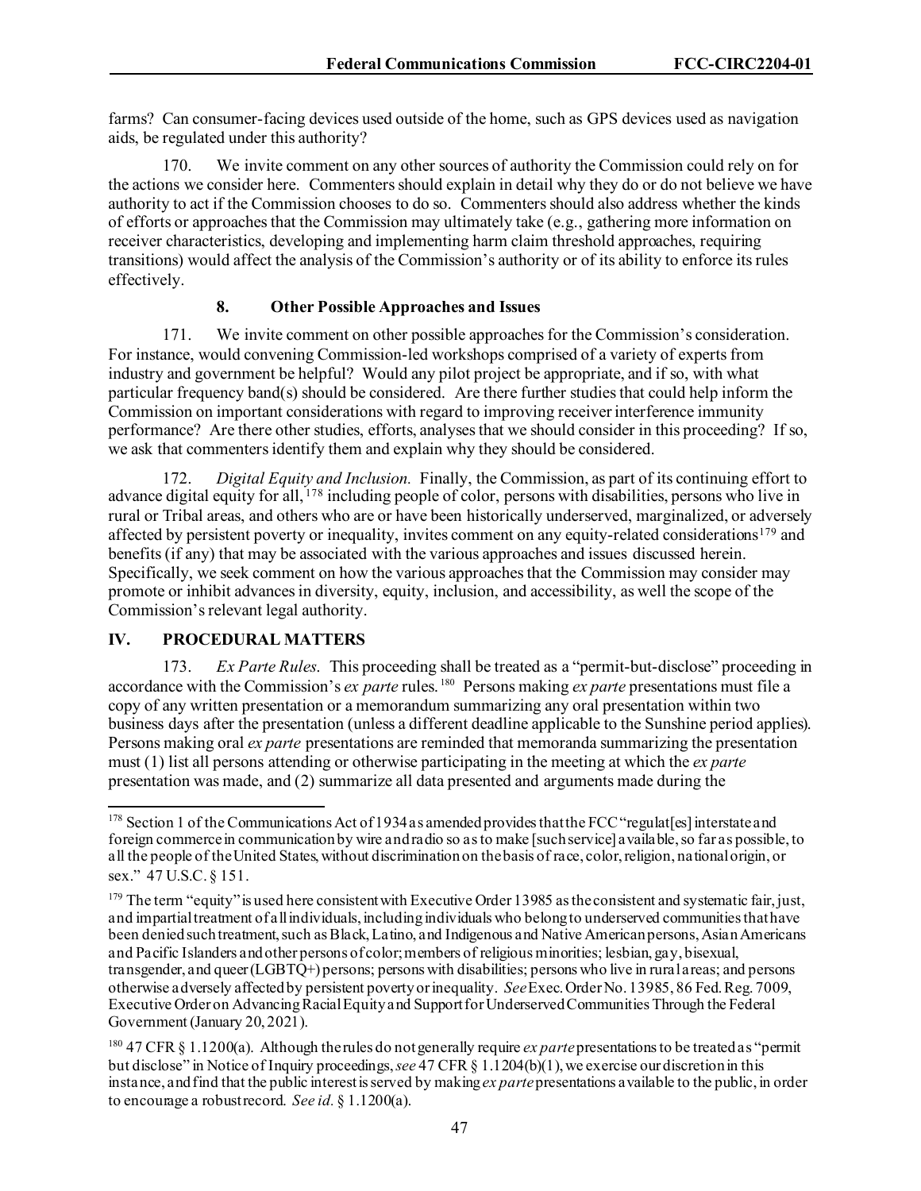farms? Can consumer-facing devices used outside of the home, such as GPS devices used as navigation aids, be regulated under this authority?

170. We invite comment on any other sources of authority the Commission could rely on for the actions we consider here. Commenters should explain in detail why they do or do not believe we have authority to act if the Commission chooses to do so. Commenters should also address whether the kinds of efforts or approaches that the Commission may ultimately take (e.g., gathering more information on receiver characteristics, developing and implementing harm claim threshold approaches, requiring transitions) would affect the analysis of the Commission's authority or of its ability to enforce its rules effectively.

### 8. Other Possible Approaches and Issues

171. We invite comment on other possible approaches for the Commission's consideration. For instance, would convening Commission-led workshops comprised of a variety of experts from industry and government be helpful? Would any pilot project be appropriate, and if so, with what particular frequency band(s) should be considered. Are there further studies that could help inform the Commission on important considerations with regard to improving receiver interference immunity performance? Are there other studies, efforts, analyses that we should consider in this proceeding? If so, we ask that commenters identify them and explain why they should be considered.

172. *Digital Equity and Inclusion.* Finally, the Commission, as part of its continuing effort to advance digital equity for all,[178] including people of color, persons with disabilities, persons who live in rural or Tribal areas, and others who are or have been historically underserved, marginalized, or adversely affected by persistent poverty or inequality, invites comment on any equity-related considerations[179] and benefits (if any) that may be associated with the various approaches and issues discussed herein. Specifically, we seek comment on how the various approaches that the Commission may consider may promote or inhibit advances in diversity, equity, inclusion, and accessibility, as well the scope of the Commission's relevant legal authority.

## IV. PROCEDURAL MATTERS

173. *Ex Parte Rules*. This proceeding shall be treated as a "permit-but-disclose" proceeding in accordance with the Commission's *ex parte* rules.[180] Persons making *ex parte* presentations must file a copy of any written presentation or a memorandum summarizing any oral presentation within two business days after the presentation (unless a different deadline applicable to the Sunshine period applies). Persons making oral *ex parte* presentations are reminded that memoranda summarizing the presentation must (1) list all persons attending or otherwise participating in the meeting at which the *ex parte* presentation was made, and (2) summarize all data presented and arguments made during the

---

[178] Section 1 of the Communications Act of 1934 as amended provides that the FCC "regulat[es] interstate and foreign commerce in communication by wire and radio so as to make [such service] available, so far as possible, to all the people of the United States, without discrimination on the basis of race, color, religion, national origin, or sex." 47 U.S.C. § 151.

[179] The term "equity" is used here consistent with Executive Order 13985 as the consistent and systematic fair, just, and impartial treatment of all individuals, including individuals who belong to underserved communities that have been denied such treatment, such as Black, Latino, and Indigenous and Native American persons, Asian Americans and Pacific Islanders and other persons of color; members of religious minorities; lesbian, gay, bisexual, transgender, and queer (LGBTQ+) persons; persons with disabilities; persons who live in rural areas; and persons otherwise adversely affected by persistent poverty or inequality. *See* Exec. Order No. 13985, 86 Fed. Reg. 7009, Executive Order on Advancing Racial Equity and Support for Underserved Communities Through the Federal Government (January 20, 2021).

[180] 47 CFR § 1.1200(a). Although the rules do not generally require *ex parte* presentations to be treated as "permit but disclose" in Notice of Inquiry proceedings, *see* 47 CFR § 1.1204(b)(1), we exercise our discretion in this instance, and find that the public interest is served by making *ex parte* presentations available to the public, in order to encourage a robust record. *See id.* § 1.1200(a).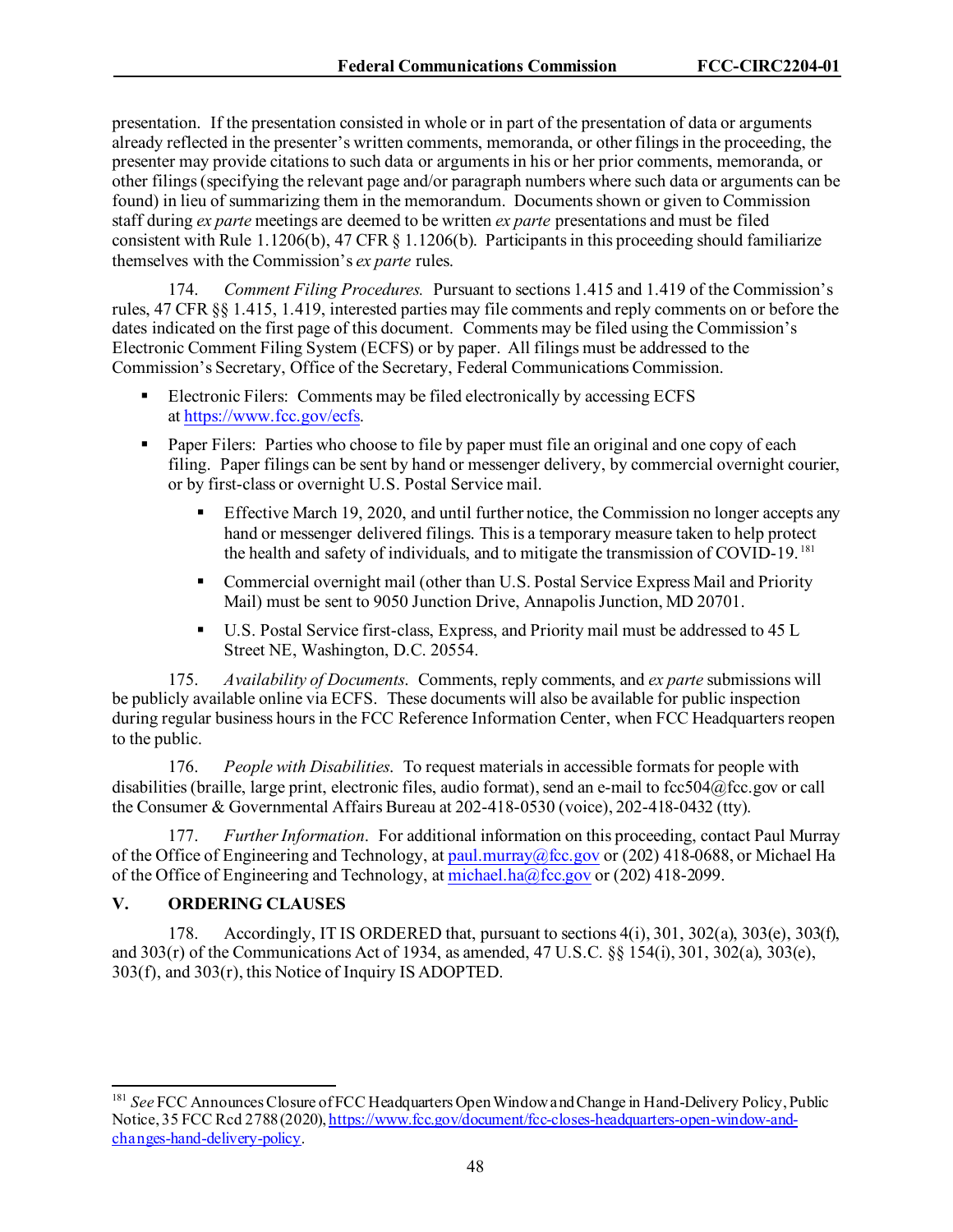presentation. If the presentation consisted in whole or in part of the presentation of data or arguments already reflected in the presenter's written comments, memoranda, or other filings in the proceeding, the presenter may provide citations to such data or arguments in his or her prior comments, memoranda, or other filings (specifying the relevant page and/or paragraph numbers where such data or arguments can be found) in lieu of summarizing them in the memorandum. Documents shown or given to Commission staff during *ex parte* meetings are deemed to be written *ex parte* presentations and must be filed consistent with Rule 1.1206(b), 47 CFR § 1.1206(b). Participants in this proceeding should familiarize themselves with the Commission's *ex parte* rules.

174. *Comment Filing Procedures.* Pursuant to sections 1.415 and 1.419 of the Commission's rules, 47 CFR §§ 1.415, 1.419, interested parties may file comments and reply comments on or before the dates indicated on the first page of this document. Comments may be filed using the Commission's Electronic Comment Filing System (ECFS) or by paper. All filings must be addressed to the Commission's Secretary, Office of the Secretary, Federal Communications Commission.

- Electronic Filers: Comments may be filed electronically by accessing ECFS at https://www.fcc.gov/ecfs.
- Paper Filers: Parties who choose to file by paper must file an original and one copy of each filing. Paper filings can be sent by hand or messenger delivery, by commercial overnight courier, or by first-class or overnight U.S. Postal Service mail.
  - Effective March 19, 2020, and until further notice, the Commission no longer accepts any hand or messenger delivered filings. This is a temporary measure taken to help protect the health and safety of individuals, and to mitigate the transmission of COVID-19.[181]
  - Commercial overnight mail (other than U.S. Postal Service Express Mail and Priority Mail) must be sent to 9050 Junction Drive, Annapolis Junction, MD 20701.
  - U.S. Postal Service first-class, Express, and Priority mail must be addressed to 45 L Street NE, Washington, D.C. 20554.

175. *Availability of Documents*. Comments, reply comments, and *ex parte* submissions will be publicly available online via ECFS. These documents will also be available for public inspection during regular business hours in the FCC Reference Information Center, when FCC Headquarters reopen to the public.

176. *People with Disabilities*. To request materials in accessible formats for people with disabilities (braille, large print, electronic files, audio format), send an e-mail to fcc504@fcc.gov or call the Consumer & Governmental Affairs Bureau at 202-418-0530 (voice), 202-418-0432 (tty).

177. *Further Information*. For additional information on this proceeding, contact Paul Murray of the Office of Engineering and Technology, at paul.murray@fcc.gov or (202) 418-0688, or Michael Ha of the Office of Engineering and Technology, at michael.ha@fcc.gov or (202) 418-2099.

## V. ORDERING CLAUSES

178. Accordingly, IT IS ORDERED that, pursuant to sections 4(i), 301, 302(a), 303(e), 303(f), and 303(r) of the Communications Act of 1934, as amended, 47 U.S.C. §§ 154(i), 301, 302(a), 303(e), 303(f), and 303(r), this Notice of Inquiry IS ADOPTED.

---

[181] *See* FCC Announces Closure of FCC Headquarters Open Window and Change in Hand-Delivery Policy, Public Notice, 35 FCC Rcd 2788 (2020), https://www.fcc.gov/document/fcc-closes-headquarters-open-window-and-changes-hand-delivery-policy.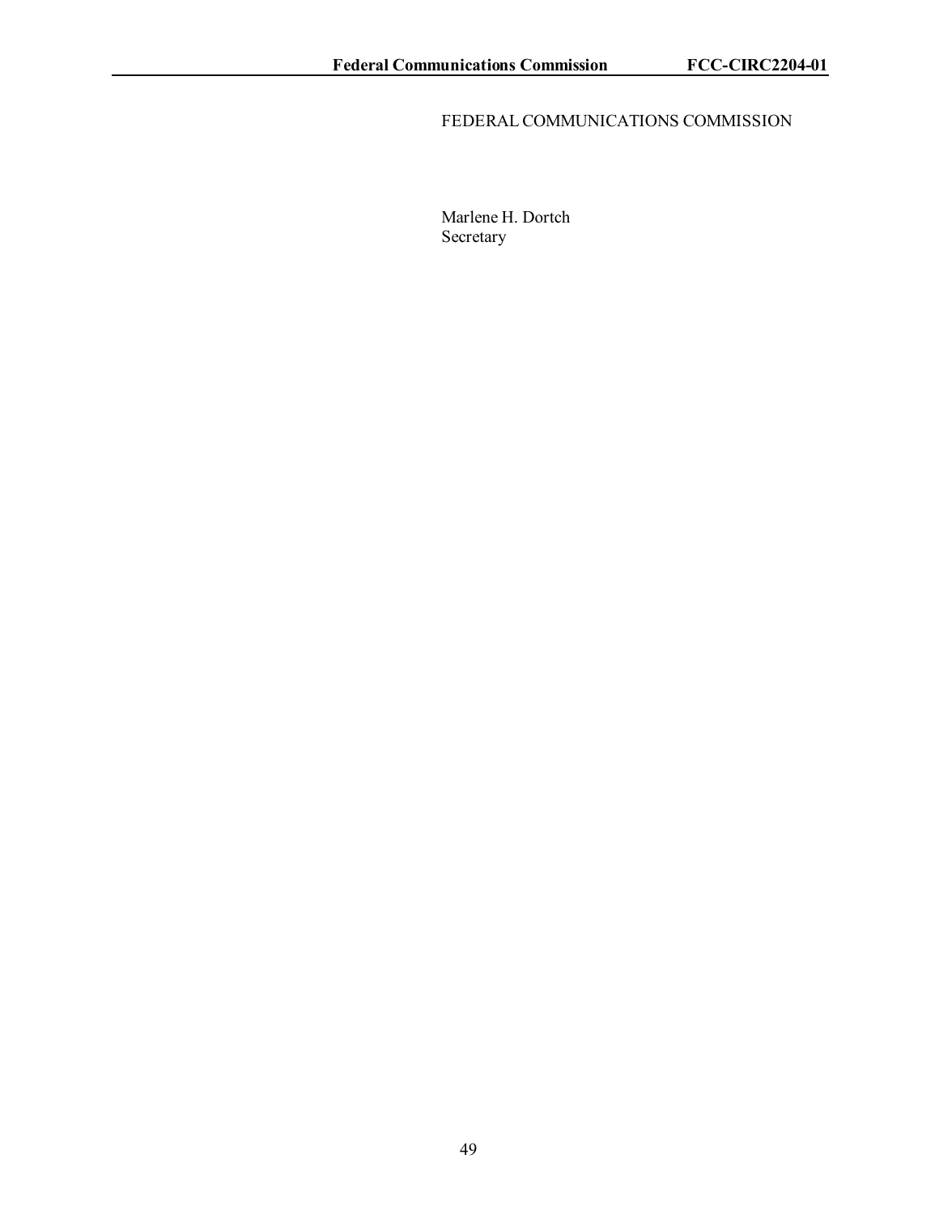FEDERAL COMMUNICATIONS COMMISSION

Marlene H. Dortch
Secretary